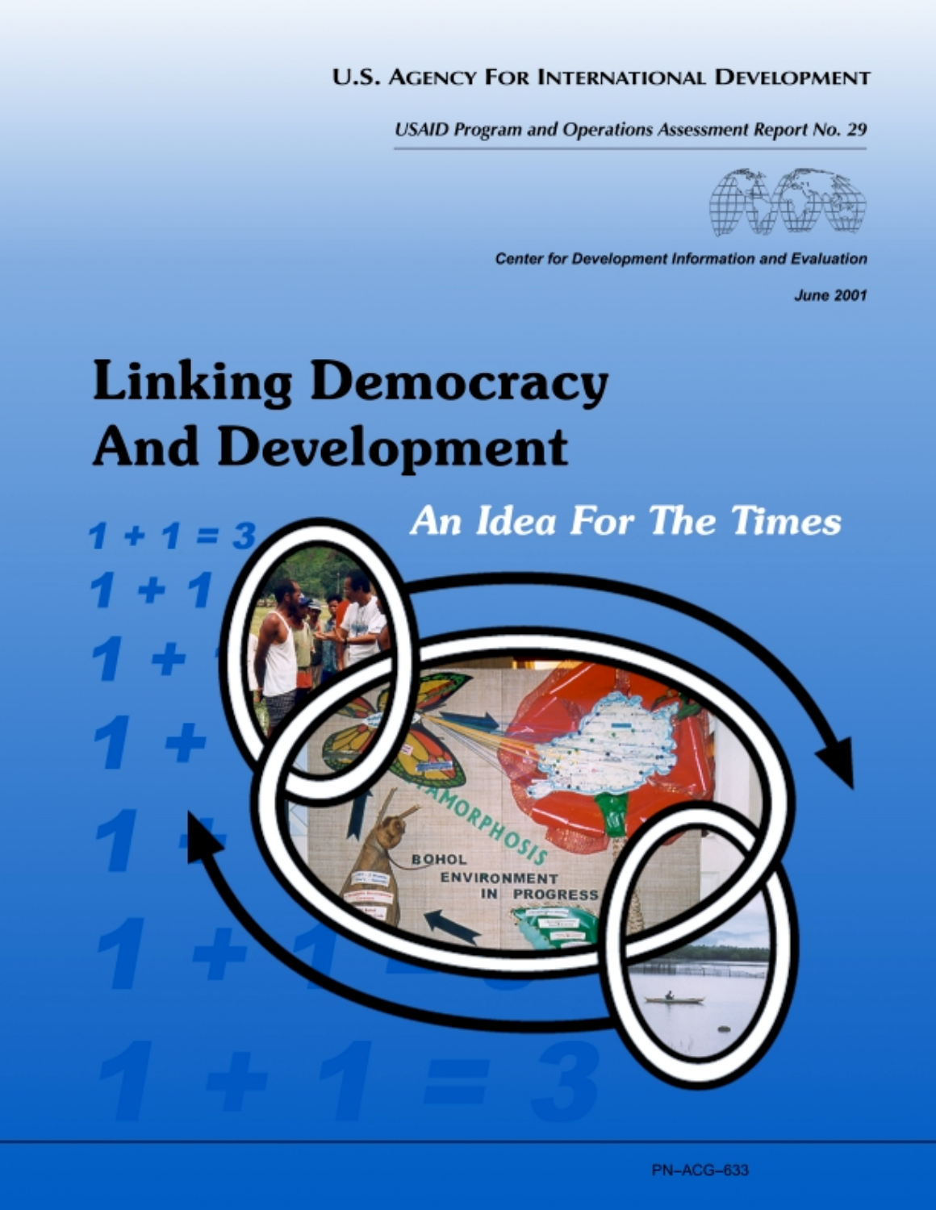U.S. AGENCY FOR INTERNATIONAL DEVELOPMENT

*USAID Program and Operations Assessment Report No. 29*

**Center for Development Information and Evaluation**

**June 2001**

# Linking Democracy And Development

## *An Idea For The Times*

PN–ACG–633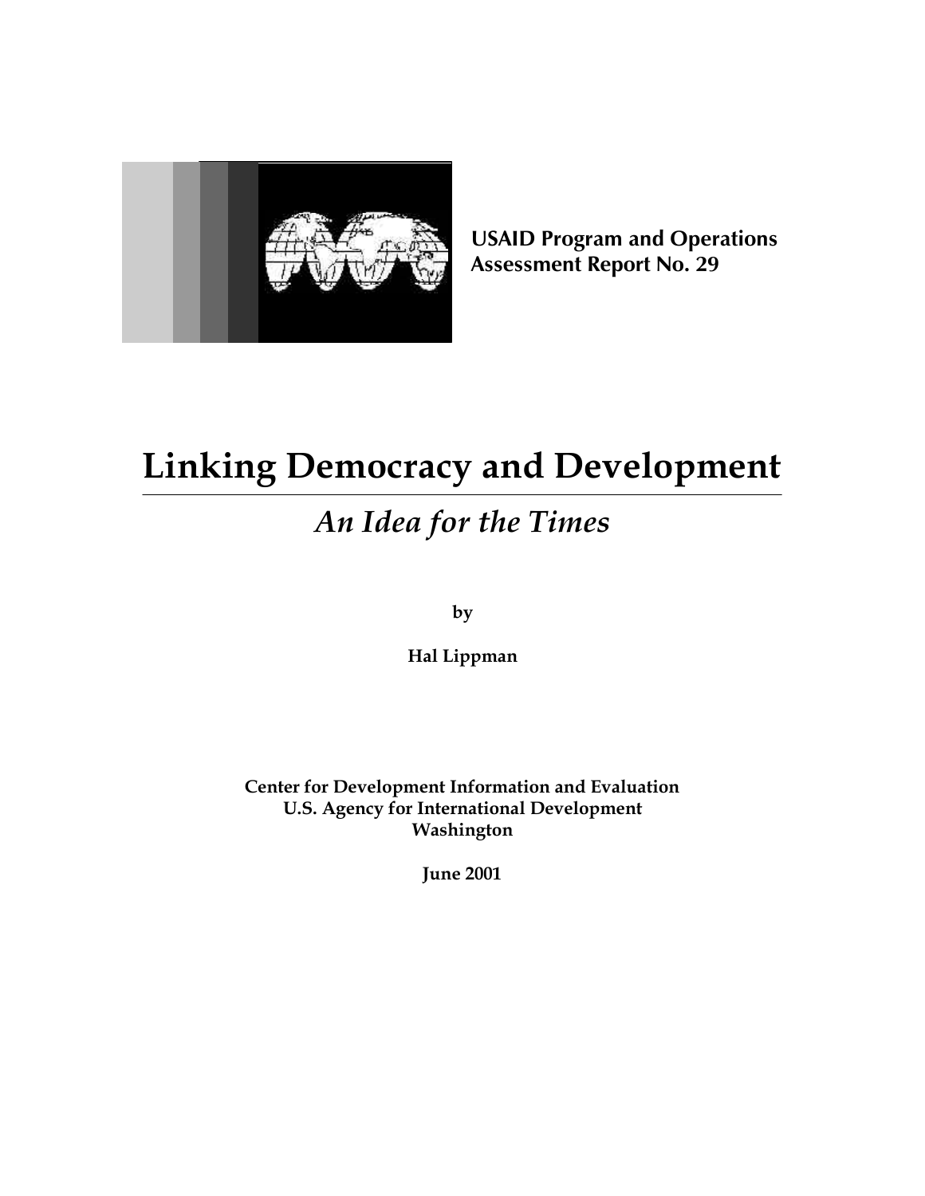**USAID Program and Operations Assessment Report No. 29**

# Linking Democracy and Development

## *An Idea for the Times*

**by**

**Hal Lippman**

**Center for Development Information and Evaluation**
**U.S. Agency for International Development**
**Washington**

**June 2001**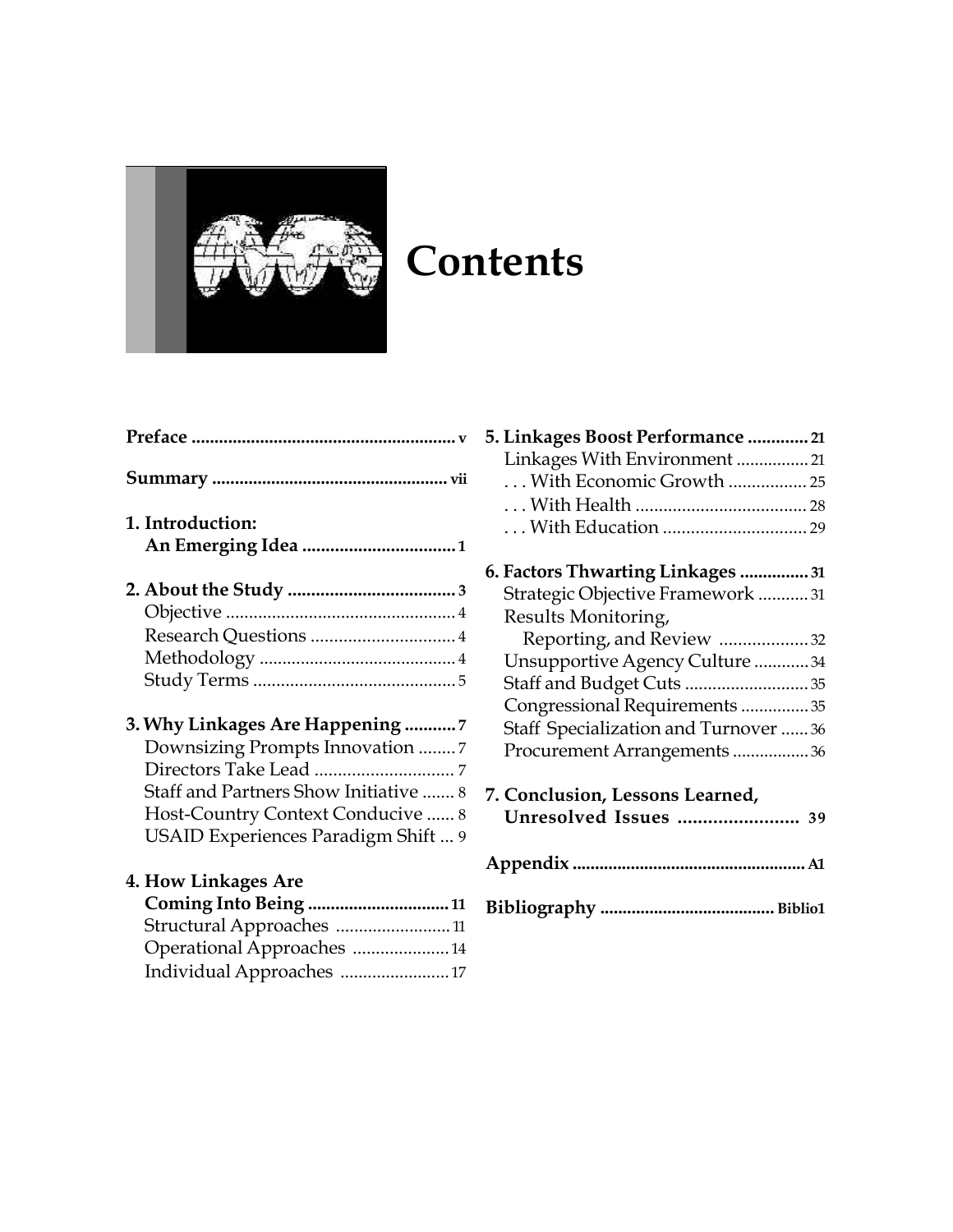# Contents

**Preface** .......................................................... v

**Summary** .................................................... vii

**1. Introduction: An Emerging Idea** ................................. 1

**2. About the Study** .................................... 3
- Objective .................................................. 4
- Research Questions ............................... 4
- Methodology ........................................... 4
- Study Terms ............................................ 5

**3. Why Linkages Are Happening** ........... 7
- Downsizing Prompts Innovation ........ 7
- Directors Take Lead .............................. 7
- Staff and Partners Show Initiative ....... 8
- Host-Country Context Conducive ...... 8
- USAID Experiences Paradigm Shift ... 9

**4. How Linkages Are Coming Into Being** ............................... 11
- Structural Approaches ......................... 11
- Operational Approaches ..................... 14
- Individual Approaches ........................ 17

**5. Linkages Boost Performance** ............. 21
- Linkages With Environment ................ 21
- . . . With Economic Growth ................. 25
- . . . With Health ..................................... 28
- . . . With Education ............................... 29

**6. Factors Thwarting Linkages** ............... 31
- Strategic Objective Framework ........... 31
- Results Monitoring, Reporting, and Review ................... 32
- Unsupportive Agency Culture ............ 34
- Staff and Budget Cuts ........................... 35
- Congressional Requirements ............... 35
- Staff Specialization and Turnover ...... 36
- Procurement Arrangements ................. 36

**7. Conclusion, Lessons Learned, Unresolved Issues** ........................ 39

**Appendix** .................................................... A1

**Bibliography** ....................................... Biblio1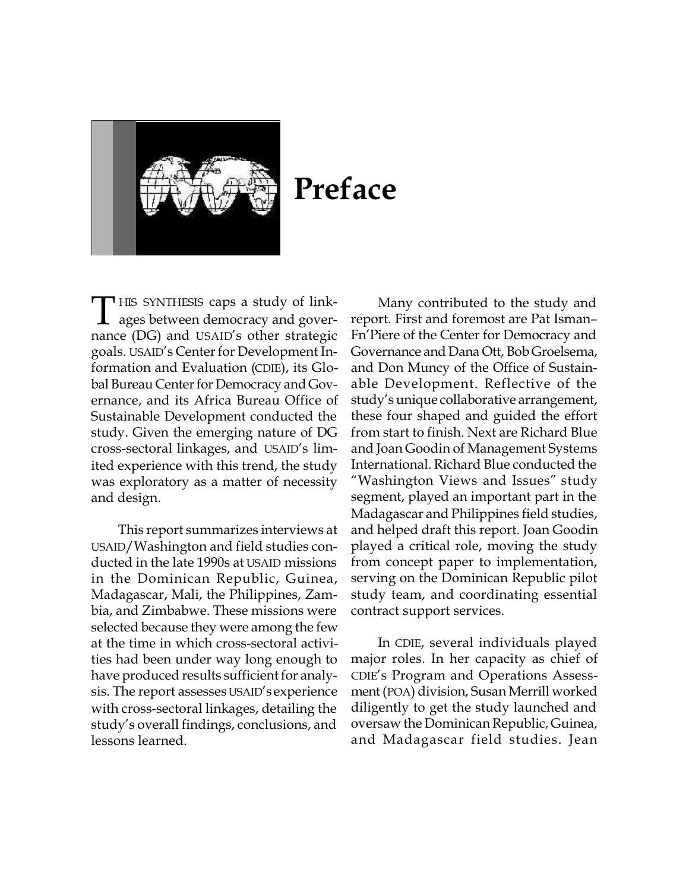# Preface

THIS SYNTHESIS caps a study of linkages between democracy and governance (DG) and USAID's other strategic goals. USAID's Center for Development Information and Evaluation (CDIE), its Global Bureau Center for Democracy and Governance, and its Africa Bureau Office of Sustainable Development conducted the study. Given the emerging nature of DG cross-sectoral linkages, and USAID's limited experience with this trend, the study was exploratory as a matter of necessity and design.

This report summarizes interviews at USAID/Washington and field studies conducted in the late 1990s at USAID missions in the Dominican Republic, Guinea, Madagascar, Mali, the Philippines, Zambia, and Zimbabwe. These missions were selected because they were among the few at the time in which cross-sectoral activities had been under way long enough to have produced results sufficient for analysis. The report assesses USAID's experience with cross-sectoral linkages, detailing the study's overall findings, conclusions, and lessons learned.

Many contributed to the study and report. First and foremost are Pat Isman–Fn'Piere of the Center for Democracy and Governance and Dana Ott, Bob Groelsema, and Don Muncy of the Office of Sustainable Development. Reflective of the study's unique collaborative arrangement, these four shaped and guided the effort from start to finish. Next are Richard Blue and Joan Goodin of Management Systems International. Richard Blue conducted the "Washington Views and Issues" study segment, played an important part in the Madagascar and Philippines field studies, and helped draft this report. Joan Goodin played a critical role, moving the study from concept paper to implementation, serving on the Dominican Republic pilot study team, and coordinating essential contract support services.

In CDIE, several individuals played major roles. In her capacity as chief of CDIE's Program and Operations Assessment (POA) division, Susan Merrill worked diligently to get the study launched and oversaw the Dominican Republic, Guinea, and Madagascar field studies. Jean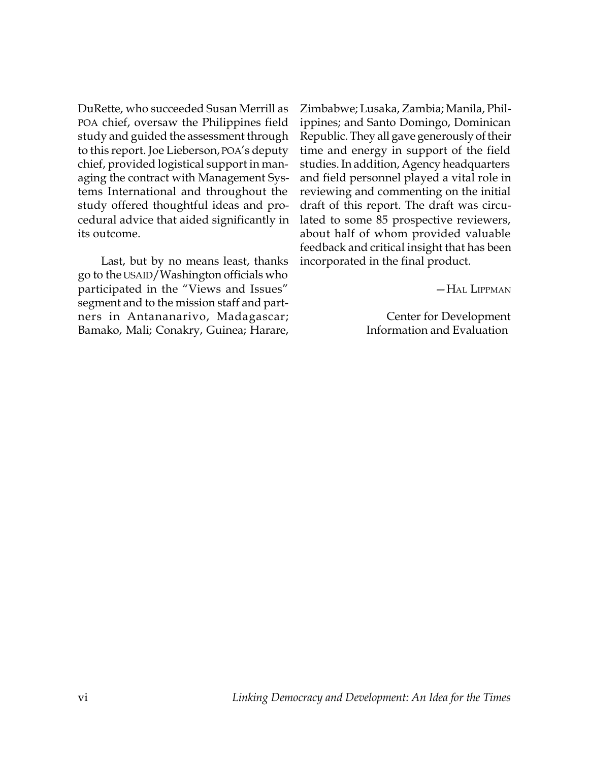DuRette, who succeeded Susan Merrill as POA chief, oversaw the Philippines field study and guided the assessment through to this report. Joe Lieberson, POA's deputy chief, provided logistical support in managing the contract with Management Systems International and throughout the study offered thoughtful ideas and procedural advice that aided significantly in its outcome.

Last, but by no means least, thanks go to the USAID/Washington officials who participated in the "Views and Issues" segment and to the mission staff and partners in Antananarivo, Madagascar; Bamako, Mali; Conakry, Guinea; Harare, Zimbabwe; Lusaka, Zambia; Manila, Philippines; and Santo Domingo, Dominican Republic. They all gave generously of their time and energy in support of the field studies. In addition, Agency headquarters and field personnel played a vital role in reviewing and commenting on the initial draft of this report. The draft was circulated to some 85 prospective reviewers, about half of whom provided valuable feedback and critical insight that has been incorporated in the final product.

—Hal Lippman

Center for Development
Information and Evaluation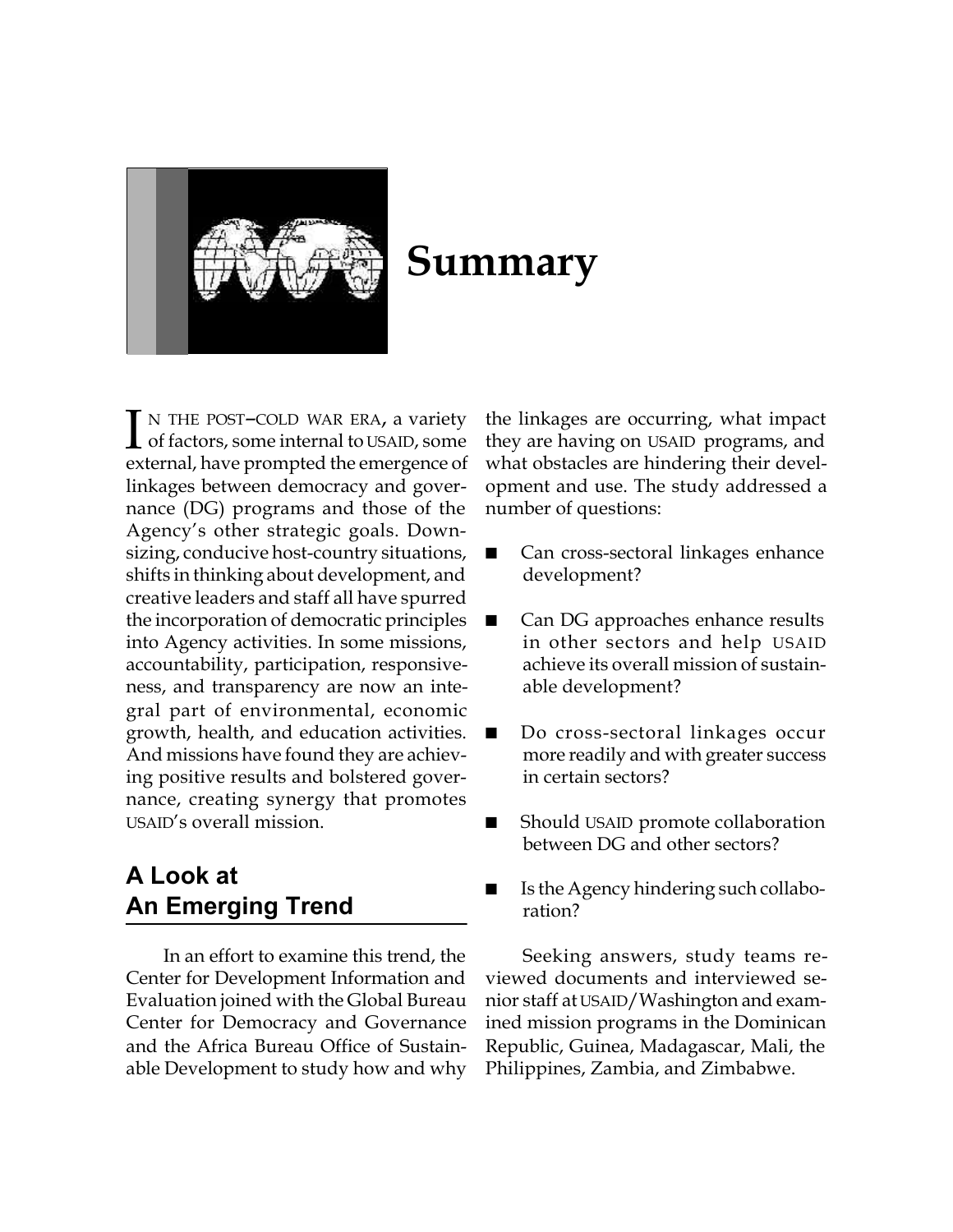# Summary

IN THE POST–COLD WAR ERA, a variety of factors, some internal to USAID, some external, have prompted the emergence of linkages between democracy and governance (DG) programs and those of the Agency's other strategic goals. Downsizing, conducive host-country situations, shifts in thinking about development, and creative leaders and staff all have spurred the incorporation of democratic principles into Agency activities. In some missions, accountability, participation, responsiveness, and transparency are now an integral part of environmental, economic growth, health, and education activities. And missions have found they are achieving positive results and bolstered governance, creating synergy that promotes USAID's overall mission.

## A Look at An Emerging Trend

In an effort to examine this trend, the Center for Development Information and Evaluation joined with the Global Bureau Center for Democracy and Governance and the Africa Bureau Office of Sustainable Development to study how and why the linkages are occurring, what impact they are having on USAID programs, and what obstacles are hindering their development and use. The study addressed a number of questions:

- Can cross-sectoral linkages enhance development?
- Can DG approaches enhance results in other sectors and help USAID achieve its overall mission of sustainable development?
- Do cross-sectoral linkages occur more readily and with greater success in certain sectors?
- Should USAID promote collaboration between DG and other sectors?
- Is the Agency hindering such collaboration?

Seeking answers, study teams reviewed documents and interviewed senior staff at USAID/Washington and examined mission programs in the Dominican Republic, Guinea, Madagascar, Mali, the Philippines, Zambia, and Zimbabwe.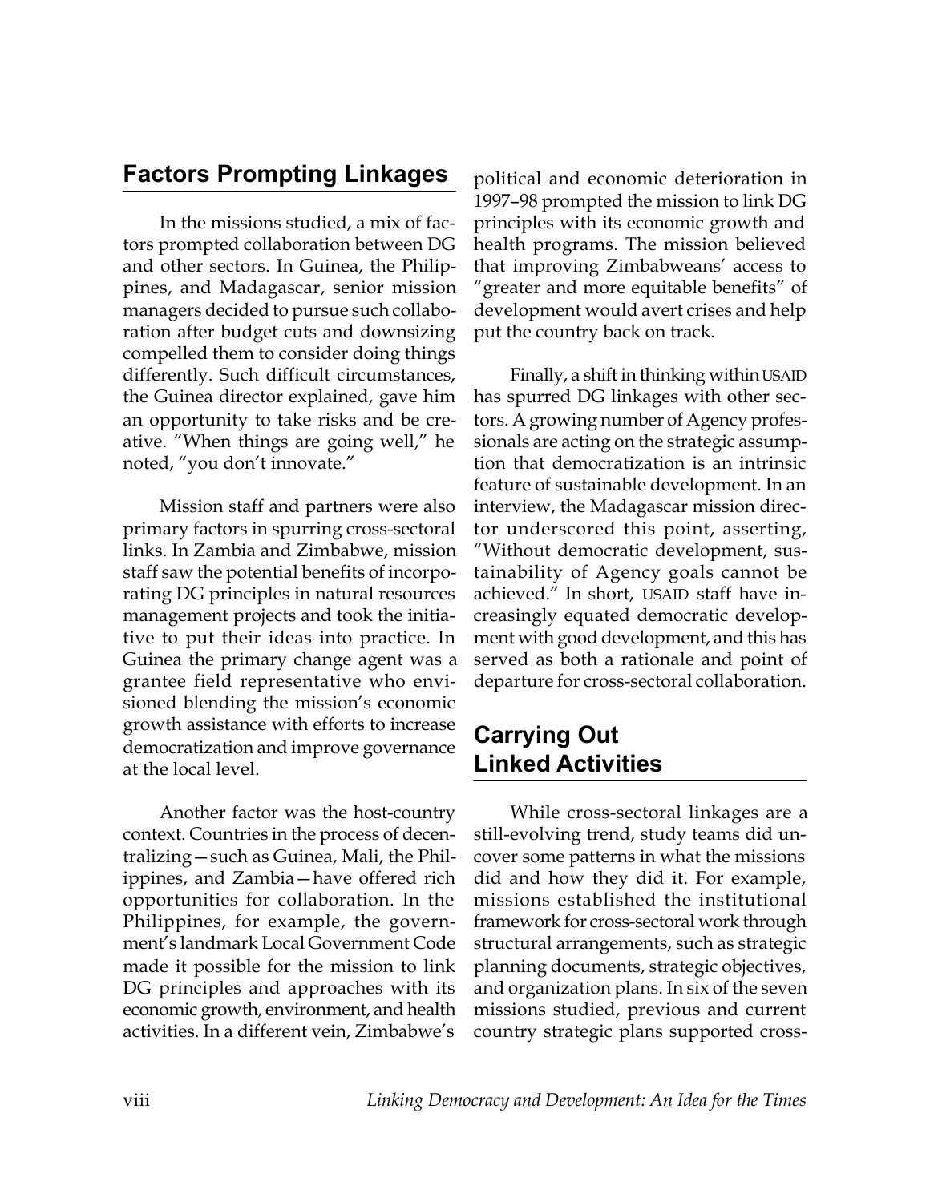## Factors Prompting Linkages

In the missions studied, a mix of factors prompted collaboration between DG and other sectors. In Guinea, the Philippines, and Madagascar, senior mission managers decided to pursue such collaboration after budget cuts and downsizing compelled them to consider doing things differently. Such difficult circumstances, the Guinea director explained, gave him an opportunity to take risks and be creative. "When things are going well," he noted, "you don't innovate."

Mission staff and partners were also primary factors in spurring cross-sectoral links. In Zambia and Zimbabwe, mission staff saw the potential benefits of incorporating DG principles in natural resources management projects and took the initiative to put their ideas into practice. In Guinea the primary change agent was a grantee field representative who envisioned blending the mission's economic growth assistance with efforts to increase democratization and improve governance at the local level.

Another factor was the host-country context. Countries in the process of decentralizing—such as Guinea, Mali, the Philippines, and Zambia—have offered rich opportunities for collaboration. In the Philippines, for example, the government's landmark Local Government Code made it possible for the mission to link DG principles and approaches with its economic growth, environment, and health activities. In a different vein, Zimbabwe's political and economic deterioration in 1997–98 prompted the mission to link DG principles with its economic growth and health programs. The mission believed that improving Zimbabweans' access to "greater and more equitable benefits" of development would avert crises and help put the country back on track.

Finally, a shift in thinking within USAID has spurred DG linkages with other sectors. A growing number of Agency professionals are acting on the strategic assumption that democratization is an intrinsic feature of sustainable development. In an interview, the Madagascar mission director underscored this point, asserting, "Without democratic development, sustainability of Agency goals cannot be achieved." In short, USAID staff have increasingly equated democratic development with good development, and this has served as both a rationale and point of departure for cross-sectoral collaboration.

## Carrying Out Linked Activities

While cross-sectoral linkages are a still-evolving trend, study teams did uncover some patterns in what the missions did and how they did it. For example, missions established the institutional framework for cross-sectoral work through structural arrangements, such as strategic planning documents, strategic objectives, and organization plans. In six of the seven missions studied, previous and current country strategic plans supported cross-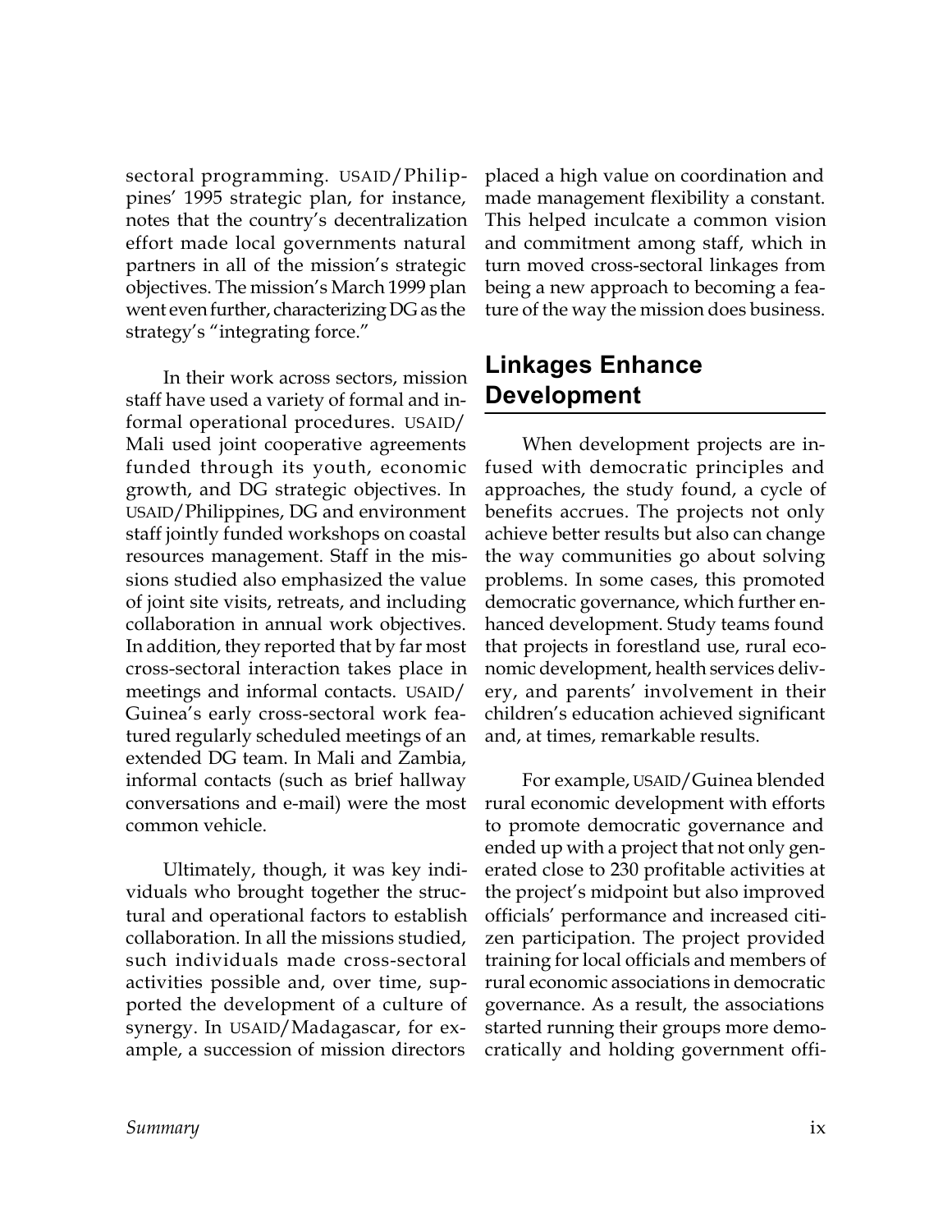sectoral programming. USAID/Philippines' 1995 strategic plan, for instance, notes that the country's decentralization effort made local governments natural partners in all of the mission's strategic objectives. The mission's March 1999 plan went even further, characterizing DG as the strategy's "integrating force."

In their work across sectors, mission staff have used a variety of formal and informal operational procedures. USAID/Mali used joint cooperative agreements funded through its youth, economic growth, and DG strategic objectives. In USAID/Philippines, DG and environment staff jointly funded workshops on coastal resources management. Staff in the missions studied also emphasized the value of joint site visits, retreats, and including collaboration in annual work objectives. In addition, they reported that by far most cross-sectoral interaction takes place in meetings and informal contacts. USAID/Guinea's early cross-sectoral work featured regularly scheduled meetings of an extended DG team. In Mali and Zambia, informal contacts (such as brief hallway conversations and e-mail) were the most common vehicle.

Ultimately, though, it was key individuals who brought together the structural and operational factors to establish collaboration. In all the missions studied, such individuals made cross-sectoral activities possible and, over time, supported the development of a culture of synergy. In USAID/Madagascar, for example, a succession of mission directors placed a high value on coordination and made management flexibility a constant. This helped inculcate a common vision and commitment among staff, which in turn moved cross-sectoral linkages from being a new approach to becoming a feature of the way the mission does business.

## Linkages Enhance Development

When development projects are infused with democratic principles and approaches, the study found, a cycle of benefits accrues. The projects not only achieve better results but also can change the way communities go about solving problems. In some cases, this promoted democratic governance, which further enhanced development. Study teams found that projects in forestland use, rural economic development, health services delivery, and parents' involvement in their children's education achieved significant and, at times, remarkable results.

For example, USAID/Guinea blended rural economic development with efforts to promote democratic governance and ended up with a project that not only generated close to 230 profitable activities at the project's midpoint but also improved officials' performance and increased citizen participation. The project provided training for local officials and members of rural economic associations in democratic governance. As a result, the associations started running their groups more democratically and holding government offi-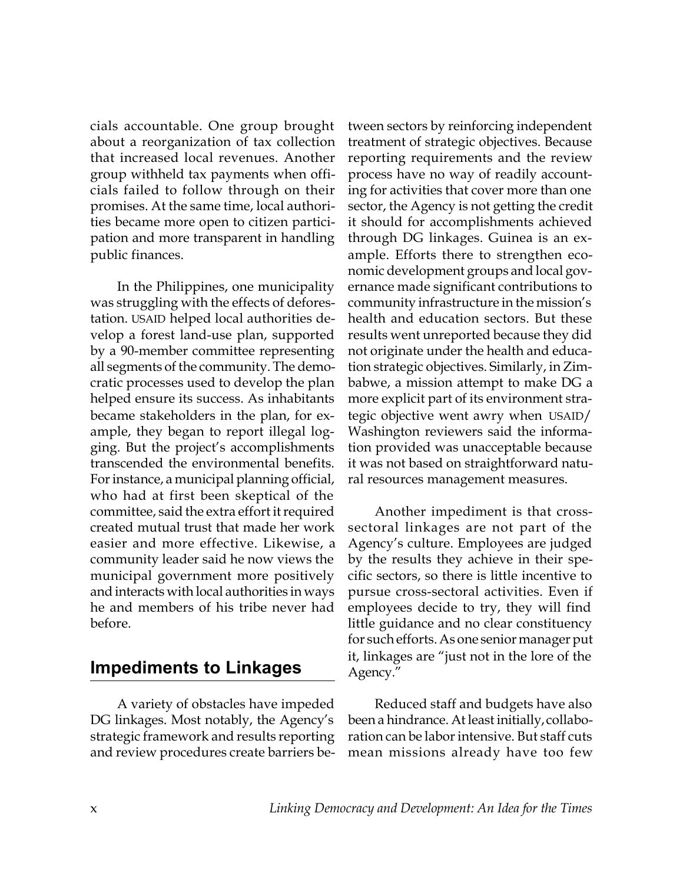cials accountable. One group brought about a reorganization of tax collection that increased local revenues. Another group withheld tax payments when officials failed to follow through on their promises. At the same time, local authorities became more open to citizen participation and more transparent in handling public finances.

In the Philippines, one municipality was struggling with the effects of deforestation. USAID helped local authorities develop a forest land-use plan, supported by a 90-member committee representing all segments of the community. The democratic processes used to develop the plan helped ensure its success. As inhabitants became stakeholders in the plan, for example, they began to report illegal logging. But the project's accomplishments transcended the environmental benefits. For instance, a municipal planning official, who had at first been skeptical of the committee, said the extra effort it required created mutual trust that made her work easier and more effective. Likewise, a community leader said he now views the municipal government more positively and interacts with local authorities in ways he and members of his tribe never had before.

## Impediments to Linkages

A variety of obstacles have impeded DG linkages. Most notably, the Agency's strategic framework and results reporting and review procedures create barriers between sectors by reinforcing independent treatment of strategic objectives. Because reporting requirements and the review process have no way of readily accounting for activities that cover more than one sector, the Agency is not getting the credit it should for accomplishments achieved through DG linkages. Guinea is an example. Efforts there to strengthen economic development groups and local governance made significant contributions to community infrastructure in the mission's health and education sectors. But these results went unreported because they did not originate under the health and education strategic objectives. Similarly, in Zimbabwe, a mission attempt to make DG a more explicit part of its environment strategic objective went awry when USAID/Washington reviewers said the information provided was unacceptable because it was not based on straightforward natural resources management measures.

Another impediment is that cross-sectoral linkages are not part of the Agency's culture. Employees are judged by the results they achieve in their specific sectors, so there is little incentive to pursue cross-sectoral activities. Even if employees decide to try, they will find little guidance and no clear constituency for such efforts. As one senior manager put it, linkages are "just not in the lore of the Agency."

Reduced staff and budgets have also been a hindrance. At least initially, collaboration can be labor intensive. But staff cuts mean missions already have too few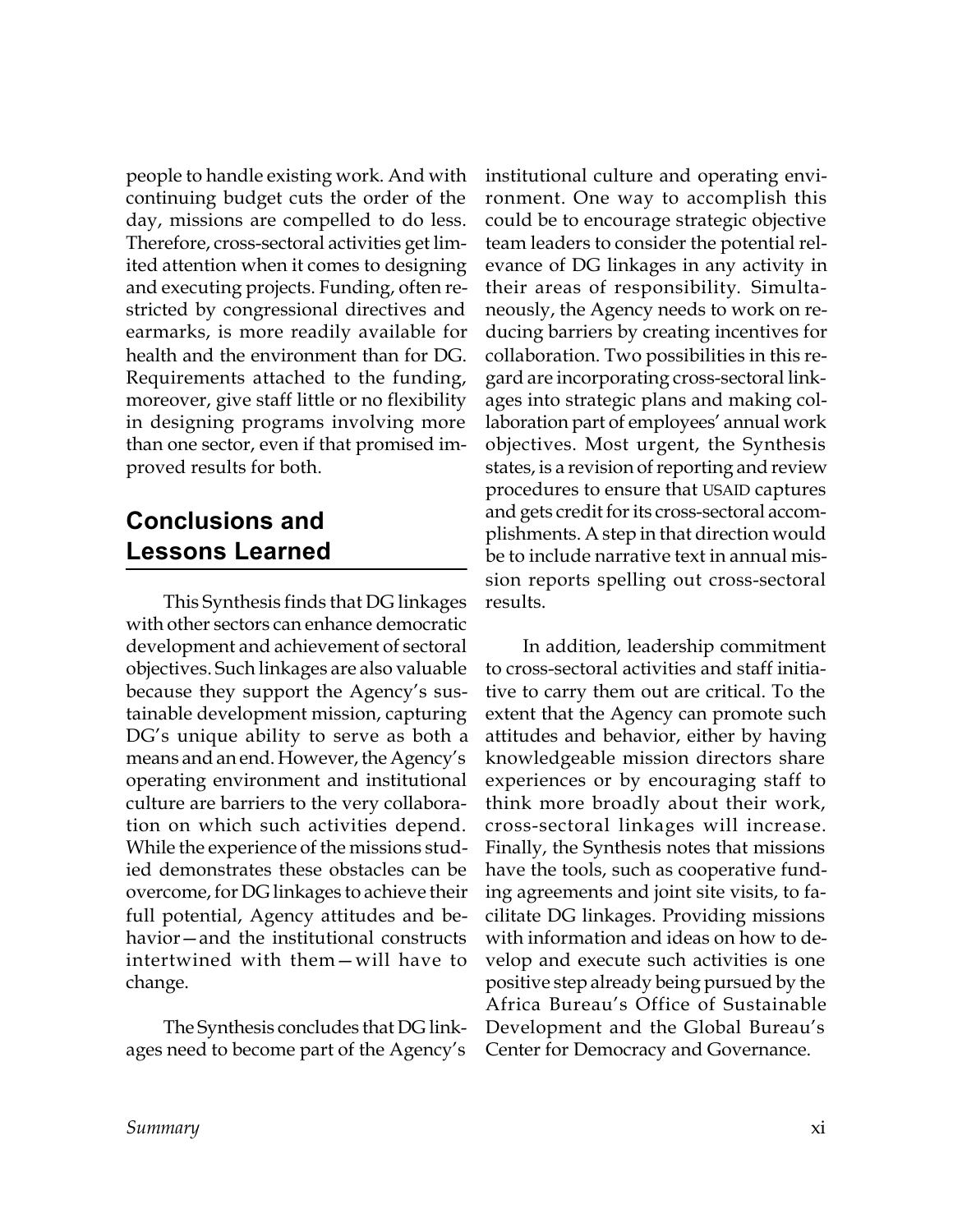people to handle existing work. And with continuing budget cuts the order of the day, missions are compelled to do less. Therefore, cross-sectoral activities get limited attention when it comes to designing and executing projects. Funding, often restricted by congressional directives and earmarks, is more readily available for health and the environment than for DG. Requirements attached to the funding, moreover, give staff little or no flexibility in designing programs involving more than one sector, even if that promised improved results for both.

## Conclusions and Lessons Learned

This Synthesis finds that DG linkages with other sectors can enhance democratic development and achievement of sectoral objectives. Such linkages are also valuable because they support the Agency's sustainable development mission, capturing DG's unique ability to serve as both a means and an end. However, the Agency's operating environment and institutional culture are barriers to the very collaboration on which such activities depend. While the experience of the missions studied demonstrates these obstacles can be overcome, for DG linkages to achieve their full potential, Agency attitudes and behavior—and the institutional constructs intertwined with them—will have to change.

The Synthesis concludes that DG linkages need to become part of the Agency's institutional culture and operating environment. One way to accomplish this could be to encourage strategic objective team leaders to consider the potential relevance of DG linkages in any activity in their areas of responsibility. Simultaneously, the Agency needs to work on reducing barriers by creating incentives for collaboration. Two possibilities in this regard are incorporating cross-sectoral linkages into strategic plans and making collaboration part of employees' annual work objectives. Most urgent, the Synthesis states, is a revision of reporting and review procedures to ensure that USAID captures and gets credit for its cross-sectoral accomplishments. A step in that direction would be to include narrative text in annual mission reports spelling out cross-sectoral results.

In addition, leadership commitment to cross-sectoral activities and staff initiative to carry them out are critical. To the extent that the Agency can promote such attitudes and behavior, either by having knowledgeable mission directors share experiences or by encouraging staff to think more broadly about their work, cross-sectoral linkages will increase. Finally, the Synthesis notes that missions have the tools, such as cooperative funding agreements and joint site visits, to facilitate DG linkages. Providing missions with information and ideas on how to develop and execute such activities is one positive step already being pursued by the Africa Bureau's Office of Sustainable Development and the Global Bureau's Center for Democracy and Governance.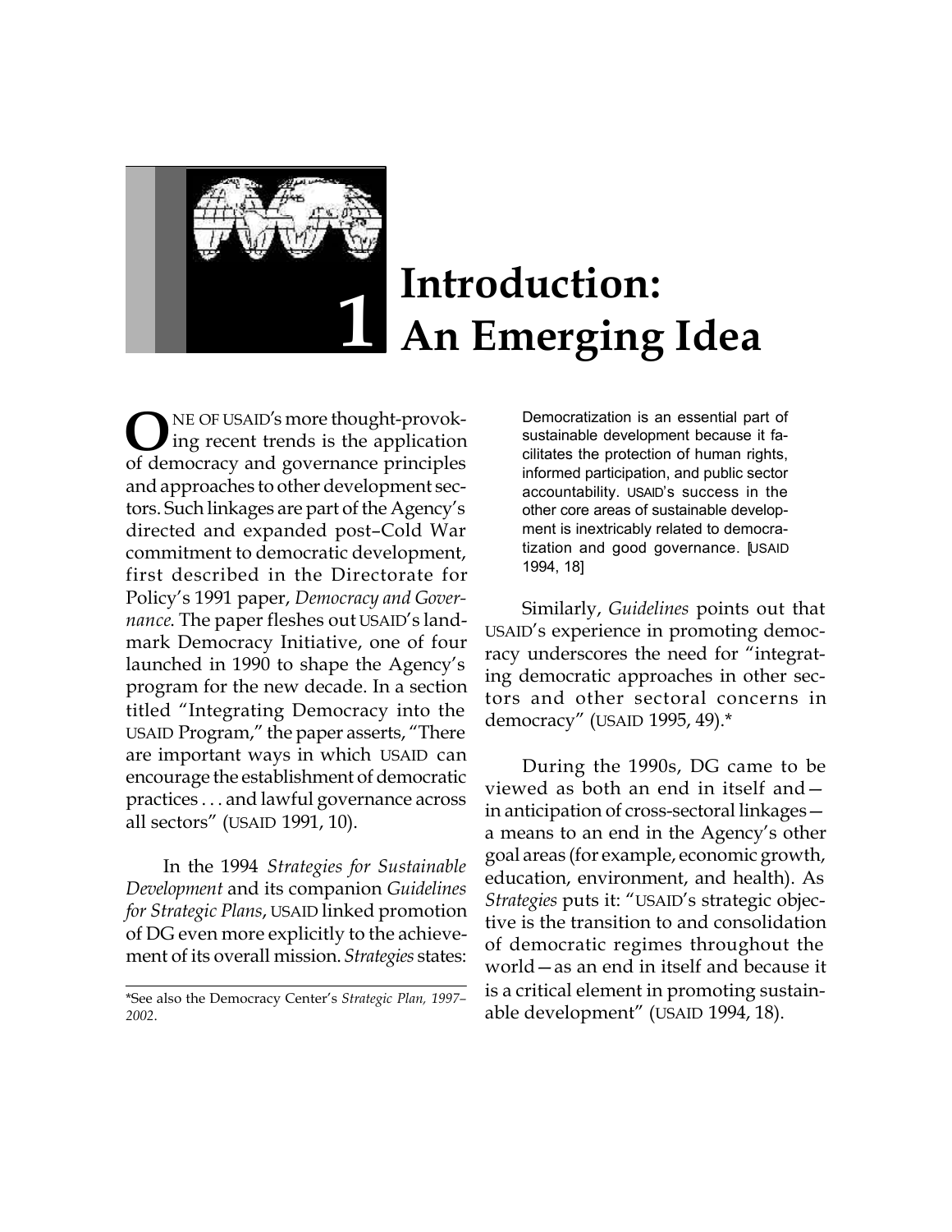# 1 Introduction: An Emerging Idea

ONE OF USAID's more thought-provoking recent trends is the application of democracy and governance principles and approaches to other development sectors. Such linkages are part of the Agency's directed and expanded post–Cold War commitment to democratic development, first described in the Directorate for Policy's 1991 paper, *Democracy and Governance*. The paper fleshes out USAID's landmark Democracy Initiative, one of four launched in 1990 to shape the Agency's program for the new decade. In a section titled "Integrating Democracy into the USAID Program," the paper asserts, "There are important ways in which USAID can encourage the establishment of democratic practices . . . and lawful governance across all sectors" (USAID 1991, 10).

In the 1994 *Strategies for Sustainable Development* and its companion *Guidelines for Strategic Plans*, USAID linked promotion of DG even more explicitly to the achievement of its overall mission. *Strategies* states:

> Democratization is an essential part of sustainable development because it facilitates the protection of human rights, informed participation, and public sector accountability. USAID's success in the other core areas of sustainable development is inextricably related to democratization and good governance. [USAID 1994, 18]

Similarly, *Guidelines* points out that USAID's experience in promoting democracy underscores the need for "integrating democratic approaches in other sectors and other sectoral concerns in democracy" (USAID 1995, 49).*

During the 1990s, DG came to be viewed as both an end in itself and—in anticipation of cross-sectoral linkages—a means to an end in the Agency's other goal areas (for example, economic growth, education, environment, and health). As *Strategies* puts it: "USAID's strategic objective is the transition to and consolidation of democratic regimes throughout the world—as an end in itself and because it is a critical element in promoting sustainable development" (USAID 1994, 18).

*See also the Democracy Center's *Strategic Plan, 1997–2002*.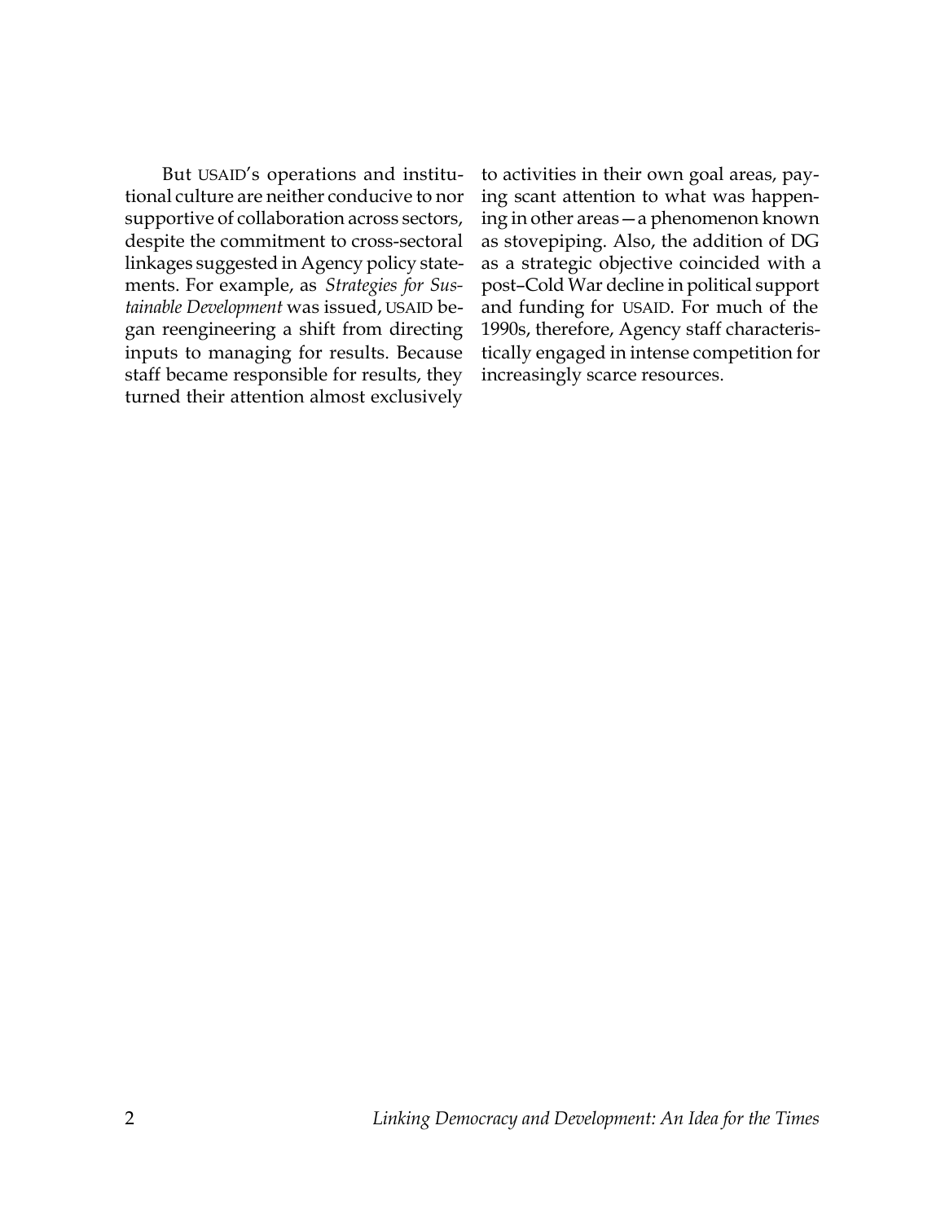But USAID's operations and institutional culture are neither conducive to nor supportive of collaboration across sectors, despite the commitment to cross-sectoral linkages suggested in Agency policy statements. For example, as *Strategies for Sustainable Development* was issued, USAID began reengineering a shift from directing inputs to managing for results. Because staff became responsible for results, they turned their attention almost exclusively to activities in their own goal areas, paying scant attention to what was happening in other areas—a phenomenon known as stovepiping. Also, the addition of DG as a strategic objective coincided with a post–Cold War decline in political support and funding for USAID. For much of the 1990s, therefore, Agency staff characteristically engaged in intense competition for increasingly scarce resources.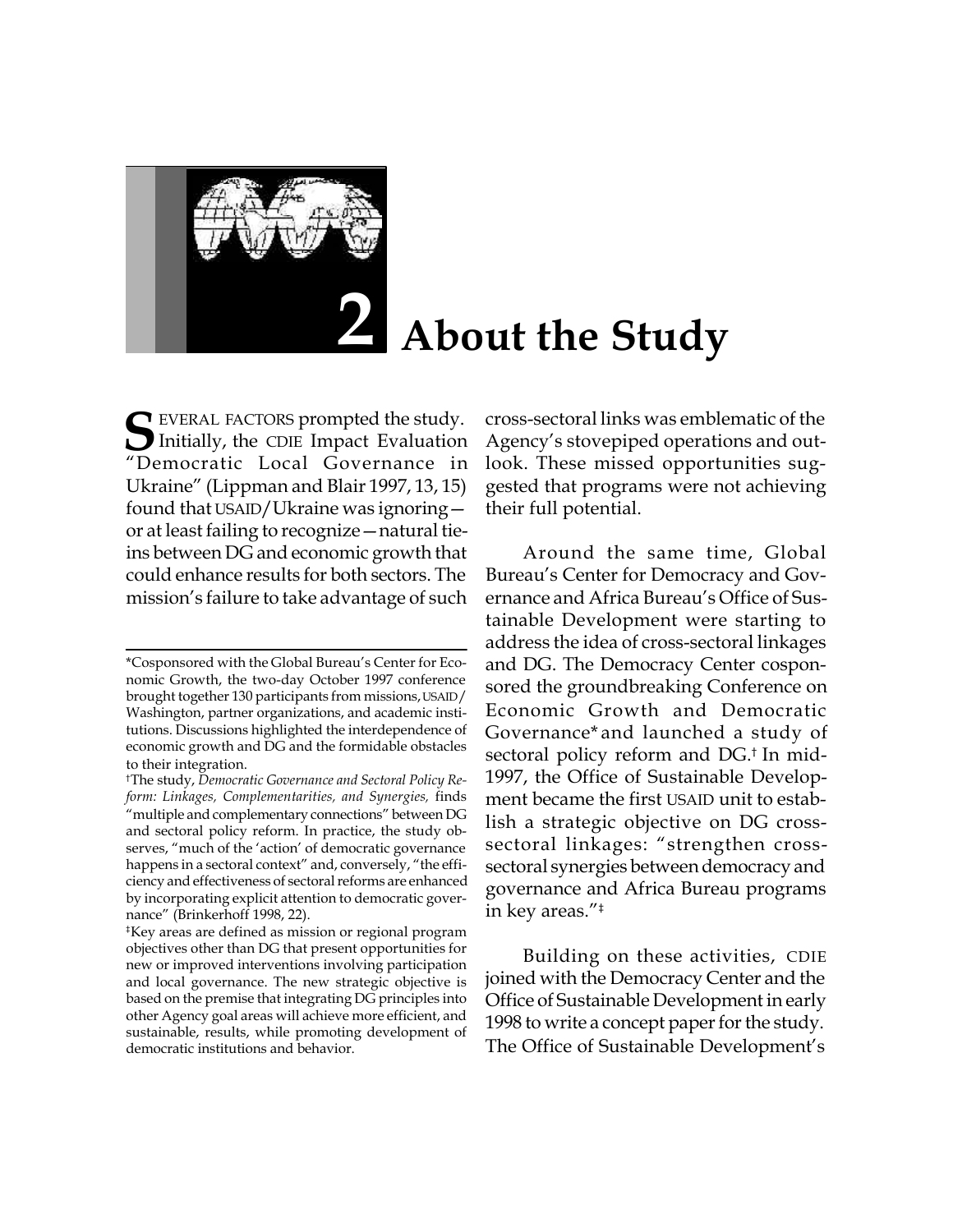# 2 About the Study

SEVERAL FACTORS prompted the study. Initially, the CDIE Impact Evaluation "Democratic Local Governance in Ukraine" (Lippman and Blair 1997, 13, 15) found that USAID/Ukraine was ignoring—or at least failing to recognize—natural tie-ins between DG and economic growth that could enhance results for both sectors. The mission's failure to take advantage of such cross-sectoral links was emblematic of the Agency's stovepiped operations and outlook. These missed opportunities suggested that programs were not achieving their full potential.

Around the same time, Global Bureau's Center for Democracy and Governance and Africa Bureau's Office of Sustainable Development were starting to address the idea of cross-sectoral linkages and DG. The Democracy Center cosponsored the groundbreaking Conference on Economic Growth and Democratic Governance* and launched a study of sectoral policy reform and DG.† In mid-1997, the Office of Sustainable Development became the first USAID unit to establish a strategic objective on DG cross-sectoral linkages: "strengthen cross-sectoral synergies between democracy and governance and Africa Bureau programs in key areas."‡

Building on these activities, CDIE joined with the Democracy Center and the Office of Sustainable Development in early 1998 to write a concept paper for the study. The Office of Sustainable Development's

---

*Cosponsored with the Global Bureau's Center for Economic Growth, the two-day October 1997 conference brought together 130 participants from missions, USAID/Washington, partner organizations, and academic institutions. Discussions highlighted the interdependence of economic growth and DG and the formidable obstacles to their integration.

†The study, *Democratic Governance and Sectoral Policy Reform: Linkages, Complementarities, and Synergies,* finds "multiple and complementary connections" between DG and sectoral policy reform. In practice, the study observes, "much of the 'action' of democratic governance happens in a sectoral context" and, conversely, "the efficiency and effectiveness of sectoral reforms are enhanced by incorporating explicit attention to democratic governance" (Brinkerhoff 1998, 22).

‡Key areas are defined as mission or regional program objectives other than DG that present opportunities for new or improved interventions involving participation and local governance. The new strategic objective is based on the premise that integrating DG principles into other Agency goal areas will achieve more efficient, and sustainable, results, while promoting development of democratic institutions and behavior.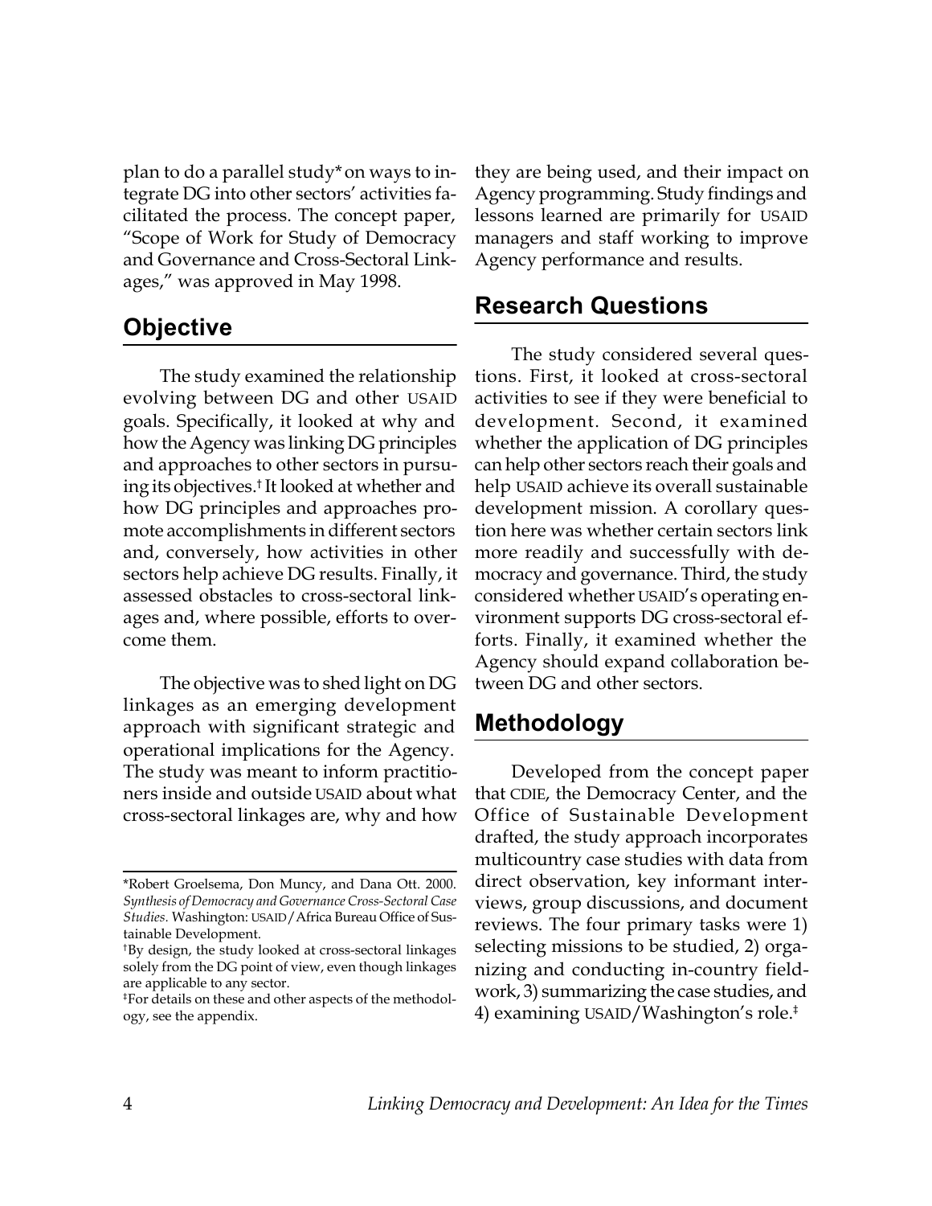plan to do a parallel study* on ways to integrate DG into other sectors' activities facilitated the process. The concept paper, "Scope of Work for Study of Democracy and Governance and Cross-Sectoral Linkages," was approved in May 1998.

## Objective

The study examined the relationship evolving between DG and other USAID goals. Specifically, it looked at why and how the Agency was linking DG principles and approaches to other sectors in pursuing its objectives.† It looked at whether and how DG principles and approaches promote accomplishments in different sectors and, conversely, how activities in other sectors help achieve DG results. Finally, it assessed obstacles to cross-sectoral linkages and, where possible, efforts to overcome them.

The objective was to shed light on DG linkages as an emerging development approach with significant strategic and operational implications for the Agency. The study was meant to inform practitioners inside and outside USAID about what cross-sectoral linkages are, why and how they are being used, and their impact on Agency programming. Study findings and lessons learned are primarily for USAID managers and staff working to improve Agency performance and results.

## Research Questions

The study considered several questions. First, it looked at cross-sectoral activities to see if they were beneficial to development. Second, it examined whether the application of DG principles can help other sectors reach their goals and help USAID achieve its overall sustainable development mission. A corollary question here was whether certain sectors link more readily and successfully with democracy and governance. Third, the study considered whether USAID's operating environment supports DG cross-sectoral efforts. Finally, it examined whether the Agency should expand collaboration between DG and other sectors.

## Methodology

Developed from the concept paper that CDIE, the Democracy Center, and the Office of Sustainable Development drafted, the study approach incorporates multicountry case studies with data from direct observation, key informant interviews, group discussions, and document reviews. The four primary tasks were 1) selecting missions to be studied, 2) organizing and conducting in-country fieldwork, 3) summarizing the case studies, and 4) examining USAID/Washington's role.‡

---

*Robert Groelsema, Don Muncy, and Dana Ott. 2000. *Synthesis of Democracy and Governance Cross-Sectoral Case Studies.* Washington: USAID/Africa Bureau Office of Sustainable Development.

†By design, the study looked at cross-sectoral linkages solely from the DG point of view, even though linkages are applicable to any sector.

‡For details on these and other aspects of the methodology, see the appendix.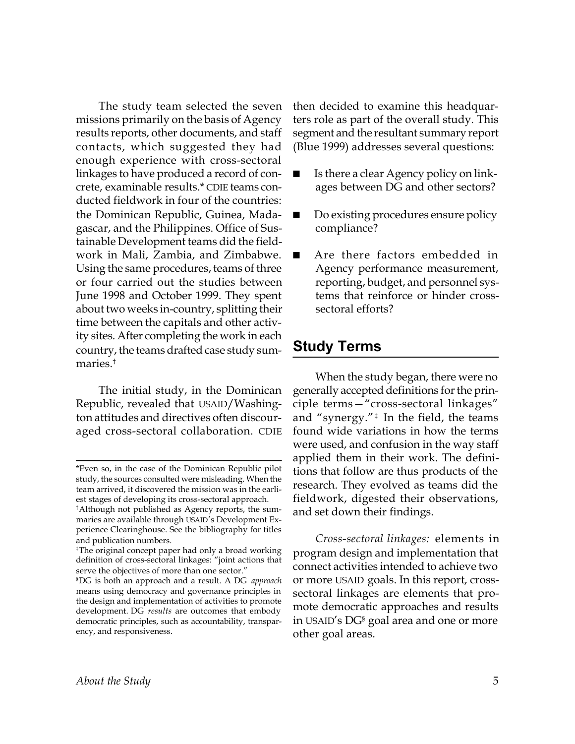The study team selected the seven missions primarily on the basis of Agency results reports, other documents, and staff contacts, which suggested they had enough experience with cross-sectoral linkages to have produced a record of concrete, examinable results.* CDIE teams conducted fieldwork in four of the countries: the Dominican Republic, Guinea, Madagascar, and the Philippines. Office of Sustainable Development teams did the fieldwork in Mali, Zambia, and Zimbabwe. Using the same procedures, teams of three or four carried out the studies between June 1998 and October 1999. They spent about two weeks in-country, splitting their time between the capitals and other activity sites. After completing the work in each country, the teams drafted case study summaries.†

The initial study, in the Dominican Republic, revealed that USAID/Washington attitudes and directives often discouraged cross-sectoral collaboration. CDIE then decided to examine this headquarters role as part of the overall study. This segment and the resultant summary report (Blue 1999) addresses several questions:

- Is there a clear Agency policy on linkages between DG and other sectors?
- Do existing procedures ensure policy compliance?
- Are there factors embedded in Agency performance measurement, reporting, budget, and personnel systems that reinforce or hinder cross-sectoral efforts?

## Study Terms

When the study began, there were no generally accepted definitions for the principle terms—"cross-sectoral linkages" and "synergy."‡ In the field, the teams found wide variations in how the terms were used, and confusion in the way staff applied them in their work. The definitions that follow are thus products of the research. They evolved as teams did the fieldwork, digested their observations, and set down their findings.

*Cross-sectoral linkages:* elements in program design and implementation that connect activities intended to achieve two or more USAID goals. In this report, cross-sectoral linkages are elements that promote democratic approaches and results in USAID's DG§ goal area and one or more other goal areas.

---

*Even so, in the case of the Dominican Republic pilot study, the sources consulted were misleading. When the team arrived, it discovered the mission was in the earliest stages of developing its cross-sectoral approach.

†Although not published as Agency reports, the summaries are available through USAID's Development Experience Clearinghouse. See the bibliography for titles and publication numbers.

‡The original concept paper had only a broad working definition of cross-sectoral linkages: "joint actions that serve the objectives of more than one sector."

§DG is both an approach and a result. A DG *approach* means using democracy and governance principles in the design and implementation of activities to promote development. DG *results* are outcomes that embody democratic principles, such as accountability, transparency, and responsiveness.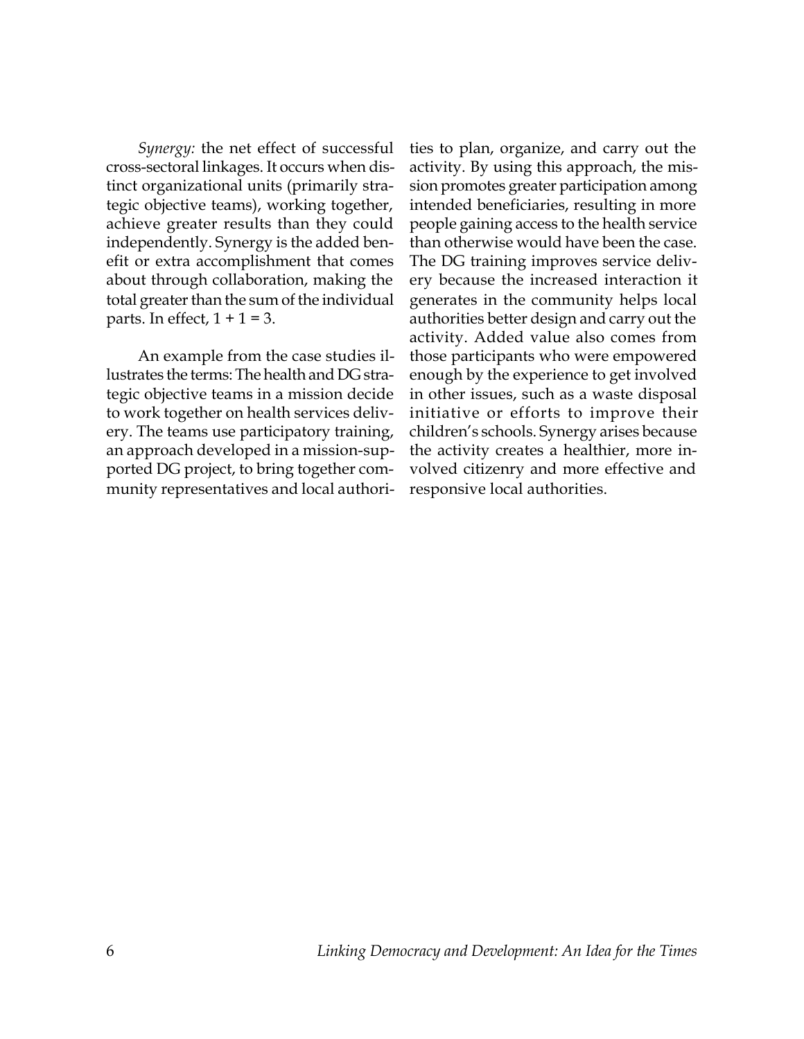*Synergy:* the net effect of successful cross-sectoral linkages. It occurs when distinct organizational units (primarily strategic objective teams), working together, achieve greater results than they could independently. Synergy is the added benefit or extra accomplishment that comes about through collaboration, making the total greater than the sum of the individual parts. In effect, 1 + 1 = 3.

An example from the case studies illustrates the terms: The health and DG strategic objective teams in a mission decide to work together on health services delivery. The teams use participatory training, an approach developed in a mission-supported DG project, to bring together community representatives and local authorities to plan, organize, and carry out the activity. By using this approach, the mission promotes greater participation among intended beneficiaries, resulting in more people gaining access to the health service than otherwise would have been the case. The DG training improves service delivery because the increased interaction it generates in the community helps local authorities better design and carry out the activity. Added value also comes from those participants who were empowered enough by the experience to get involved in other issues, such as a waste disposal initiative or efforts to improve their children's schools. Synergy arises because the activity creates a healthier, more involved citizenry and more effective and responsive local authorities.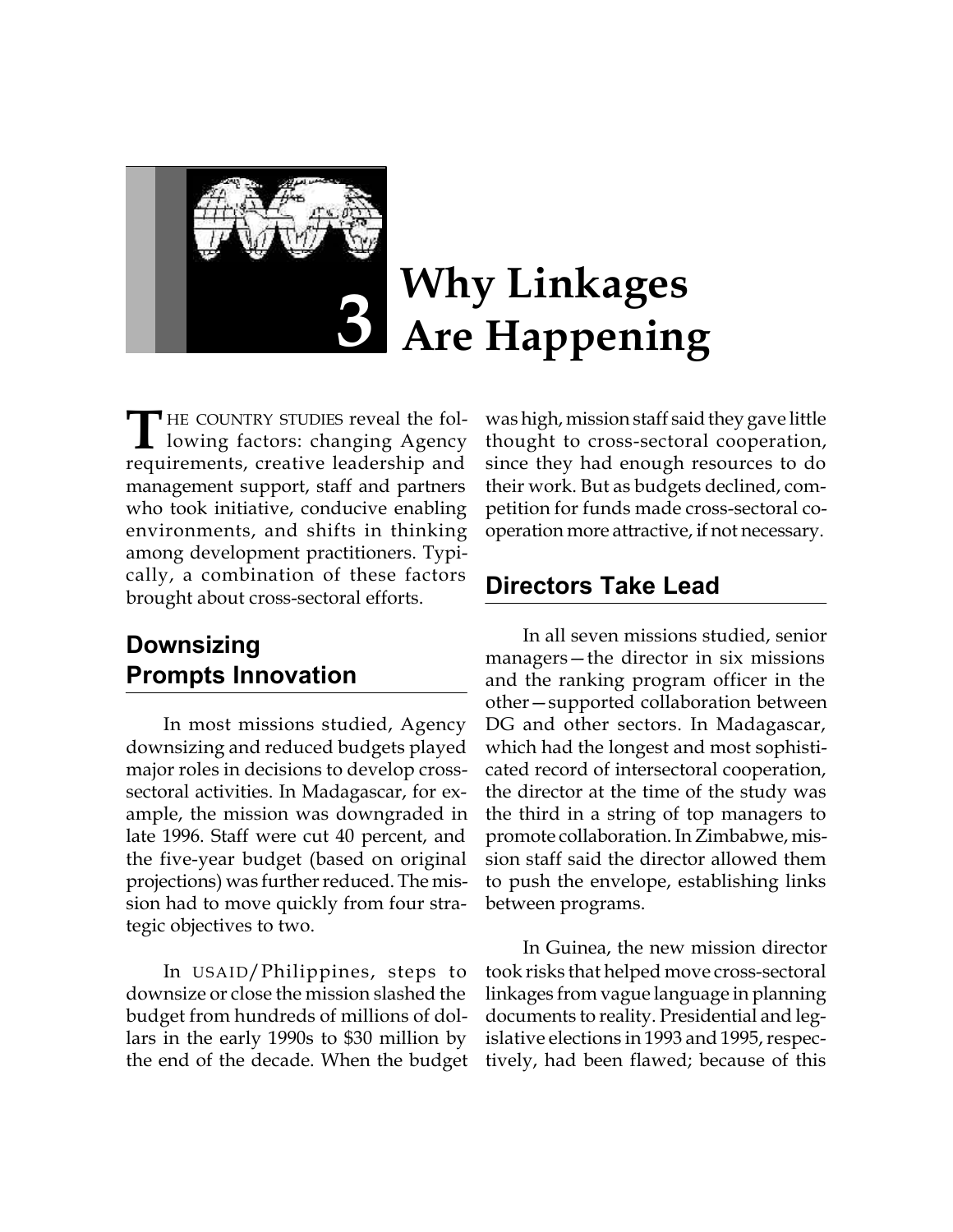# 3 Why Linkages Are Happening

THE COUNTRY STUDIES reveal the following factors: changing Agency requirements, creative leadership and management support, staff and partners who took initiative, conducive enabling environments, and shifts in thinking among development practitioners. Typically, a combination of these factors brought about cross-sectoral efforts.

## Downsizing Prompts Innovation

In most missions studied, Agency downsizing and reduced budgets played major roles in decisions to develop cross-sectoral activities. In Madagascar, for example, the mission was downgraded in late 1996. Staff were cut 40 percent, and the five-year budget (based on original projections) was further reduced. The mission had to move quickly from four strategic objectives to two.

In USAID/Philippines, steps to downsize or close the mission slashed the budget from hundreds of millions of dollars in the early 1990s to $30 million by the end of the decade. When the budget was high, mission staff said they gave little thought to cross-sectoral cooperation, since they had enough resources to do their work. But as budgets declined, competition for funds made cross-sectoral cooperation more attractive, if not necessary.

## Directors Take Lead

In all seven missions studied, senior managers—the director in six missions and the ranking program officer in the other—supported collaboration between DG and other sectors. In Madagascar, which had the longest and most sophisticated record of intersectoral cooperation, the director at the time of the study was the third in a string of top managers to promote collaboration. In Zimbabwe, mission staff said the director allowed them to push the envelope, establishing links between programs.

In Guinea, the new mission director took risks that helped move cross-sectoral linkages from vague language in planning documents to reality. Presidential and legislative elections in 1993 and 1995, respectively, had been flawed; because of this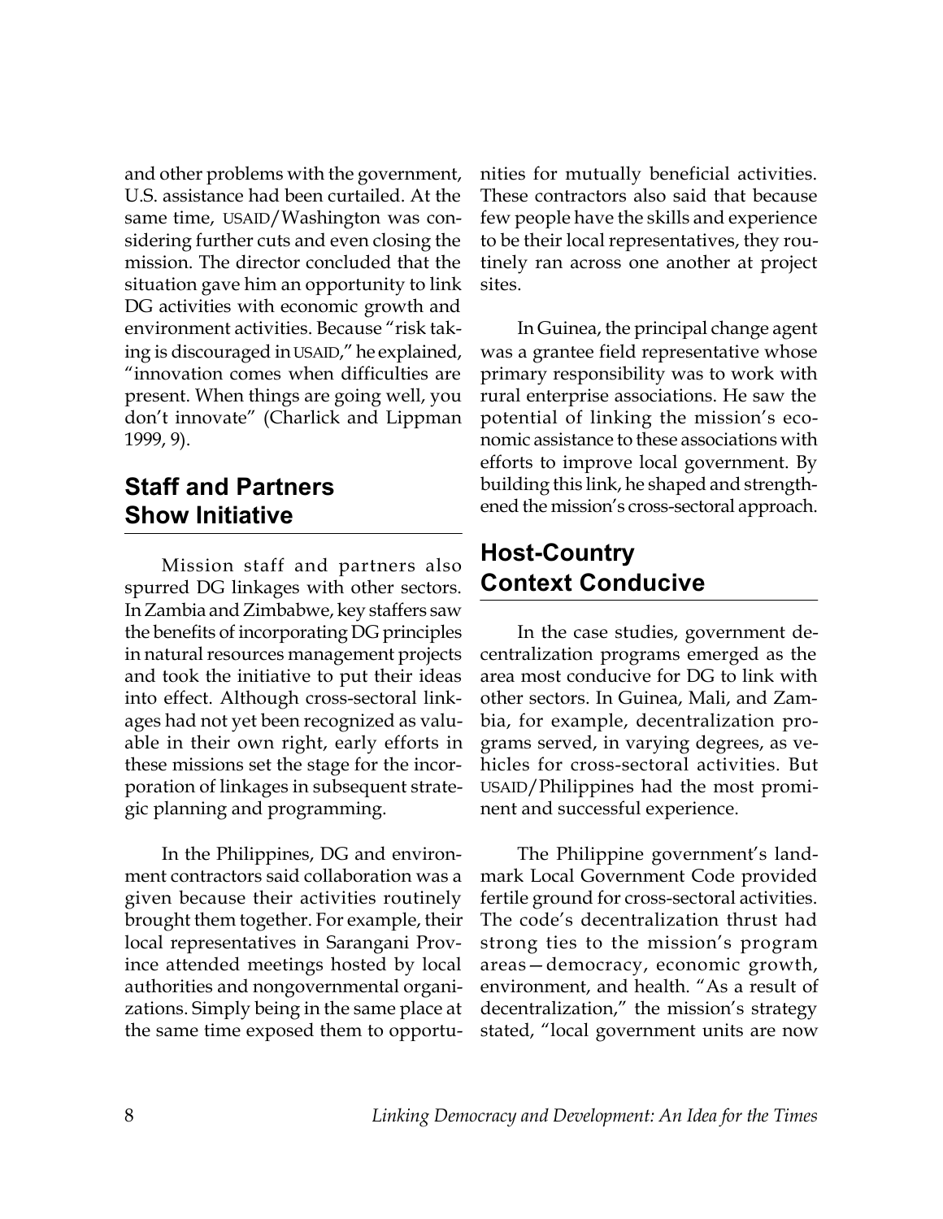and other problems with the government, U.S. assistance had been curtailed. At the same time, USAID/Washington was considering further cuts and even closing the mission. The director concluded that the situation gave him an opportunity to link DG activities with economic growth and environment activities. Because "risk taking is discouraged in USAID," he explained, "innovation comes when difficulties are present. When things are going well, you don't innovate" (Charlick and Lippman 1999, 9).

## Staff and Partners Show Initiative

Mission staff and partners also spurred DG linkages with other sectors. In Zambia and Zimbabwe, key staffers saw the benefits of incorporating DG principles in natural resources management projects and took the initiative to put their ideas into effect. Although cross-sectoral linkages had not yet been recognized as valuable in their own right, early efforts in these missions set the stage for the incorporation of linkages in subsequent strategic planning and programming.

In the Philippines, DG and environment contractors said collaboration was a given because their activities routinely brought them together. For example, their local representatives in Sarangani Province attended meetings hosted by local authorities and nongovernmental organizations. Simply being in the same place at the same time exposed them to opportunities for mutually beneficial activities. These contractors also said that because few people have the skills and experience to be their local representatives, they routinely ran across one another at project sites.

In Guinea, the principal change agent was a grantee field representative whose primary responsibility was to work with rural enterprise associations. He saw the potential of linking the mission's economic assistance to these associations with efforts to improve local government. By building this link, he shaped and strengthened the mission's cross-sectoral approach.

## Host-Country Context Conducive

In the case studies, government decentralization programs emerged as the area most conducive for DG to link with other sectors. In Guinea, Mali, and Zambia, for example, decentralization programs served, in varying degrees, as vehicles for cross-sectoral activities. But USAID/Philippines had the most prominent and successful experience.

The Philippine government's landmark Local Government Code provided fertile ground for cross-sectoral activities. The code's decentralization thrust had strong ties to the mission's program areas—democracy, economic growth, environment, and health. "As a result of decentralization," the mission's strategy stated, "local government units are now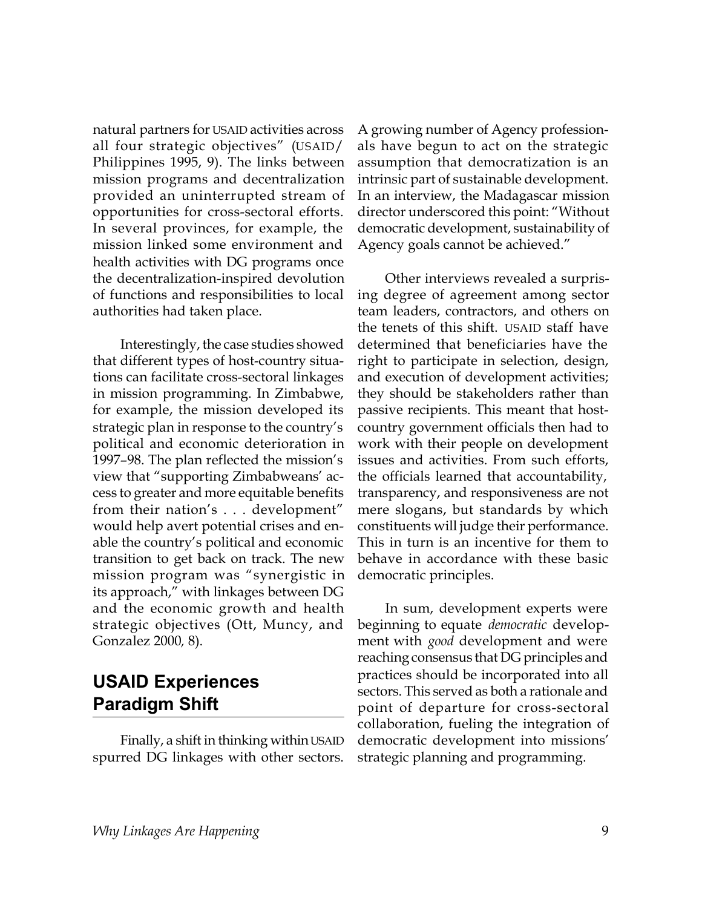natural partners for USAID activities across all four strategic objectives" (USAID/Philippines 1995, 9). The links between mission programs and decentralization provided an uninterrupted stream of opportunities for cross-sectoral efforts. In several provinces, for example, the mission linked some environment and health activities with DG programs once the decentralization-inspired devolution of functions and responsibilities to local authorities had taken place.

Interestingly, the case studies showed that different types of host-country situations can facilitate cross-sectoral linkages in mission programming. In Zimbabwe, for example, the mission developed its strategic plan in response to the country's political and economic deterioration in 1997–98. The plan reflected the mission's view that "supporting Zimbabweans' access to greater and more equitable benefits from their nation's . . . development" would help avert potential crises and enable the country's political and economic transition to get back on track. The new mission program was "synergistic in its approach," with linkages between DG and the economic growth and health strategic objectives (Ott, Muncy, and Gonzalez 2000, 8).

## USAID Experiences Paradigm Shift

Finally, a shift in thinking within USAID spurred DG linkages with other sectors. A growing number of Agency professionals have begun to act on the strategic assumption that democratization is an intrinsic part of sustainable development. In an interview, the Madagascar mission director underscored this point: "Without democratic development, sustainability of Agency goals cannot be achieved."

Other interviews revealed a surprising degree of agreement among sector team leaders, contractors, and others on the tenets of this shift. USAID staff have determined that beneficiaries have the right to participate in selection, design, and execution of development activities; they should be stakeholders rather than passive recipients. This meant that host-country government officials then had to work with their people on development issues and activities. From such efforts, the officials learned that accountability, transparency, and responsiveness are not mere slogans, but standards by which constituents will judge their performance. This in turn is an incentive for them to behave in accordance with these basic democratic principles.

In sum, development experts were beginning to equate *democratic* development with *good* development and were reaching consensus that DG principles and practices should be incorporated into all sectors. This served as both a rationale and point of departure for cross-sectoral collaboration, fueling the integration of democratic development into missions' strategic planning and programming.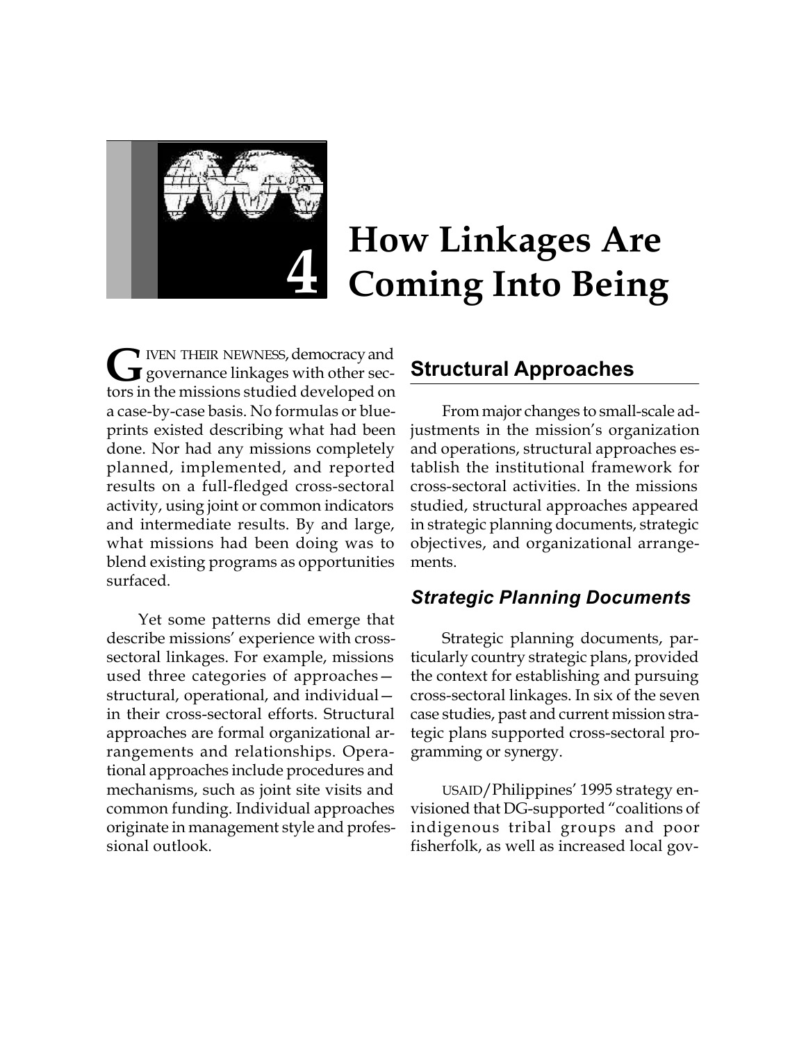# 4 How Linkages Are Coming Into Being

GIVEN THEIR NEWNESS, democracy and governance linkages with other sectors in the missions studied developed on a case-by-case basis. No formulas or blueprints existed describing what had been done. Nor had any missions completely planned, implemented, and reported results on a full-fledged cross-sectoral activity, using joint or common indicators and intermediate results. By and large, what missions had been doing was to blend existing programs as opportunities surfaced.

Yet some patterns did emerge that describe missions' experience with cross-sectoral linkages. For example, missions used three categories of approaches—structural, operational, and individual—in their cross-sectoral efforts. Structural approaches are formal organizational arrangements and relationships. Operational approaches include procedures and mechanisms, such as joint site visits and common funding. Individual approaches originate in management style and professional outlook.

## Structural Approaches

From major changes to small-scale adjustments in the mission's organization and operations, structural approaches establish the institutional framework for cross-sectoral activities. In the missions studied, structural approaches appeared in strategic planning documents, strategic objectives, and organizational arrangements.

### *Strategic Planning Documents*

Strategic planning documents, particularly country strategic plans, provided the context for establishing and pursuing cross-sectoral linkages. In six of the seven case studies, past and current mission strategic plans supported cross-sectoral programming or synergy.

USAID/Philippines' 1995 strategy envisioned that DG-supported "coalitions of indigenous tribal groups and poor fisherfolk, as well as increased local gov-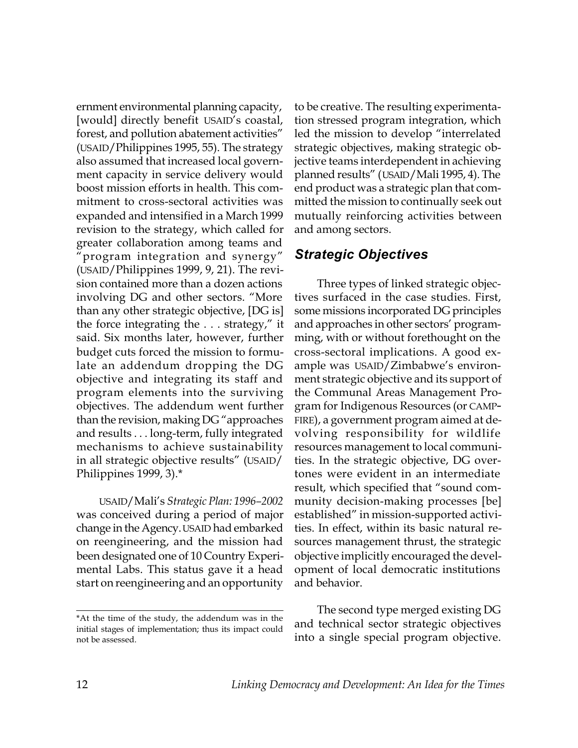ernment environmental planning capacity, [would] directly benefit USAID's coastal, forest, and pollution abatement activities" (USAID/Philippines 1995, 55). The strategy also assumed that increased local government capacity in service delivery would boost mission efforts in health. This commitment to cross-sectoral activities was expanded and intensified in a March 1999 revision to the strategy, which called for greater collaboration among teams and "program integration and synergy" (USAID/Philippines 1999, 9, 21). The revision contained more than a dozen actions involving DG and other sectors. "More than any other strategic objective, [DG is] the force integrating the . . . strategy," it said. Six months later, however, further budget cuts forced the mission to formulate an addendum dropping the DG objective and integrating its staff and program elements into the surviving objectives. The addendum went further than the revision, making DG "approaches and results . . . long-term, fully integrated mechanisms to achieve sustainability in all strategic objective results" (USAID/Philippines 1999, 3).*

USAID/Mali's *Strategic Plan: 1996–2002* was conceived during a period of major change in the Agency. USAID had embarked on reengineering, and the mission had been designated one of 10 Country Experimental Labs. This status gave it a head start on reengineering and an opportunity to be creative. The resulting experimentation stressed program integration, which led the mission to develop "interrelated strategic objectives, making strategic objective teams interdependent in achieving planned results" (USAID/Mali 1995, 4). The end product was a strategic plan that committed the mission to continually seek out mutually reinforcing activities between and among sectors.

*At the time of the study, the addendum was in the initial stages of implementation; thus its impact could not be assessed.

## Strategic Objectives

Three types of linked strategic objectives surfaced in the case studies. First, some missions incorporated DG principles and approaches in other sectors' programming, with or without forethought on the cross-sectoral implications. A good example was USAID/Zimbabwe's environment strategic objective and its support of the Communal Areas Management Program for Indigenous Resources (or CAMPFIRE), a government program aimed at devolving responsibility for wildlife resources management to local communities. In the strategic objective, DG overtones were evident in an intermediate result, which specified that "sound community decision-making processes [be] established" in mission-supported activities. In effect, within its basic natural resources management thrust, the strategic objective implicitly encouraged the development of local democratic institutions and behavior.

The second type merged existing DG and technical sector strategic objectives into a single special program objective.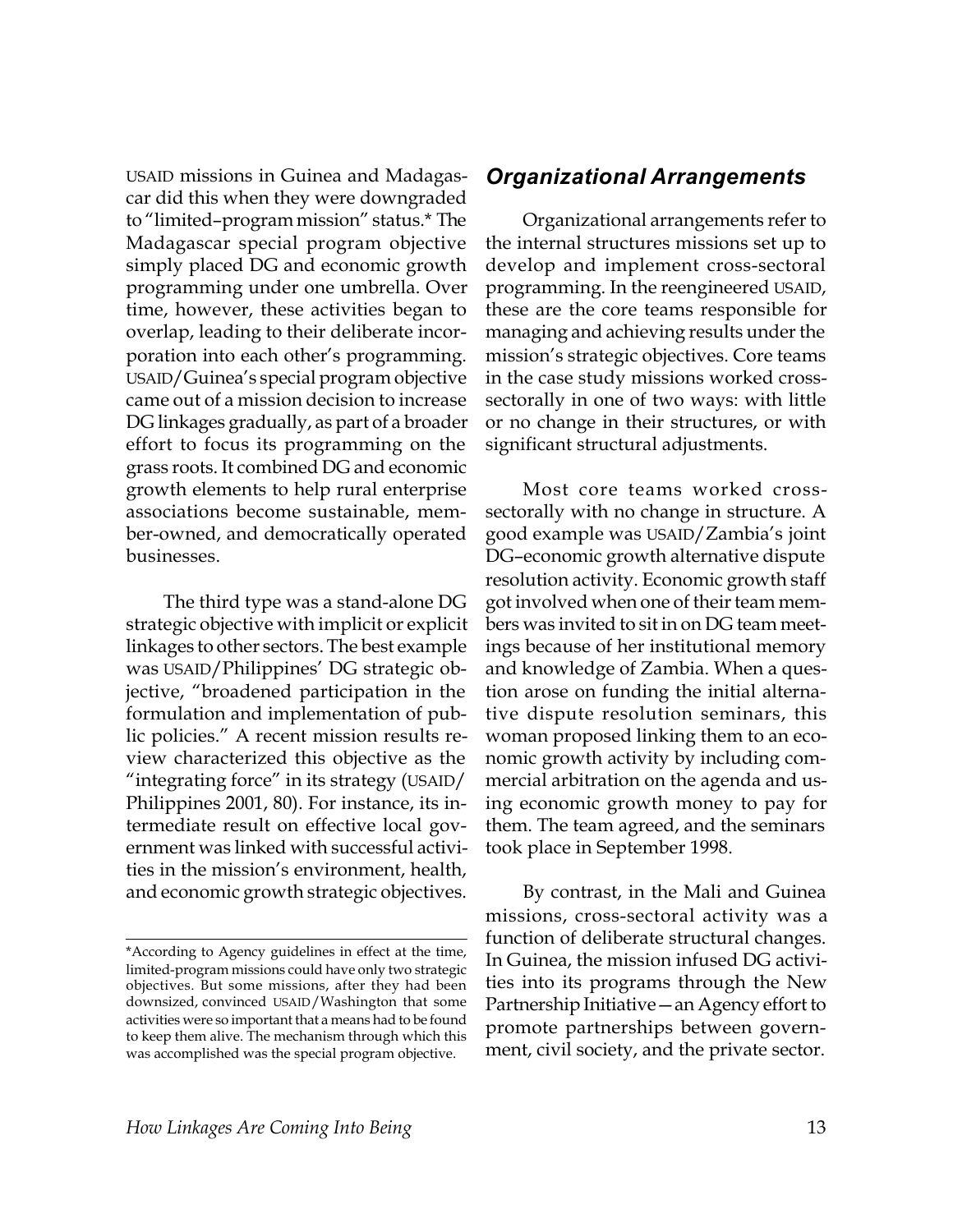USAID missions in Guinea and Madagascar did this when they were downgraded to "limited–program mission" status.* The Madagascar special program objective simply placed DG and economic growth programming under one umbrella. Over time, however, these activities began to overlap, leading to their deliberate incorporation into each other's programming. USAID/Guinea's special program objective came out of a mission decision to increase DG linkages gradually, as part of a broader effort to focus its programming on the grass roots. It combined DG and economic growth elements to help rural enterprise associations become sustainable, member-owned, and democratically operated businesses.

The third type was a stand-alone DG strategic objective with implicit or explicit linkages to other sectors. The best example was USAID/Philippines' DG strategic objective, "broadened participation in the formulation and implementation of public policies." A recent mission results review characterized this objective as the "integrating force" in its strategy (USAID/ Philippines 2001, 80). For instance, its intermediate result on effective local government was linked with successful activities in the mission's environment, health, and economic growth strategic objectives.

*According to Agency guidelines in effect at the time, limited-program missions could have only two strategic objectives. But some missions, after they had been downsized, convinced USAID/Washington that some activities were so important that a means had to be found to keep them alive. The mechanism through which this was accomplished was the special program objective.

## *Organizational Arrangements*

Organizational arrangements refer to the internal structures missions set up to develop and implement cross-sectoral programming. In the reengineered USAID, these are the core teams responsible for managing and achieving results under the mission's strategic objectives. Core teams in the case study missions worked cross-sectorally in one of two ways: with little or no change in their structures, or with significant structural adjustments.

Most core teams worked cross-sectorally with no change in structure. A good example was USAID/Zambia's joint DG–economic growth alternative dispute resolution activity. Economic growth staff got involved when one of their team members was invited to sit in on DG team meetings because of her institutional memory and knowledge of Zambia. When a question arose on funding the initial alternative dispute resolution seminars, this woman proposed linking them to an economic growth activity by including commercial arbitration on the agenda and using economic growth money to pay for them. The team agreed, and the seminars took place in September 1998.

By contrast, in the Mali and Guinea missions, cross-sectoral activity was a function of deliberate structural changes. In Guinea, the mission infused DG activities into its programs through the New Partnership Initiative—an Agency effort to promote partnerships between government, civil society, and the private sector.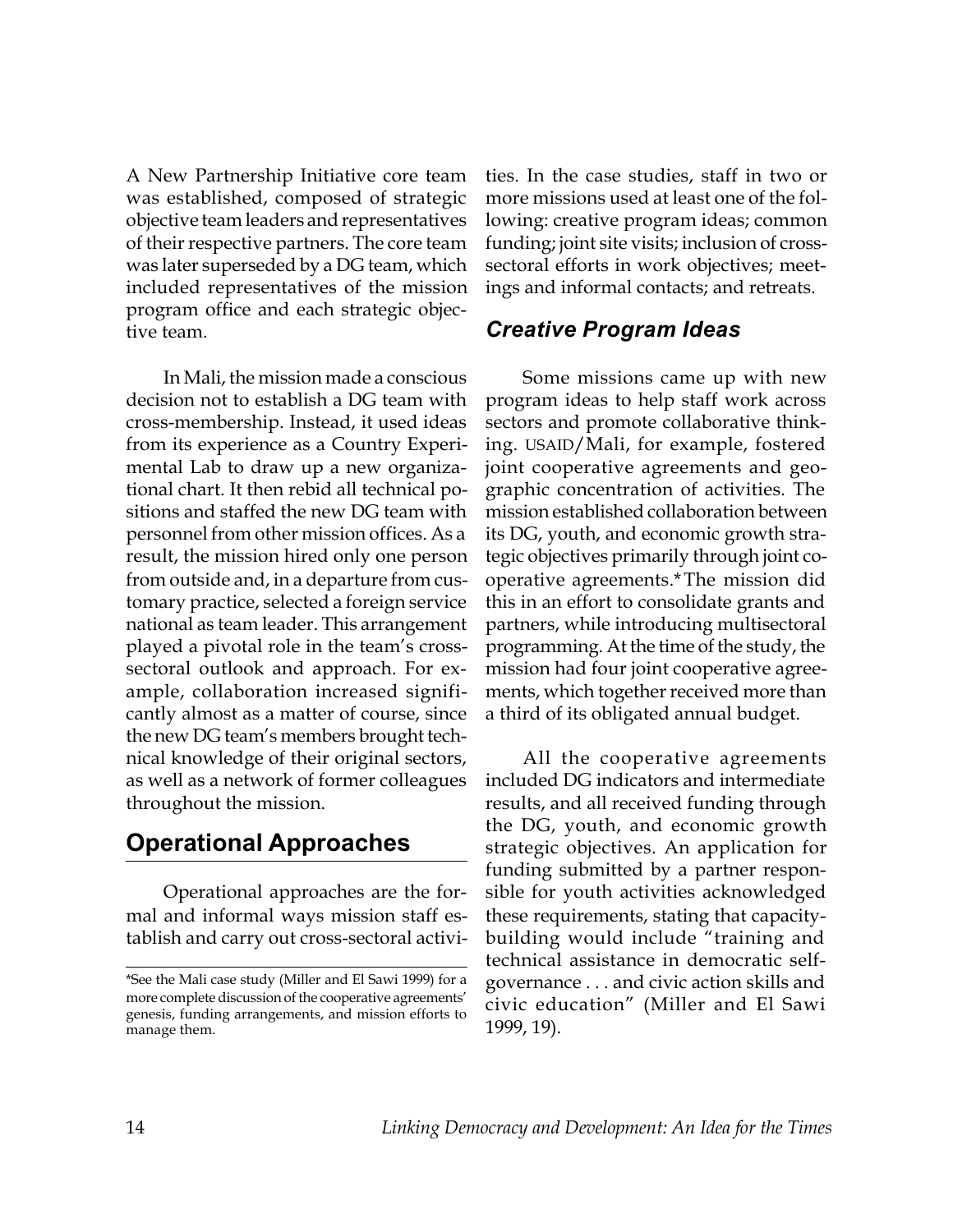A New Partnership Initiative core team was established, composed of strategic objective team leaders and representatives of their respective partners. The core team was later superseded by a DG team, which included representatives of the mission program office and each strategic objective team.

In Mali, the mission made a conscious decision not to establish a DG team with cross-membership. Instead, it used ideas from its experience as a Country Experimental Lab to draw up a new organizational chart. It then rebid all technical positions and staffed the new DG team with personnel from other mission offices. As a result, the mission hired only one person from outside and, in a departure from customary practice, selected a foreign service national as team leader. This arrangement played a pivotal role in the team's cross-sectoral outlook and approach. For example, collaboration increased significantly almost as a matter of course, since the new DG team's members brought technical knowledge of their original sectors, as well as a network of former colleagues throughout the mission.

## Operational Approaches

Operational approaches are the formal and informal ways mission staff establish and carry out cross-sectoral activities. In the case studies, staff in two or more missions used at least one of the following: creative program ideas; common funding; joint site visits; inclusion of cross-sectoral efforts in work objectives; meetings and informal contacts; and retreats.

### *Creative Program Ideas*

Some missions came up with new program ideas to help staff work across sectors and promote collaborative thinking. USAID/Mali, for example, fostered joint cooperative agreements and geographic concentration of activities. The mission established collaboration between its DG, youth, and economic growth strategic objectives primarily through joint cooperative agreements.* The mission did this in an effort to consolidate grants and partners, while introducing multisectoral programming. At the time of the study, the mission had four joint cooperative agreements, which together received more than a third of its obligated annual budget.

All the cooperative agreements included DG indicators and intermediate results, and all received funding through the DG, youth, and economic growth strategic objectives. An application for funding submitted by a partner responsible for youth activities acknowledged these requirements, stating that capacity-building would include "training and technical assistance in democratic self-governance . . . and civic action skills and civic education" (Miller and El Sawi 1999, 19).

*See the Mali case study (Miller and El Sawi 1999) for a more complete discussion of the cooperative agreements' genesis, funding arrangements, and mission efforts to manage them.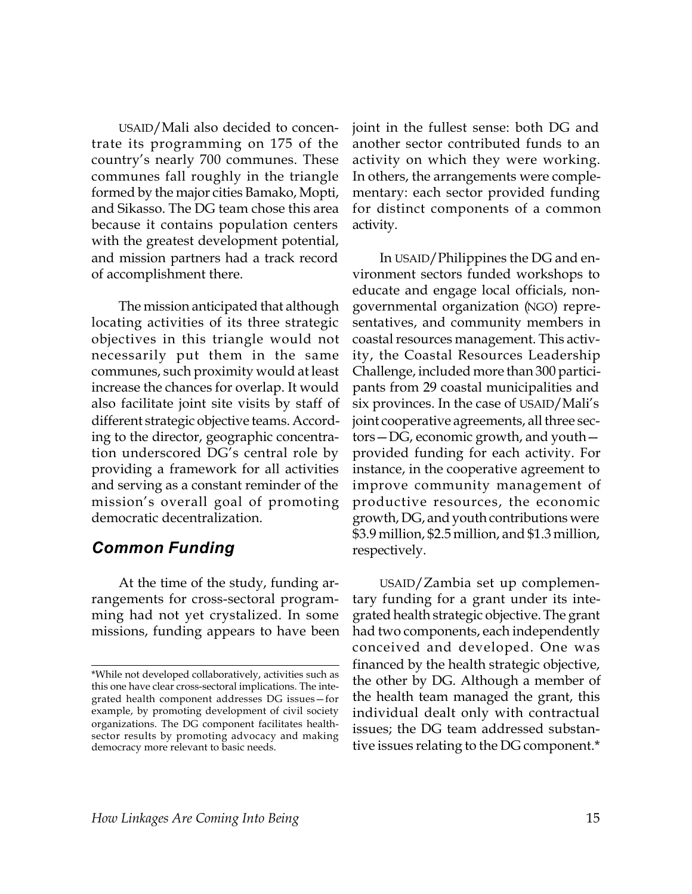USAID/Mali also decided to concentrate its programming on 175 of the country's nearly 700 communes. These communes fall roughly in the triangle formed by the major cities Bamako, Mopti, and Sikasso. The DG team chose this area because it contains population centers with the greatest development potential, and mission partners had a track record of accomplishment there.

The mission anticipated that although locating activities of its three strategic objectives in this triangle would not necessarily put them in the same communes, such proximity would at least increase the chances for overlap. It would also facilitate joint site visits by staff of different strategic objective teams. According to the director, geographic concentration underscored DG's central role by providing a framework for all activities and serving as a constant reminder of the mission's overall goal of promoting democratic decentralization.

## *Common Funding*

At the time of the study, funding arrangements for cross-sectoral programming had not yet crystalized. In some missions, funding appears to have been joint in the fullest sense: both DG and another sector contributed funds to an activity on which they were working. In others, the arrangements were complementary: each sector provided funding for distinct components of a common activity.

In USAID/Philippines the DG and environment sectors funded workshops to educate and engage local officials, nongovernmental organization (NGO) representatives, and community members in coastal resources management. This activity, the Coastal Resources Leadership Challenge, included more than 300 participants from 29 coastal municipalities and six provinces. In the case of USAID/Mali's joint cooperative agreements, all three sectors—DG, economic growth, and youth—provided funding for each activity. For instance, in the cooperative agreement to improve community management of productive resources, the economic growth, DG, and youth contributions were \$3.9 million, \$2.5 million, and \$1.3 million, respectively.

USAID/Zambia set up complementary funding for a grant under its integrated health strategic objective. The grant had two components, each independently conceived and developed. One was financed by the health strategic objective, the other by DG. Although a member of the health team managed the grant, this individual dealt only with contractual issues; the DG team addressed substantive issues relating to the DG component.*

*While not developed collaboratively, activities such as this one have clear cross-sectoral implications. The integrated health component addresses DG issues—for example, by promoting development of civil society organizations. The DG component facilitates health-sector results by promoting advocacy and making democracy more relevant to basic needs.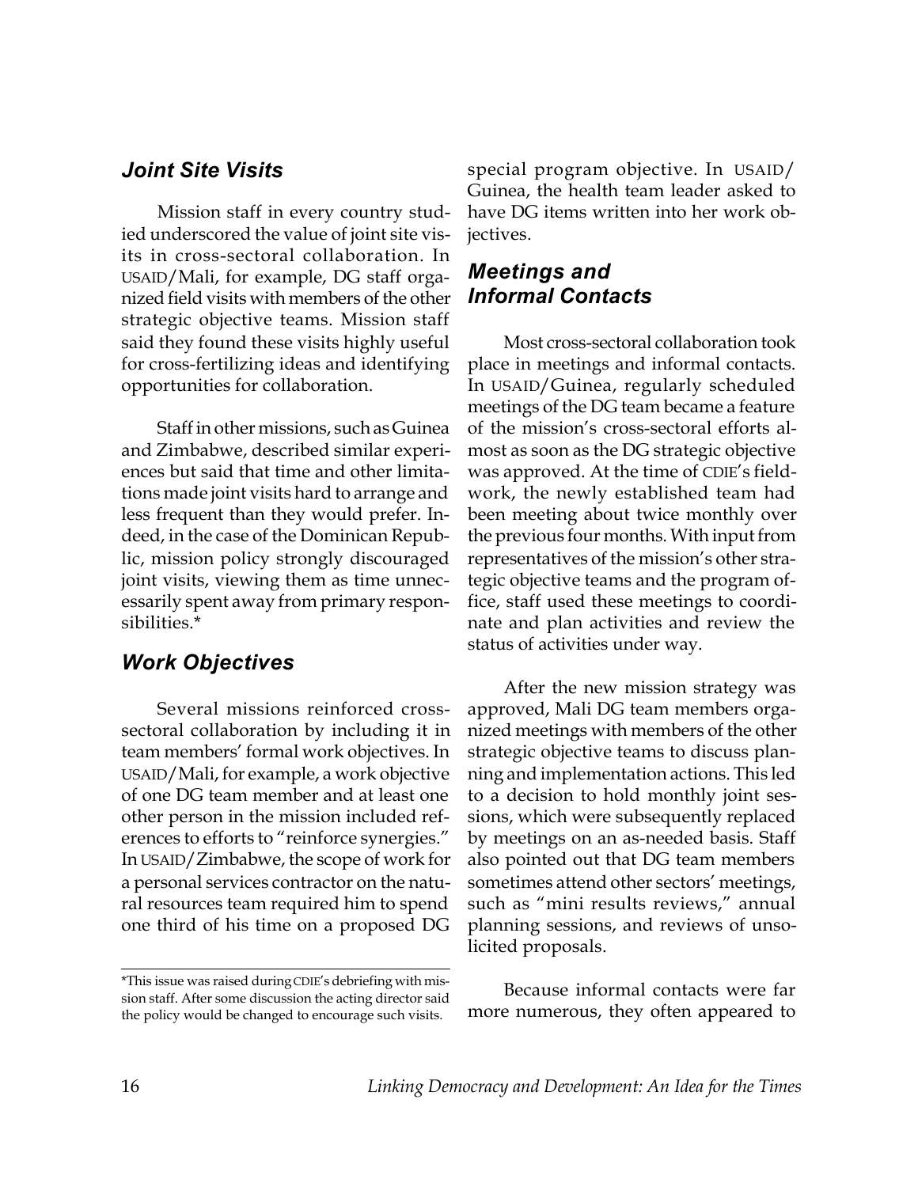## *Joint Site Visits*

Mission staff in every country studied underscored the value of joint site visits in cross-sectoral collaboration. In USAID/Mali, for example, DG staff organized field visits with members of the other strategic objective teams. Mission staff said they found these visits highly useful for cross-fertilizing ideas and identifying opportunities for collaboration.

Staff in other missions, such as Guinea and Zimbabwe, described similar experiences but said that time and other limitations made joint visits hard to arrange and less frequent than they would prefer. Indeed, in the case of the Dominican Republic, mission policy strongly discouraged joint visits, viewing them as time unnecessarily spent away from primary responsibilities.*

## *Work Objectives*

Several missions reinforced cross-sectoral collaboration by including it in team members' formal work objectives. In USAID/Mali, for example, a work objective of one DG team member and at least one other person in the mission included references to efforts to "reinforce synergies." In USAID/Zimbabwe, the scope of work for a personal services contractor on the natural resources team required him to spend one third of his time on a proposed DG special program objective. In USAID/Guinea, the health team leader asked to have DG items written into her work objectives.

## *Meetings and Informal Contacts*

Most cross-sectoral collaboration took place in meetings and informal contacts. In USAID/Guinea, regularly scheduled meetings of the DG team became a feature of the mission's cross-sectoral efforts almost as soon as the DG strategic objective was approved. At the time of CDIE's fieldwork, the newly established team had been meeting about twice monthly over the previous four months. With input from representatives of the mission's other strategic objective teams and the program office, staff used these meetings to coordinate and plan activities and review the status of activities under way.

After the new mission strategy was approved, Mali DG team members organized meetings with members of the other strategic objective teams to discuss planning and implementation actions. This led to a decision to hold monthly joint sessions, which were subsequently replaced by meetings on an as-needed basis. Staff also pointed out that DG team members sometimes attend other sectors' meetings, such as "mini results reviews," annual planning sessions, and reviews of unsolicited proposals.

Because informal contacts were far more numerous, they often appeared to

---

*This issue was raised during CDIE's debriefing with mission staff. After some discussion the acting director said the policy would be changed to encourage such visits.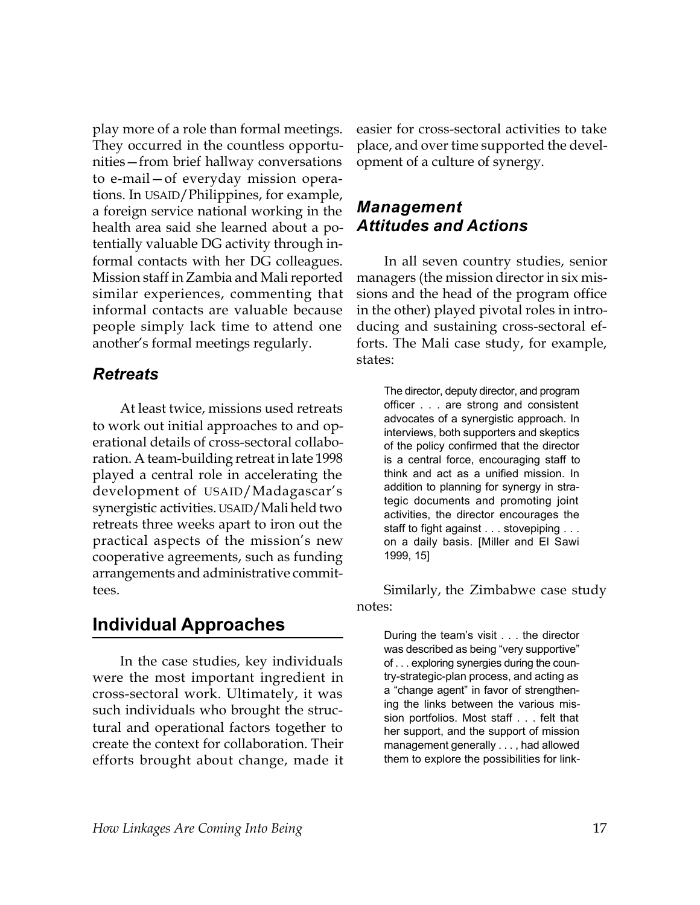play more of a role than formal meetings. They occurred in the countless opportunities—from brief hallway conversations to e-mail—of everyday mission operations. In USAID/Philippines, for example, a foreign service national working in the health area said she learned about a potentially valuable DG activity through informal contacts with her DG colleagues. Mission staff in Zambia and Mali reported similar experiences, commenting that informal contacts are valuable because people simply lack time to attend one another's formal meetings regularly.

### *Retreats*

At least twice, missions used retreats to work out initial approaches to and operational details of cross-sectoral collaboration. A team-building retreat in late 1998 played a central role in accelerating the development of USAID/Madagascar's synergistic activities. USAID/Mali held two retreats three weeks apart to iron out the practical aspects of the mission's new cooperative agreements, such as funding arrangements and administrative committees.

## Individual Approaches

In the case studies, key individuals were the most important ingredient in cross-sectoral work. Ultimately, it was such individuals who brought the structural and operational factors together to create the context for collaboration. Their efforts brought about change, made it easier for cross-sectoral activities to take place, and over time supported the development of a culture of synergy.

### *Management Attitudes and Actions*

In all seven country studies, senior managers (the mission director in six missions and the head of the program office in the other) played pivotal roles in introducing and sustaining cross-sectoral efforts. The Mali case study, for example, states:

> The director, deputy director, and program officer . . . are strong and consistent advocates of a synergistic approach. In interviews, both supporters and skeptics of the policy confirmed that the director is a central force, encouraging staff to think and act as a unified mission. In addition to planning for synergy in strategic documents and promoting joint activities, the director encourages the staff to fight against . . . stovepiping . . . on a daily basis. [Miller and El Sawi 1999, 15]

Similarly, the Zimbabwe case study notes:

> During the team's visit . . . the director was described as being "very supportive" of . . . exploring synergies during the country-strategic-plan process, and acting as a "change agent" in favor of strengthening the links between the various mission portfolios. Most staff . . . felt that her support, and the support of mission management generally . . . , had allowed them to explore the possibilities for link-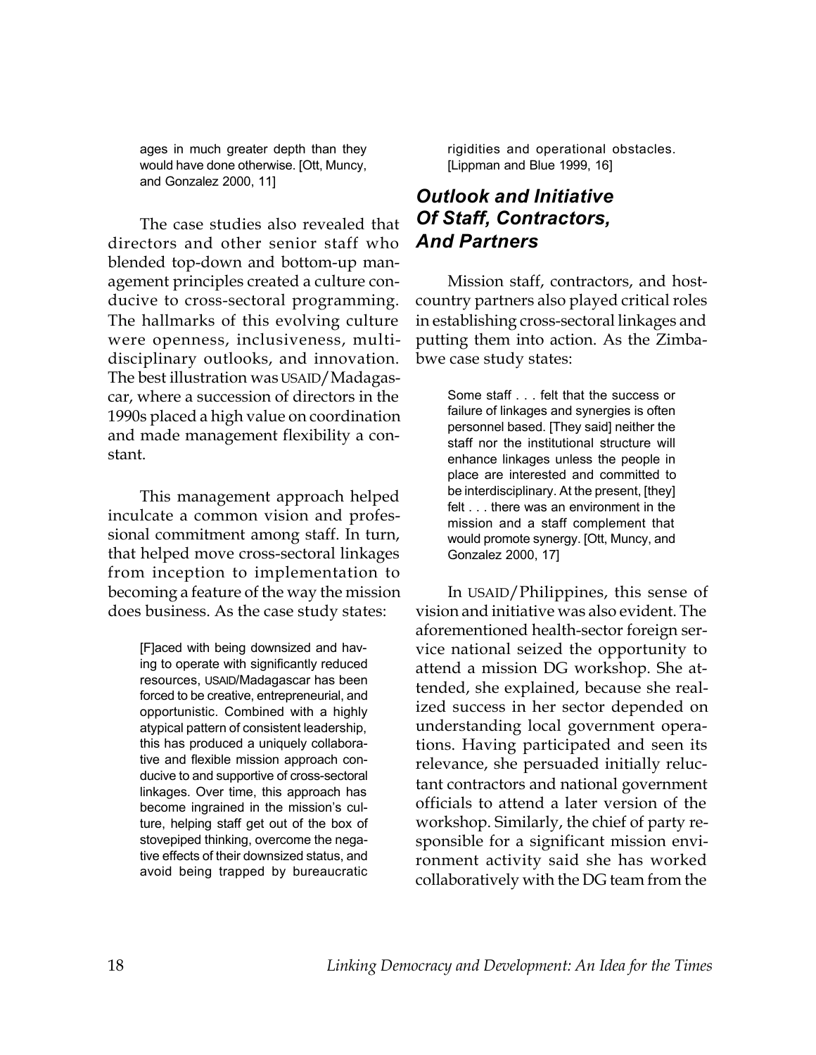> ages in much greater depth than they would have done otherwise. [Ott, Muncy, and Gonzalez 2000, 11]

The case studies also revealed that directors and other senior staff who blended top-down and bottom-up management principles created a culture conducive to cross-sectoral programming. The hallmarks of this evolving culture were openness, inclusiveness, multidisciplinary outlooks, and innovation. The best illustration was USAID/Madagascar, where a succession of directors in the 1990s placed a high value on coordination and made management flexibility a constant.

This management approach helped inculcate a common vision and professional commitment among staff. In turn, that helped move cross-sectoral linkages from inception to implementation to becoming a feature of the way the mission does business. As the case study states:

> [F]aced with being downsized and having to operate with significantly reduced resources, USAID/Madagascar has been forced to be creative, entrepreneurial, and opportunistic. Combined with a highly atypical pattern of consistent leadership, this has produced a uniquely collaborative and flexible mission approach conducive to and supportive of cross-sectoral linkages. Over time, this approach has become ingrained in the mission's culture, helping staff get out of the box of stovepiped thinking, overcome the negative effects of their downsized status, and avoid being trapped by bureaucratic rigidities and operational obstacles. [Lippman and Blue 1999, 16]

## *Outlook and Initiative Of Staff, Contractors, And Partners*

Mission staff, contractors, and host-country partners also played critical roles in establishing cross-sectoral linkages and putting them into action. As the Zimbabwe case study states:

> Some staff . . . felt that the success or failure of linkages and synergies is often personnel based. [They said] neither the staff nor the institutional structure will enhance linkages unless the people in place are interested and committed to be interdisciplinary. At the present, [they] felt . . . there was an environment in the mission and a staff complement that would promote synergy. [Ott, Muncy, and Gonzalez 2000, 17]

In USAID/Philippines, this sense of vision and initiative was also evident. The aforementioned health-sector foreign service national seized the opportunity to attend a mission DG workshop. She attended, she explained, because she realized success in her sector depended on understanding local government operations. Having participated and seen its relevance, she persuaded initially reluctant contractors and national government officials to attend a later version of the workshop. Similarly, the chief of party responsible for a significant mission environment activity said she has worked collaboratively with the DG team from the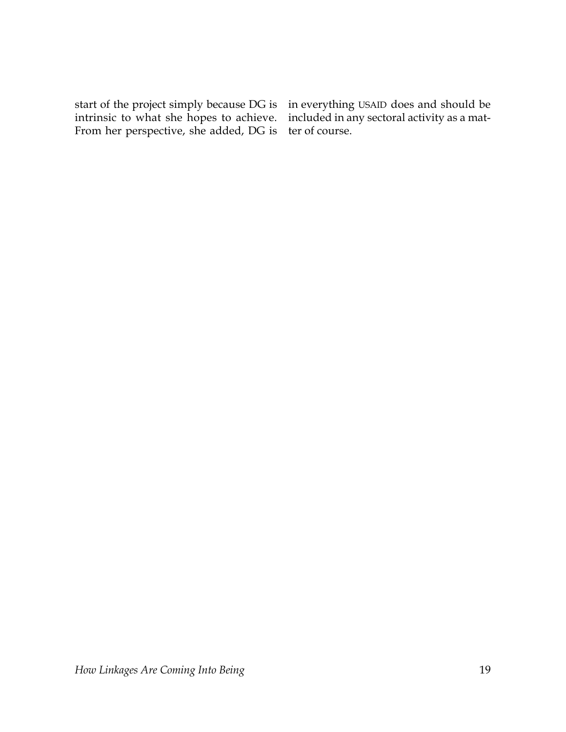start of the project simply because DG is intrinsic to what she hopes to achieve. From her perspective, she added, DG is in everything USAID does and should be included in any sectoral activity as a matter of course.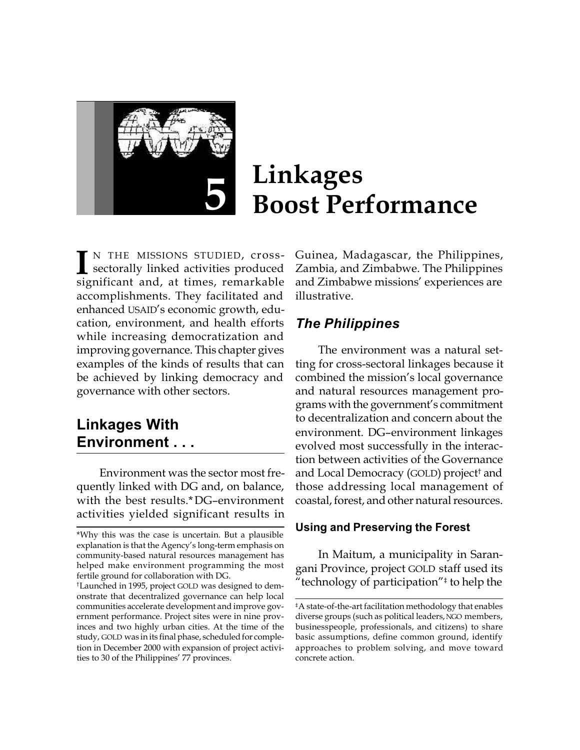# 5 Linkages Boost Performance

IN THE MISSIONS STUDIED, cross-sectorally linked activities produced significant and, at times, remarkable accomplishments. They facilitated and enhanced USAID's economic growth, education, environment, and health efforts while increasing democratization and improving governance. This chapter gives examples of the kinds of results that can be achieved by linking democracy and governance with other sectors.

## Linkages With Environment . . .

Environment was the sector most frequently linked with DG and, on balance, with the best results.* DG–environment activities yielded significant results in Guinea, Madagascar, the Philippines, Zambia, and Zimbabwe. The Philippines and Zimbabwe missions' experiences are illustrative.

### *The Philippines*

The environment was a natural setting for cross-sectoral linkages because it combined the mission's local governance and natural resources management programs with the government's commitment to decentralization and concern about the environment. DG–environment linkages evolved most successfully in the interaction between activities of the Governance and Local Democracy (GOLD) project† and those addressing local management of coastal, forest, and other natural resources.

#### Using and Preserving the Forest

In Maitum, a municipality in Sarangani Province, project GOLD staff used its "technology of participation"‡ to help the

---

*Why this was the case is uncertain. But a plausible explanation is that the Agency's long-term emphasis on community-based natural resources management has helped make environment programming the most fertile ground for collaboration with DG.

†Launched in 1995, project GOLD was designed to demonstrate that decentralized governance can help local communities accelerate development and improve government performance. Project sites were in nine provinces and two highly urban cities. At the time of the study, GOLD was in its final phase, scheduled for completion in December 2000 with expansion of project activities to 30 of the Philippines' 77 provinces.

‡A state-of-the-art facilitation methodology that enables diverse groups (such as political leaders, NGO members, businesspeople, professionals, and citizens) to share basic assumptions, define common ground, identify approaches to problem solving, and move toward concrete action.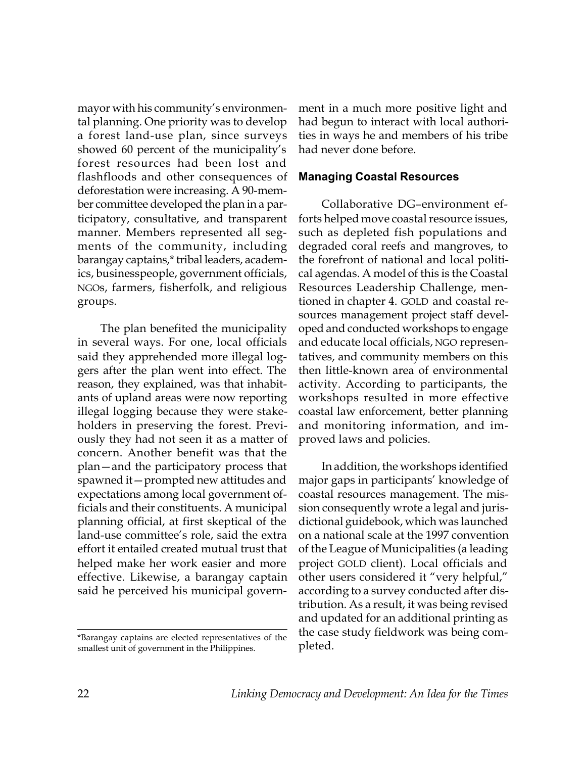mayor with his community's environmental planning. One priority was to develop a forest land-use plan, since surveys showed 60 percent of the municipality's forest resources had been lost and flashfloods and other consequences of deforestation were increasing. A 90-member committee developed the plan in a participatory, consultative, and transparent manner. Members represented all segments of the community, including barangay captains,* tribal leaders, academics, businesspeople, government officials, NGOs, farmers, fisherfolk, and religious groups.

The plan benefited the municipality in several ways. For one, local officials said they apprehended more illegal loggers after the plan went into effect. The reason, they explained, was that inhabitants of upland areas were now reporting illegal logging because they were stakeholders in preserving the forest. Previously they had not seen it as a matter of concern. Another benefit was that the plan—and the participatory process that spawned it—prompted new attitudes and expectations among local government officials and their constituents. A municipal planning official, at first skeptical of the land-use committee's role, said the extra effort it entailed created mutual trust that helped make her work easier and more effective. Likewise, a barangay captain said he perceived his municipal government in a much more positive light and had begun to interact with local authorities in ways he and members of his tribe had never done before.

### Managing Coastal Resources

Collaborative DG–environment efforts helped move coastal resource issues, such as depleted fish populations and degraded coral reefs and mangroves, to the forefront of national and local political agendas. A model of this is the Coastal Resources Leadership Challenge, mentioned in chapter 4. GOLD and coastal resources management project staff developed and conducted workshops to engage and educate local officials, NGO representatives, and community members on this then little-known area of environmental activity. According to participants, the workshops resulted in more effective coastal law enforcement, better planning and monitoring information, and improved laws and policies.

In addition, the workshops identified major gaps in participants' knowledge of coastal resources management. The mission consequently wrote a legal and jurisdictional guidebook, which was launched on a national scale at the 1997 convention of the League of Municipalities (a leading project GOLD client). Local officials and other users considered it "very helpful," according to a survey conducted after distribution. As a result, it was being revised and updated for an additional printing as the case study fieldwork was being completed.

---

*Barangay captains are elected representatives of the smallest unit of government in the Philippines.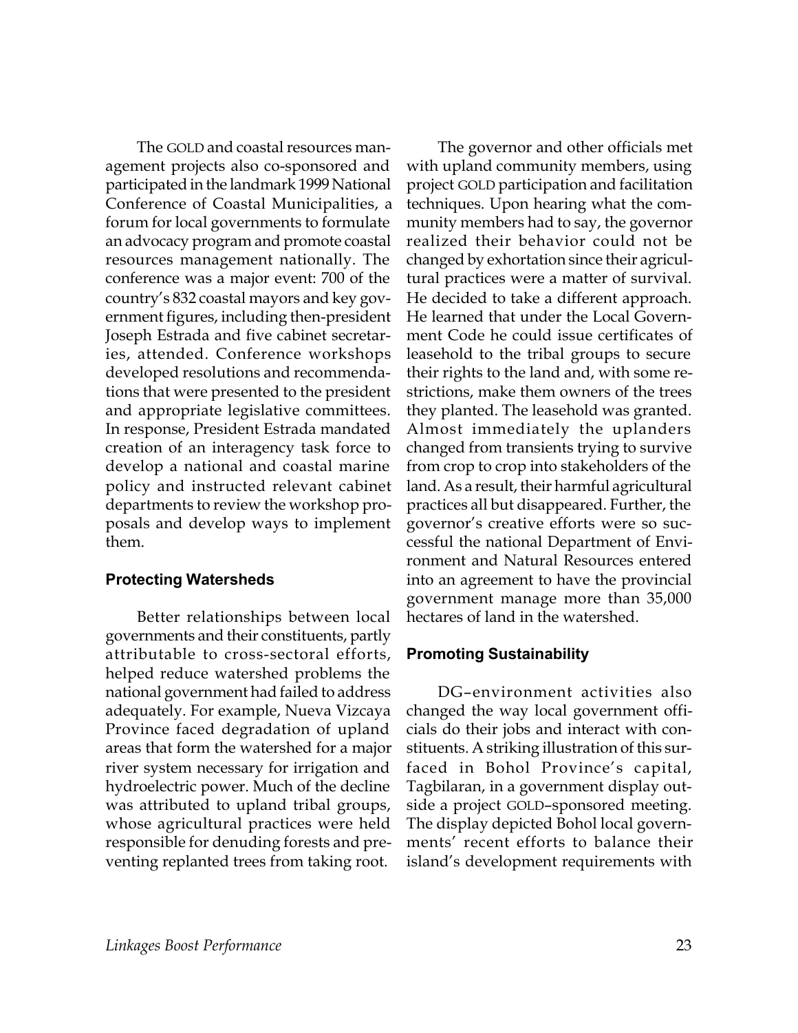The GOLD and coastal resources management projects also co-sponsored and participated in the landmark 1999 National Conference of Coastal Municipalities, a forum for local governments to formulate an advocacy program and promote coastal resources management nationally. The conference was a major event: 700 of the country's 832 coastal mayors and key government figures, including then-president Joseph Estrada and five cabinet secretaries, attended. Conference workshops developed resolutions and recommendations that were presented to the president and appropriate legislative committees. In response, President Estrada mandated creation of an interagency task force to develop a national and coastal marine policy and instructed relevant cabinet departments to review the workshop proposals and develop ways to implement them.

### Protecting Watersheds

Better relationships between local governments and their constituents, partly attributable to cross-sectoral efforts, helped reduce watershed problems the national government had failed to address adequately. For example, Nueva Vizcaya Province faced degradation of upland areas that form the watershed for a major river system necessary for irrigation and hydroelectric power. Much of the decline was attributed to upland tribal groups, whose agricultural practices were held responsible for denuding forests and preventing replanted trees from taking root.

The governor and other officials met with upland community members, using project GOLD participation and facilitation techniques. Upon hearing what the community members had to say, the governor realized their behavior could not be changed by exhortation since their agricultural practices were a matter of survival. He decided to take a different approach. He learned that under the Local Government Code he could issue certificates of leasehold to the tribal groups to secure their rights to the land and, with some restrictions, make them owners of the trees they planted. The leasehold was granted. Almost immediately the uplanders changed from transients trying to survive from crop to crop into stakeholders of the land. As a result, their harmful agricultural practices all but disappeared. Further, the governor's creative efforts were so successful the national Department of Environment and Natural Resources entered into an agreement to have the provincial government manage more than 35,000 hectares of land in the watershed.

### Promoting Sustainability

DG–environment activities also changed the way local government officials do their jobs and interact with constituents. A striking illustration of this surfaced in Bohol Province's capital, Tagbilaran, in a government display outside a project GOLD–sponsored meeting. The display depicted Bohol local governments' recent efforts to balance their island's development requirements with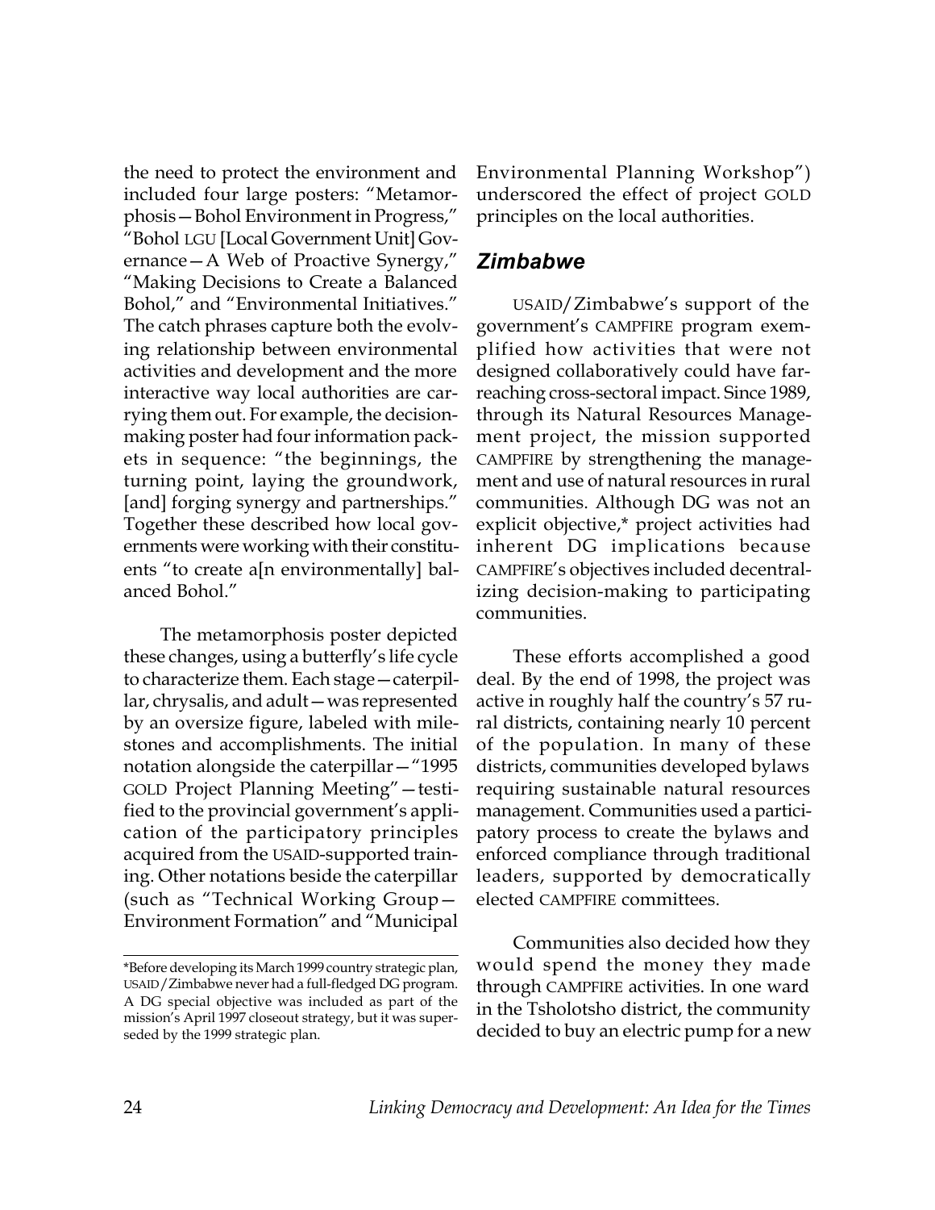the need to protect the environment and included four large posters: "Metamorphosis—Bohol Environment in Progress," "Bohol LGU [Local Government Unit] Governance—A Web of Proactive Synergy," "Making Decisions to Create a Balanced Bohol," and "Environmental Initiatives." The catch phrases capture both the evolving relationship between environmental activities and development and the more interactive way local authorities are carrying them out. For example, the decision-making poster had four information packets in sequence: "the beginnings, the turning point, laying the groundwork, [and] forging synergy and partnerships." Together these described how local governments were working with their constituents "to create a[n environmentally] balanced Bohol."

The metamorphosis poster depicted these changes, using a butterfly's life cycle to characterize them. Each stage—caterpillar, chrysalis, and adult—was represented by an oversize figure, labeled with milestones and accomplishments. The initial notation alongside the caterpillar—"1995 GOLD Project Planning Meeting"—testified to the provincial government's application of the participatory principles acquired from the USAID-supported training. Other notations beside the caterpillar (such as "Technical Working Group—Environment Formation" and "Municipal Environmental Planning Workshop") underscored the effect of project GOLD principles on the local authorities.

## *Zimbabwe*

USAID/Zimbabwe's support of the government's CAMPFIRE program exemplified how activities that were not designed collaboratively could have far-reaching cross-sectoral impact. Since 1989, through its Natural Resources Management project, the mission supported CAMPFIRE by strengthening the management and use of natural resources in rural communities. Although DG was not an explicit objective,* project activities had inherent DG implications because CAMPFIRE's objectives included decentralizing decision-making to participating communities.

These efforts accomplished a good deal. By the end of 1998, the project was active in roughly half the country's 57 rural districts, containing nearly 10 percent of the population. In many of these districts, communities developed bylaws requiring sustainable natural resources management. Communities used a participatory process to create the bylaws and enforced compliance through traditional leaders, supported by democratically elected CAMPFIRE committees.

Communities also decided how they would spend the money they made through CAMPFIRE activities. In one ward in the Tsholotsho district, the community decided to buy an electric pump for a new

---

*Before developing its March 1999 country strategic plan, USAID/Zimbabwe never had a full-fledged DG program. A DG special objective was included as part of the mission's April 1997 closeout strategy, but it was superseded by the 1999 strategic plan.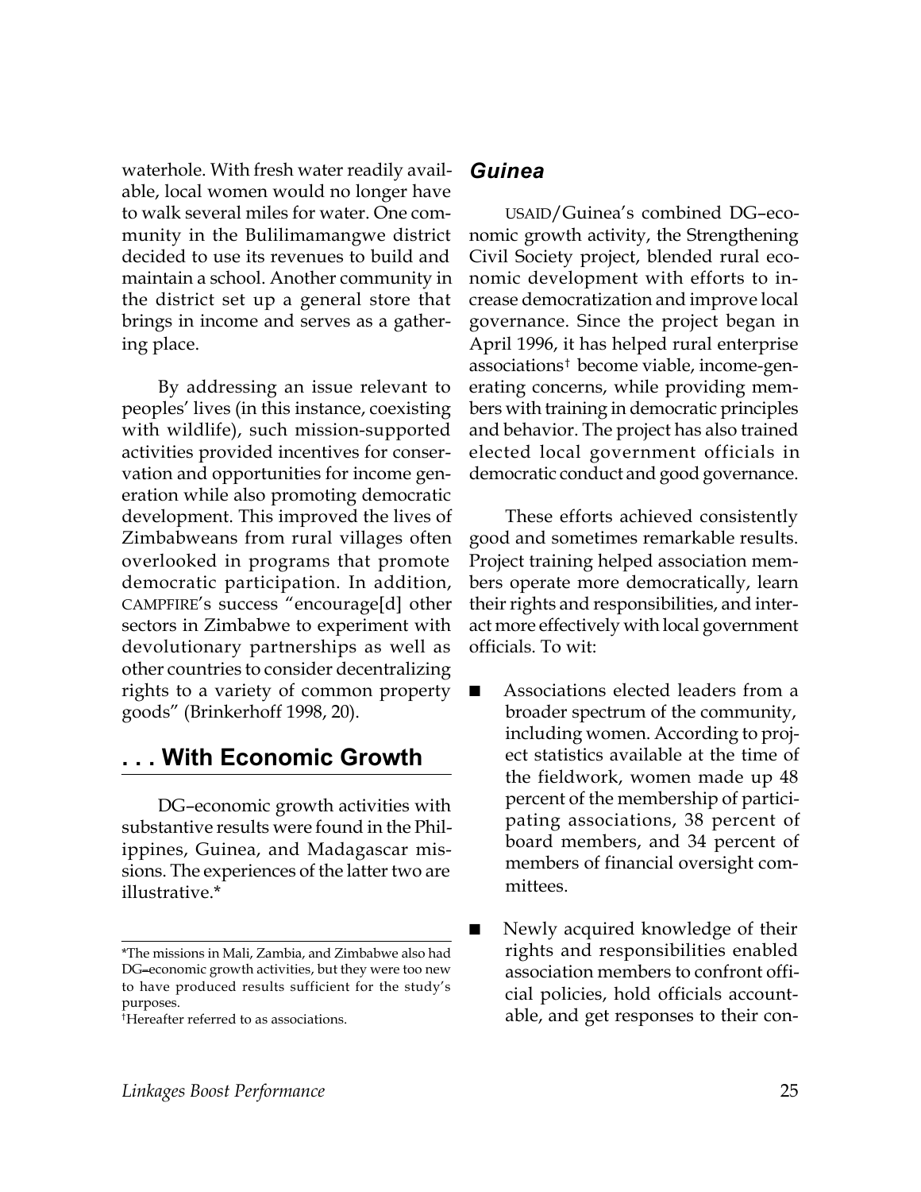waterhole. With fresh water readily available, local women would no longer have to walk several miles for water. One community in the Bulilimamangwe district decided to use its revenues to build and maintain a school. Another community in the district set up a general store that brings in income and serves as a gathering place.

By addressing an issue relevant to peoples' lives (in this instance, coexisting with wildlife), such mission-supported activities provided incentives for conservation and opportunities for income generation while also promoting democratic development. This improved the lives of Zimbabweans from rural villages often overlooked in programs that promote democratic participation. In addition, CAMPFIRE's success "encourage[d] other sectors in Zimbabwe to experiment with devolutionary partnerships as well as other countries to consider decentralizing rights to a variety of common property goods" (Brinkerhoff 1998, 20).

## . . . With Economic Growth

DG–economic growth activities with substantive results were found in the Philippines, Guinea, and Madagascar missions. The experiences of the latter two are illustrative.*

*The missions in Mali, Zambia, and Zimbabwe also had DG–economic growth activities, but they were too new to have produced results sufficient for the study's purposes.

†Hereafter referred to as associations.

### *Guinea*

USAID/Guinea's combined DG–economic growth activity, the Strengthening Civil Society project, blended rural economic development with efforts to increase democratization and improve local governance. Since the project began in April 1996, it has helped rural enterprise associations† become viable, income-generating concerns, while providing members with training in democratic principles and behavior. The project has also trained elected local government officials in democratic conduct and good governance.

These efforts achieved consistently good and sometimes remarkable results. Project training helped association members operate more democratically, learn their rights and responsibilities, and interact more effectively with local government officials. To wit:

- Associations elected leaders from a broader spectrum of the community, including women. According to project statistics available at the time of the fieldwork, women made up 48 percent of the membership of participating associations, 38 percent of board members, and 34 percent of members of financial oversight committees.
- Newly acquired knowledge of their rights and responsibilities enabled association members to confront official policies, hold officials accountable, and get responses to their con-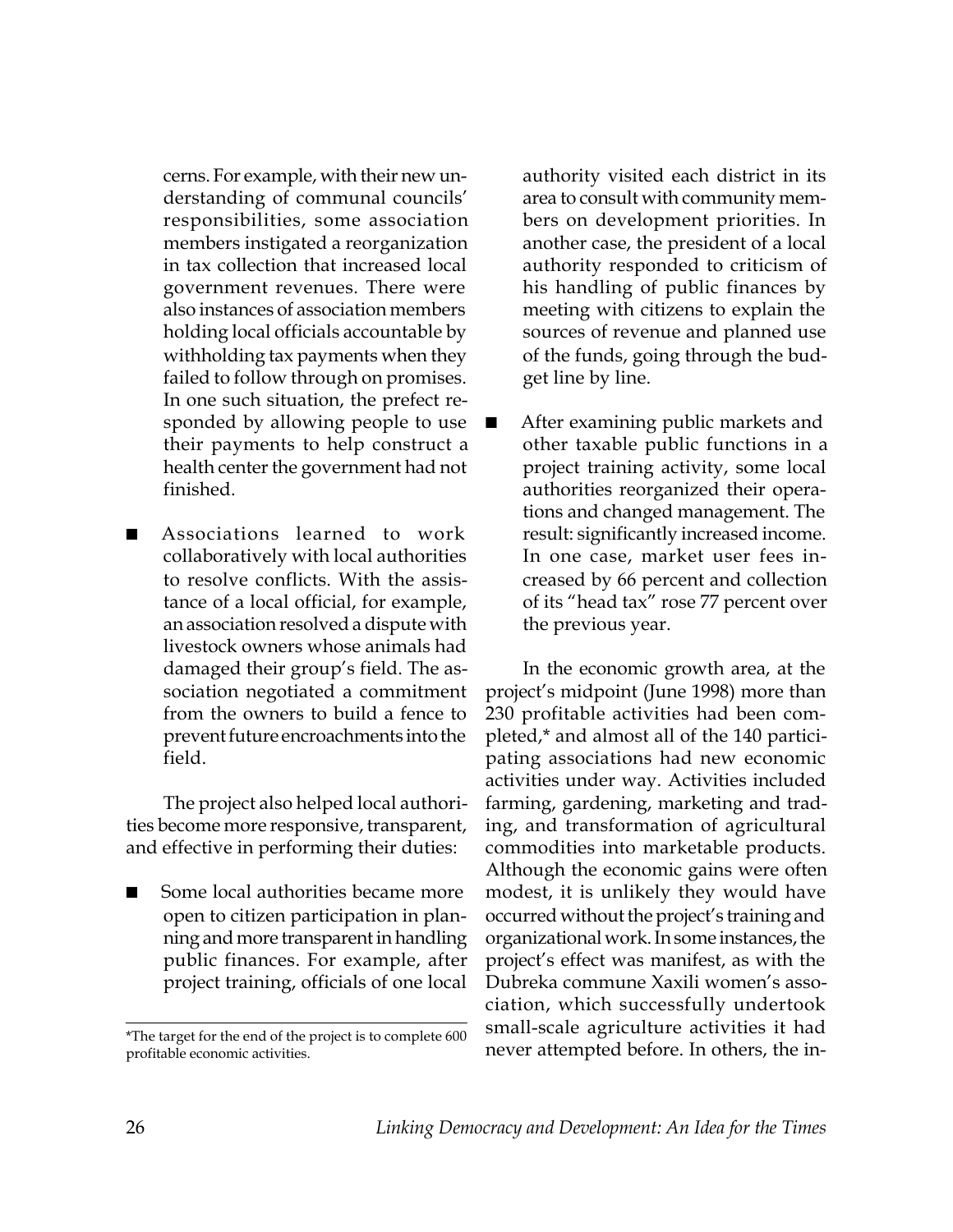cerns. For example, with their new understanding of communal councils' responsibilities, some association members instigated a reorganization in tax collection that increased local government revenues. There were also instances of association members holding local officials accountable by withholding tax payments when they failed to follow through on promises. In one such situation, the prefect responded by allowing people to use their payments to help construct a health center the government had not finished.

- Associations learned to work collaboratively with local authorities to resolve conflicts. With the assistance of a local official, for example, an association resolved a dispute with livestock owners whose animals had damaged their group's field. The association negotiated a commitment from the owners to build a fence to prevent future encroachments into the field.

The project also helped local authorities become more responsive, transparent, and effective in performing their duties:

- Some local authorities became more open to citizen participation in planning and more transparent in handling public finances. For example, after project training, officials of one local authority visited each district in its area to consult with community members on development priorities. In another case, the president of a local authority responded to criticism of his handling of public finances by meeting with citizens to explain the sources of revenue and planned use of the funds, going through the budget line by line.

- After examining public markets and other taxable public functions in a project training activity, some local authorities reorganized their operations and changed management. The result: significantly increased income. In one case, market user fees increased by 66 percent and collection of its "head tax" rose 77 percent over the previous year.

In the economic growth area, at the project's midpoint (June 1998) more than 230 profitable activities had been completed,* and almost all of the 140 participating associations had new economic activities under way. Activities included farming, gardening, marketing and trading, and transformation of agricultural commodities into marketable products. Although the economic gains were often modest, it is unlikely they would have occurred without the project's training and organizational work. In some instances, the project's effect was manifest, as with the Dubreka commune Xaxili women's association, which successfully undertook small-scale agriculture activities it had never attempted before. In others, the in-

*The target for the end of the project is to complete 600 profitable economic activities.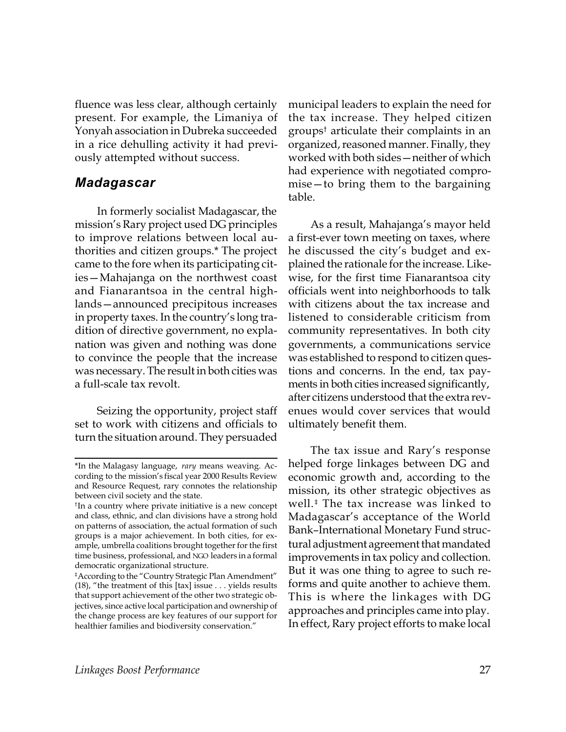fluence was less clear, although certainly present. For example, the Limaniya of Yonyah association in Dubreka succeeded in a rice dehulling activity it had previously attempted without success.

### *Madagascar*

In formerly socialist Madagascar, the mission's Rary project used DG principles to improve relations between local authorities and citizen groups.* The project came to the fore when its participating cities—Mahajanga on the northwest coast and Fianarantsoa in the central highlands—announced precipitous increases in property taxes. In the country's long tradition of directive government, no explanation was given and nothing was done to convince the people that the increase was necessary. The result in both cities was a full-scale tax revolt.

Seizing the opportunity, project staff set to work with citizens and officials to turn the situation around. They persuaded municipal leaders to explain the need for the tax increase. They helped citizen groups† articulate their complaints in an organized, reasoned manner. Finally, they worked with both sides—neither of which had experience with negotiated compromise—to bring them to the bargaining table.

As a result, Mahajanga's mayor held a first-ever town meeting on taxes, where he discussed the city's budget and explained the rationale for the increase. Likewise, for the first time Fianarantsoa city officials went into neighborhoods to talk with citizens about the tax increase and listened to considerable criticism from community representatives. In both city governments, a communications service was established to respond to citizen questions and concerns. In the end, tax payments in both cities increased significantly, after citizens understood that the extra revenues would cover services that would ultimately benefit them.

The tax issue and Rary's response helped forge linkages between DG and economic growth and, according to the mission, its other strategic objectives as well.‡ The tax increase was linked to Madagascar's acceptance of the World Bank–International Monetary Fund structural adjustment agreement that mandated improvements in tax policy and collection. But it was one thing to agree to such reforms and quite another to achieve them. This is where the linkages with DG approaches and principles came into play. In effect, Rary project efforts to make local

---

*In the Malagasy language, *rary* means weaving. According to the mission's fiscal year 2000 Results Review and Resource Request, rary connotes the relationship between civil society and the state.

†In a country where private initiative is a new concept and class, ethnic, and clan divisions have a strong hold on patterns of association, the actual formation of such groups is a major achievement. In both cities, for example, umbrella coalitions brought together for the first time business, professional, and NGO leaders in a formal democratic organizational structure.

‡According to the "Country Strategic Plan Amendment" (18), "the treatment of this [tax] issue . . . yields results that support achievement of the other two strategic objectives, since active local participation and ownership of the change process are key features of our support for healthier families and biodiversity conservation."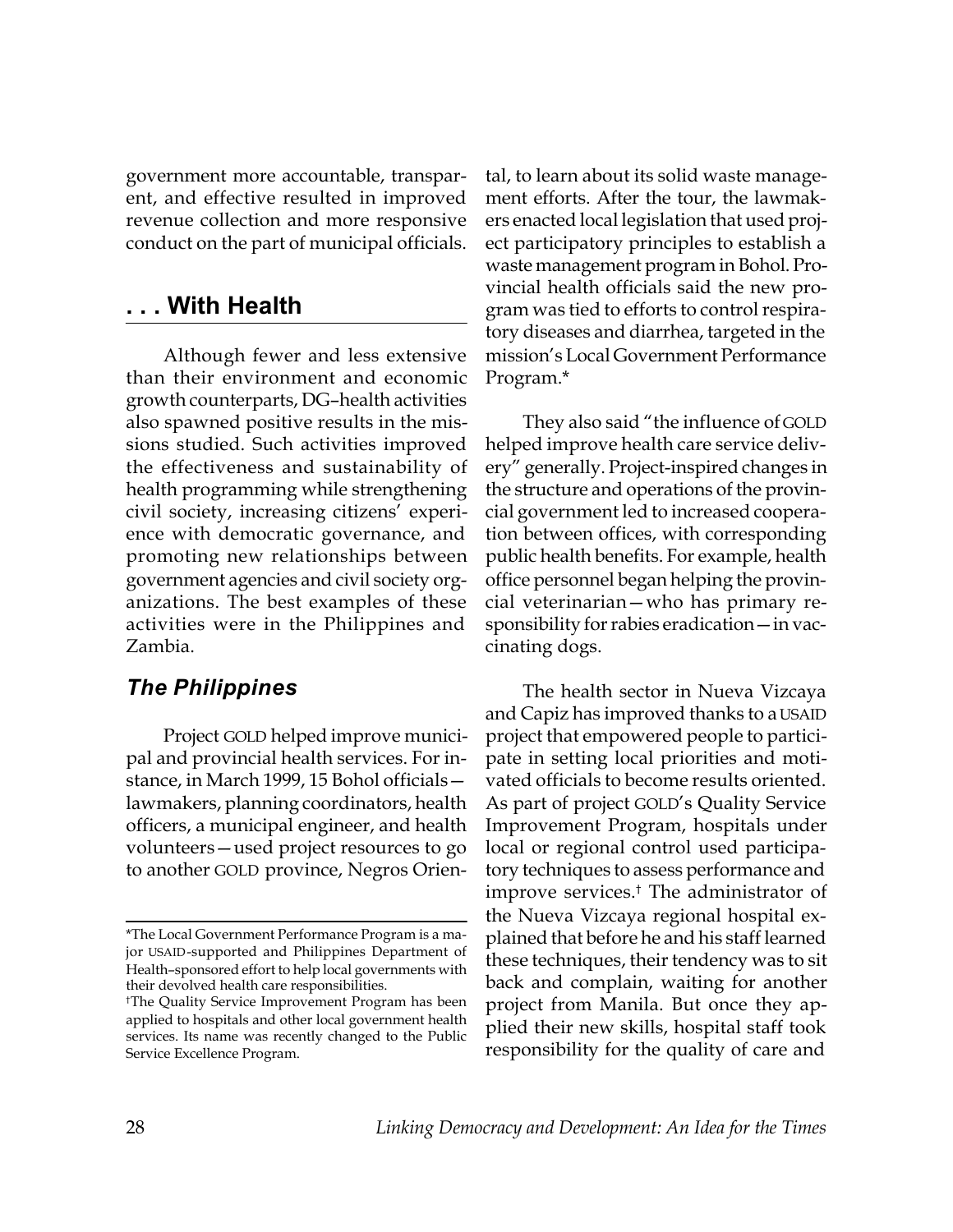government more accountable, transparent, and effective resulted in improved revenue collection and more responsive conduct on the part of municipal officials.

## . . . With Health

Although fewer and less extensive than their environment and economic growth counterparts, DG–health activities also spawned positive results in the missions studied. Such activities improved the effectiveness and sustainability of health programming while strengthening civil society, increasing citizens' experience with democratic governance, and promoting new relationships between government agencies and civil society organizations. The best examples of these activities were in the Philippines and Zambia.

### *The Philippines*

Project GOLD helped improve municipal and provincial health services. For instance, in March 1999, 15 Bohol officials—lawmakers, planning coordinators, health officers, a municipal engineer, and health volunteers—used project resources to go to another GOLD province, Negros Oriental, to learn about its solid waste management efforts. After the tour, the lawmakers enacted local legislation that used project participatory principles to establish a waste management program in Bohol. Provincial health officials said the new program was tied to efforts to control respiratory diseases and diarrhea, targeted in the mission's Local Government Performance Program.*

They also said "the influence of GOLD helped improve health care service delivery" generally. Project-inspired changes in the structure and operations of the provincial government led to increased cooperation between offices, with corresponding public health benefits. For example, health office personnel began helping the provincial veterinarian—who has primary responsibility for rabies eradication—in vaccinating dogs.

The health sector in Nueva Vizcaya and Capiz has improved thanks to a USAID project that empowered people to participate in setting local priorities and motivated officials to become results oriented. As part of project GOLD's Quality Service Improvement Program, hospitals under local or regional control used participatory techniques to assess performance and improve services.† The administrator of the Nueva Vizcaya regional hospital explained that before he and his staff learned these techniques, their tendency was to sit back and complain, waiting for another project from Manila. But once they applied their new skills, hospital staff took responsibility for the quality of care and

---

*The Local Government Performance Program is a major USAID-supported and Philippines Department of Health–sponsored effort to help local governments with their devolved health care responsibilities.

†The Quality Service Improvement Program has been applied to hospitals and other local government health services. Its name was recently changed to the Public Service Excellence Program.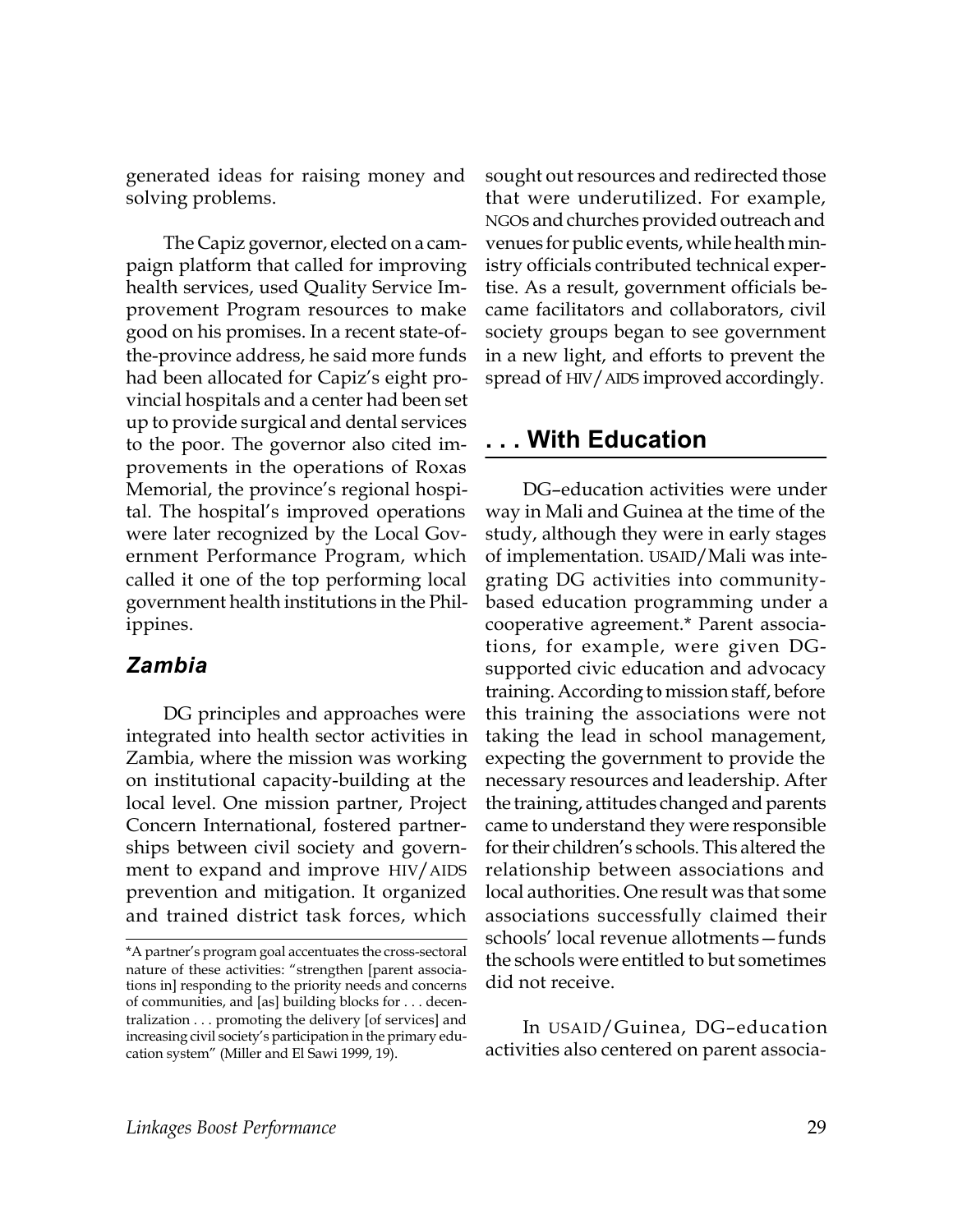generated ideas for raising money and solving problems.

The Capiz governor, elected on a campaign platform that called for improving health services, used Quality Service Improvement Program resources to make good on his promises. In a recent state-of-the-province address, he said more funds had been allocated for Capiz's eight provincial hospitals and a center had been set up to provide surgical and dental services to the poor. The governor also cited improvements in the operations of Roxas Memorial, the province's regional hospital. The hospital's improved operations were later recognized by the Local Government Performance Program, which called it one of the top performing local government health institutions in the Philippines.

### *Zambia*

DG principles and approaches were integrated into health sector activities in Zambia, where the mission was working on institutional capacity-building at the local level. One mission partner, Project Concern International, fostered partnerships between civil society and government to expand and improve HIV/AIDS prevention and mitigation. It organized and trained district task forces, which sought out resources and redirected those that were underutilized. For example, NGOs and churches provided outreach and venues for public events, while health ministry officials contributed technical expertise. As a result, government officials became facilitators and collaborators, civil society groups began to see government in a new light, and efforts to prevent the spread of HIV/AIDS improved accordingly.

## . . . With Education

DG–education activities were under way in Mali and Guinea at the time of the study, although they were in early stages of implementation. USAID/Mali was integrating DG activities into community-based education programming under a cooperative agreement.* Parent associations, for example, were given DG-supported civic education and advocacy training. According to mission staff, before this training the associations were not taking the lead in school management, expecting the government to provide the necessary resources and leadership. After the training, attitudes changed and parents came to understand they were responsible for their children's schools. This altered the relationship between associations and local authorities. One result was that some associations successfully claimed their schools' local revenue allotments—funds the schools were entitled to but sometimes did not receive.

In USAID/Guinea, DG–education activities also centered on parent associa-

*A partner's program goal accentuates the cross-sectoral nature of these activities: "strengthen [parent associations in] responding to the priority needs and concerns of communities, and [as] building blocks for . . . decentralization . . . promoting the delivery [of services] and increasing civil society's participation in the primary education system" (Miller and El Sawi 1999, 19).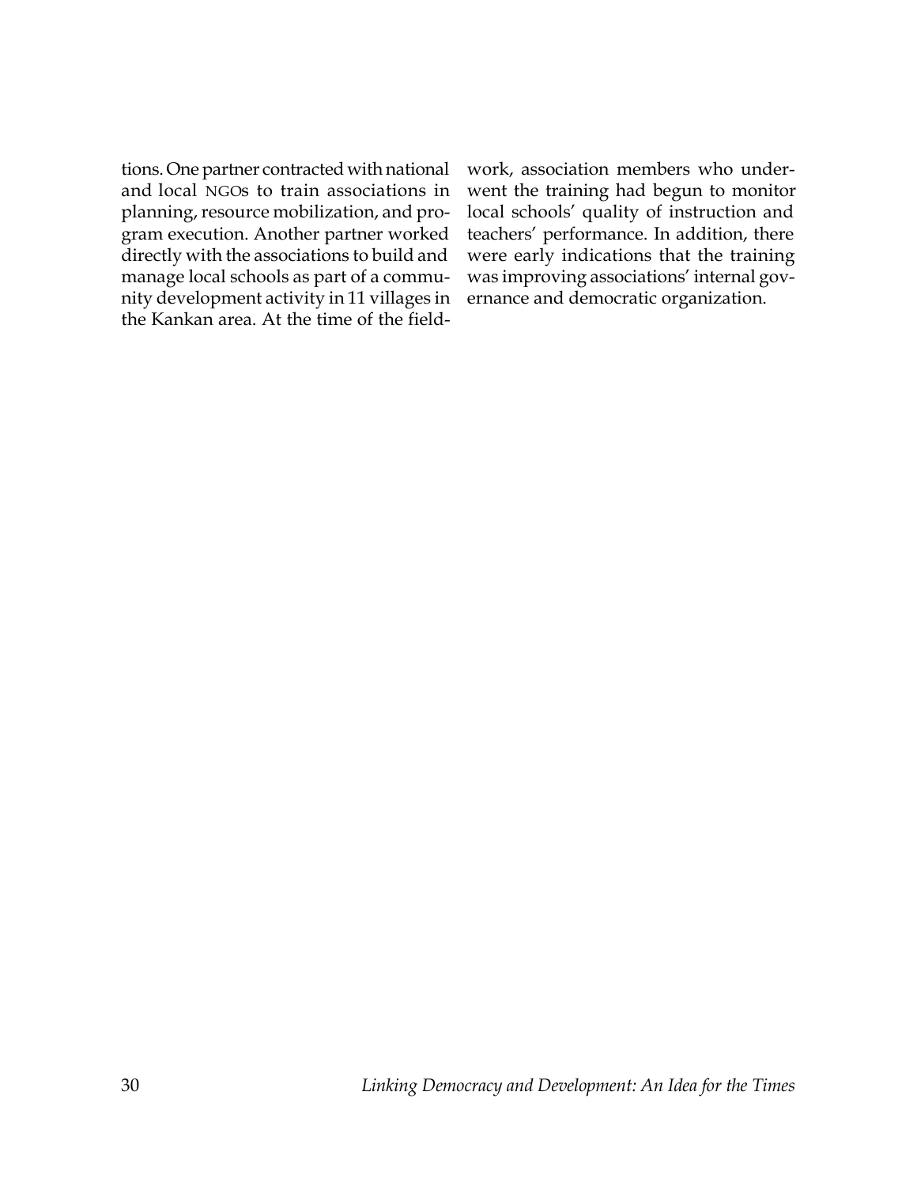tions. One partner contracted with national and local NGOs to train associations in planning, resource mobilization, and program execution. Another partner worked directly with the associations to build and manage local schools as part of a community development activity in 11 villages in the Kankan area. At the time of the fieldwork, association members who underwent the training had begun to monitor local schools' quality of instruction and teachers' performance. In addition, there were early indications that the training was improving associations' internal governance and democratic organization.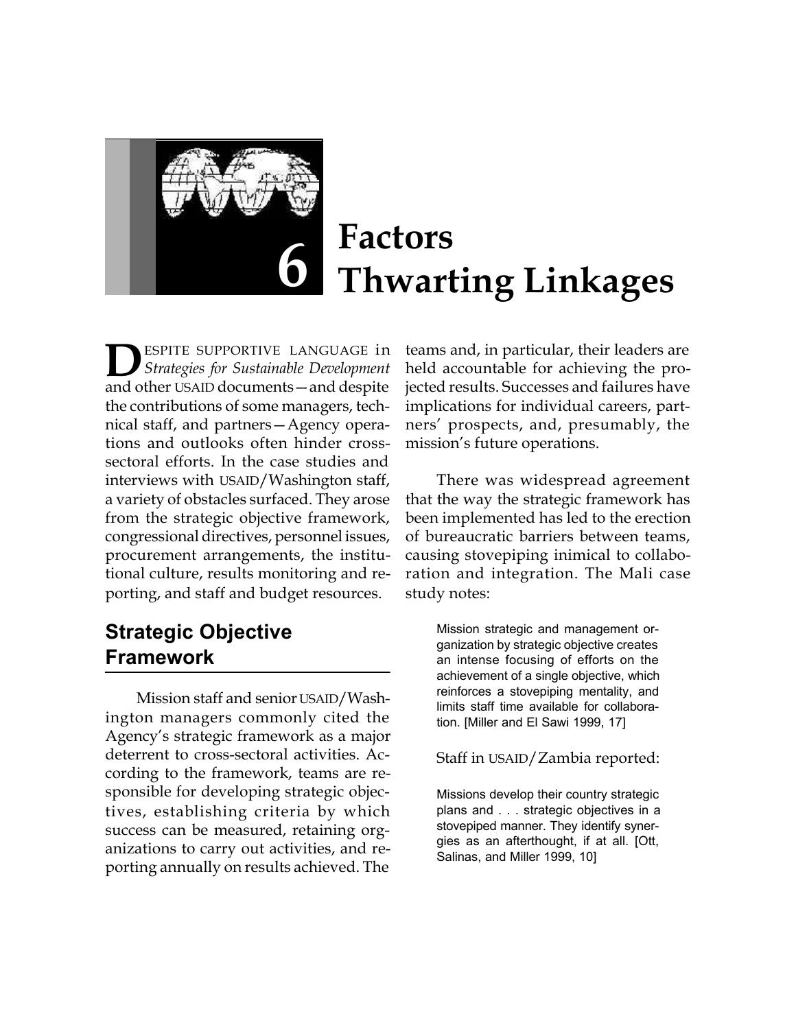# 6 Factors Thwarting Linkages

DESPITE SUPPORTIVE LANGUAGE in *Strategies for Sustainable Development* and other USAID documents—and despite the contributions of some managers, technical staff, and partners—Agency operations and outlooks often hinder cross-sectoral efforts. In the case studies and interviews with USAID/Washington staff, a variety of obstacles surfaced. They arose from the strategic objective framework, congressional directives, personnel issues, procurement arrangements, the institutional culture, results monitoring and reporting, and staff and budget resources.

## Strategic Objective Framework

Mission staff and senior USAID/Washington managers commonly cited the Agency's strategic framework as a major deterrent to cross-sectoral activities. According to the framework, teams are responsible for developing strategic objectives, establishing criteria by which success can be measured, retaining organizations to carry out activities, and reporting annually on results achieved. The teams and, in particular, their leaders are held accountable for achieving the projected results. Successes and failures have implications for individual careers, partners' prospects, and, presumably, the mission's future operations.

There was widespread agreement that the way the strategic framework has been implemented has led to the erection of bureaucratic barriers between teams, causing stovepiping inimical to collaboration and integration. The Mali case study notes:

> Mission strategic and management organization by strategic objective creates an intense focusing of efforts on the achievement of a single objective, which reinforces a stovepiping mentality, and limits staff time available for collaboration. [Miller and El Sawi 1999, 17]

Staff in USAID/Zambia reported:

> Missions develop their country strategic plans and . . . strategic objectives in a stovepiped manner. They identify synergies as an afterthought, if at all. [Ott, Salinas, and Miller 1999, 10]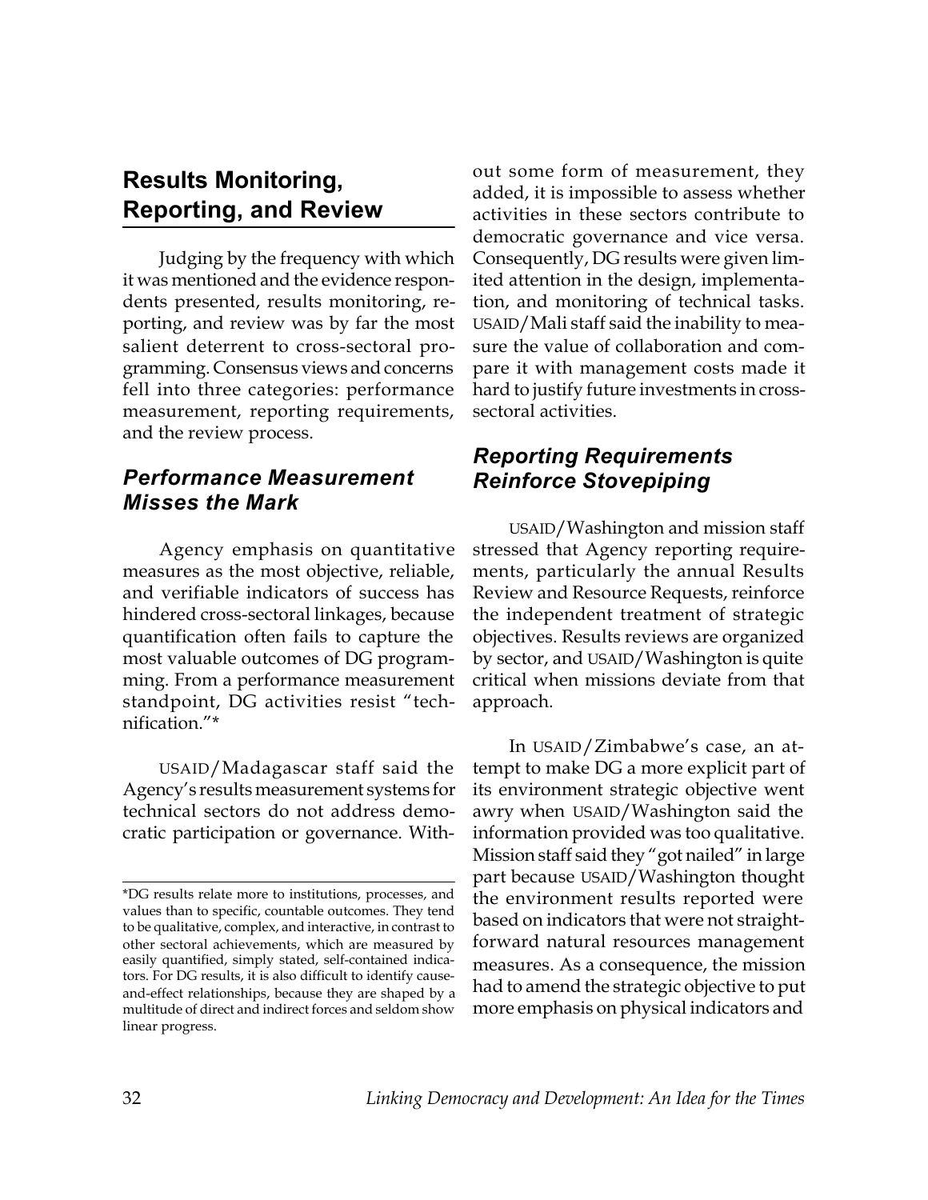## Results Monitoring, Reporting, and Review

Judging by the frequency with which it was mentioned and the evidence respondents presented, results monitoring, reporting, and review was by far the most salient deterrent to cross-sectoral programming. Consensus views and concerns fell into three categories: performance measurement, reporting requirements, and the review process.

### *Performance Measurement Misses the Mark*

Agency emphasis on quantitative measures as the most objective, reliable, and verifiable indicators of success has hindered cross-sectoral linkages, because quantification often fails to capture the most valuable outcomes of DG programming. From a performance measurement standpoint, DG activities resist "technification."*

USAID/Madagascar staff said the Agency's results measurement systems for technical sectors do not address democratic participation or governance. Without some form of measurement, they added, it is impossible to assess whether activities in these sectors contribute to democratic governance and vice versa. Consequently, DG results were given limited attention in the design, implementation, and monitoring of technical tasks. USAID/Mali staff said the inability to measure the value of collaboration and compare it with management costs made it hard to justify future investments in cross-sectoral activities.

### *Reporting Requirements Reinforce Stovepiping*

USAID/Washington and mission staff stressed that Agency reporting requirements, particularly the annual Results Review and Resource Requests, reinforce the independent treatment of strategic objectives. Results reviews are organized by sector, and USAID/Washington is quite critical when missions deviate from that approach.

In USAID/Zimbabwe's case, an attempt to make DG a more explicit part of its environment strategic objective went awry when USAID/Washington said the information provided was too qualitative. Mission staff said they "got nailed" in large part because USAID/Washington thought the environment results reported were based on indicators that were not straightforward natural resources management measures. As a consequence, the mission had to amend the strategic objective to put more emphasis on physical indicators and

---

*DG results relate more to institutions, processes, and values than to specific, countable outcomes. They tend to be qualitative, complex, and interactive, in contrast to other sectoral achievements, which are measured by easily quantified, simply stated, self-contained indicators. For DG results, it is also difficult to identify cause-and-effect relationships, because they are shaped by a multitude of direct and indirect forces and seldom show linear progress.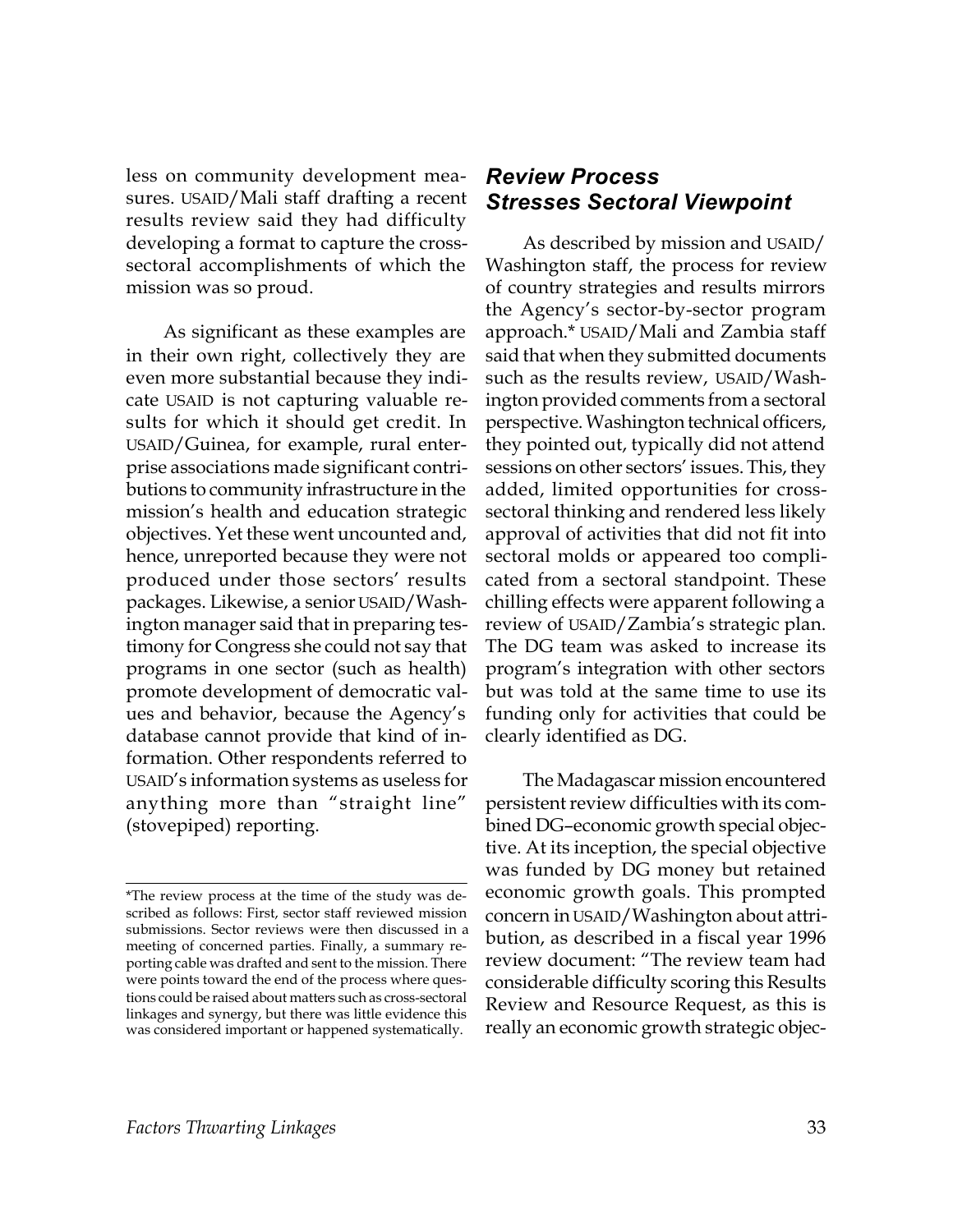less on community development measures. USAID/Mali staff drafting a recent results review said they had difficulty developing a format to capture the cross-sectoral accomplishments of which the mission was so proud.

As significant as these examples are in their own right, collectively they are even more substantial because they indicate USAID is not capturing valuable results for which it should get credit. In USAID/Guinea, for example, rural enterprise associations made significant contributions to community infrastructure in the mission's health and education strategic objectives. Yet these went uncounted and, hence, unreported because they were not produced under those sectors' results packages. Likewise, a senior USAID/Washington manager said that in preparing testimony for Congress she could not say that programs in one sector (such as health) promote development of democratic values and behavior, because the Agency's database cannot provide that kind of information. Other respondents referred to USAID's information systems as useless for anything more than "straight line" (stovepiped) reporting.

## *Review Process Stresses Sectoral Viewpoint*

As described by mission and USAID/Washington staff, the process for review of country strategies and results mirrors the Agency's sector-by-sector program approach.* USAID/Mali and Zambia staff said that when they submitted documents such as the results review, USAID/Washington provided comments from a sectoral perspective. Washington technical officers, they pointed out, typically did not attend sessions on other sectors' issues. This, they added, limited opportunities for cross-sectoral thinking and rendered less likely approval of activities that did not fit into sectoral molds or appeared too complicated from a sectoral standpoint. These chilling effects were apparent following a review of USAID/Zambia's strategic plan. The DG team was asked to increase its program's integration with other sectors but was told at the same time to use its funding only for activities that could be clearly identified as DG.

The Madagascar mission encountered persistent review difficulties with its combined DG–economic growth special objective. At its inception, the special objective was funded by DG money but retained economic growth goals. This prompted concern in USAID/Washington about attribution, as described in a fiscal year 1996 review document: "The review team had considerable difficulty scoring this Results Review and Resource Request, as this is really an economic growth strategic objec-

---

*The review process at the time of the study was described as follows: First, sector staff reviewed mission submissions. Sector reviews were then discussed in a meeting of concerned parties. Finally, a summary reporting cable was drafted and sent to the mission. There were points toward the end of the process where questions could be raised about matters such as cross-sectoral linkages and synergy, but there was little evidence this was considered important or happened systematically.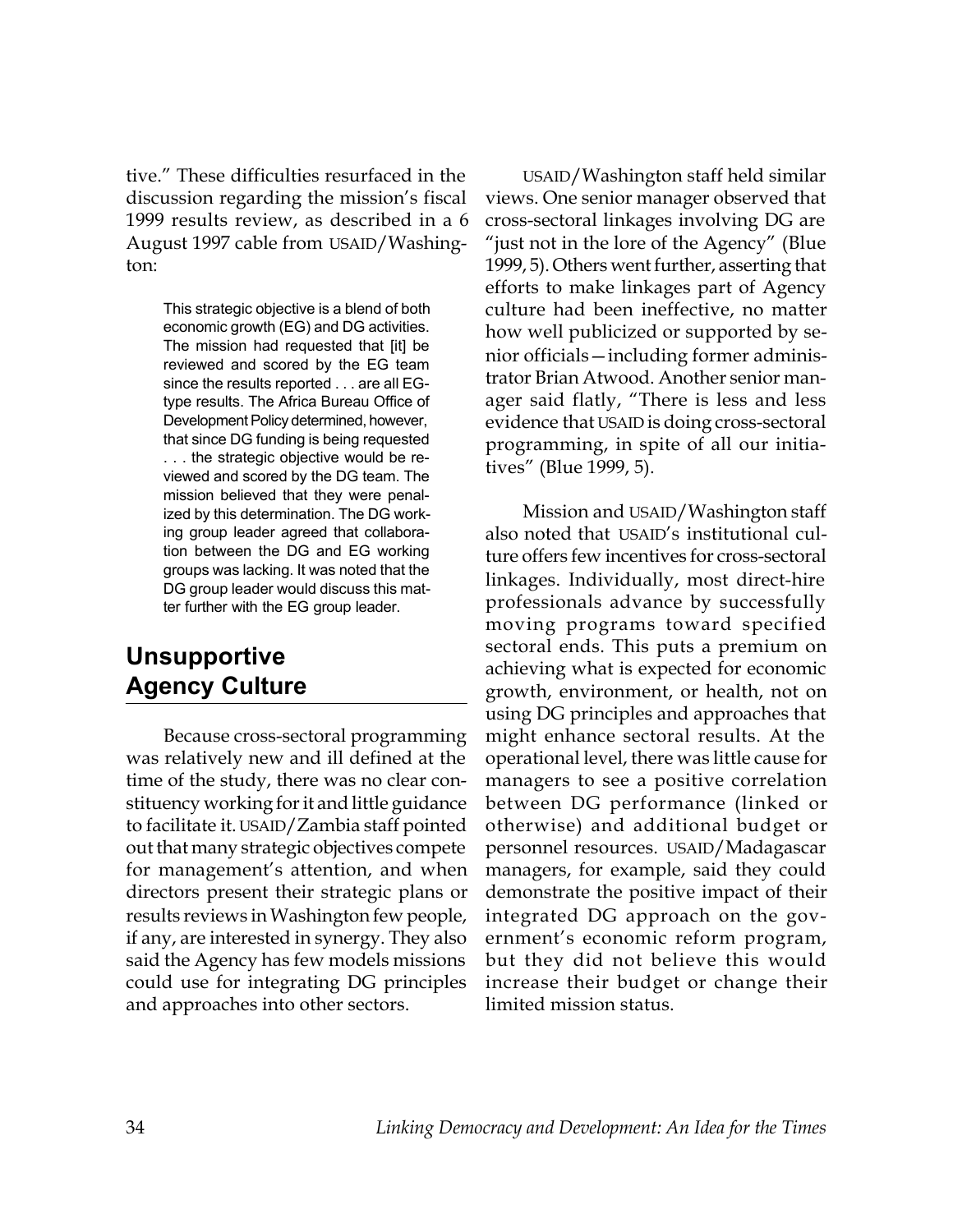tive." These difficulties resurfaced in the discussion regarding the mission's fiscal 1999 results review, as described in a 6 August 1997 cable from USAID/Washington:

> This strategic objective is a blend of both economic growth (EG) and DG activities. The mission had requested that [it] be reviewed and scored by the EG team since the results reported . . . are all EG-type results. The Africa Bureau Office of Development Policy determined, however, that since DG funding is being requested . . . the strategic objective would be reviewed and scored by the DG team. The mission believed that they were penalized by this determination. The DG working group leader agreed that collaboration between the DG and EG working groups was lacking. It was noted that the DG group leader would discuss this matter further with the EG group leader.

## Unsupportive Agency Culture

Because cross-sectoral programming was relatively new and ill defined at the time of the study, there was no clear constituency working for it and little guidance to facilitate it. USAID/Zambia staff pointed out that many strategic objectives compete for management's attention, and when directors present their strategic plans or results reviews in Washington few people, if any, are interested in synergy. They also said the Agency has few models missions could use for integrating DG principles and approaches into other sectors.

USAID/Washington staff held similar views. One senior manager observed that cross-sectoral linkages involving DG are "just not in the lore of the Agency" (Blue 1999, 5). Others went further, asserting that efforts to make linkages part of Agency culture had been ineffective, no matter how well publicized or supported by senior officials—including former administrator Brian Atwood. Another senior manager said flatly, "There is less and less evidence that USAID is doing cross-sectoral programming, in spite of all our initiatives" (Blue 1999, 5).

Mission and USAID/Washington staff also noted that USAID's institutional culture offers few incentives for cross-sectoral linkages. Individually, most direct-hire professionals advance by successfully moving programs toward specified sectoral ends. This puts a premium on achieving what is expected for economic growth, environment, or health, not on using DG principles and approaches that might enhance sectoral results. At the operational level, there was little cause for managers to see a positive correlation between DG performance (linked or otherwise) and additional budget or personnel resources. USAID/Madagascar managers, for example, said they could demonstrate the positive impact of their integrated DG approach on the government's economic reform program, but they did not believe this would increase their budget or change their limited mission status.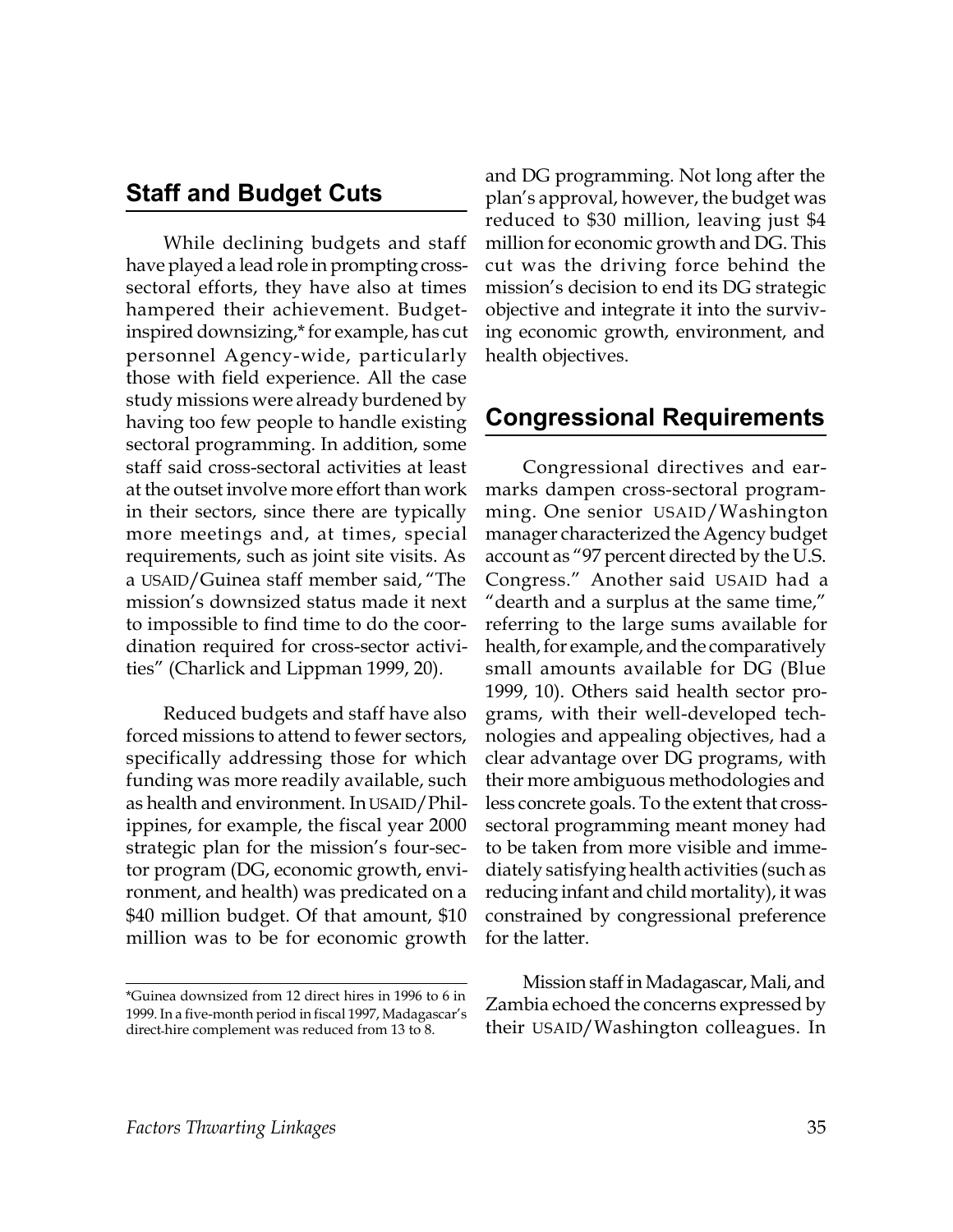## Staff and Budget Cuts

While declining budgets and staff have played a lead role in prompting cross-sectoral efforts, they have also at times hampered their achievement. Budget-inspired downsizing,* for example, has cut personnel Agency-wide, particularly those with field experience. All the case study missions were already burdened by having too few people to handle existing sectoral programming. In addition, some staff said cross-sectoral activities at least at the outset involve more effort than work in their sectors, since there are typically more meetings and, at times, special requirements, such as joint site visits. As a USAID/Guinea staff member said, "The mission's downsized status made it next to impossible to find time to do the coordination required for cross-sector activities" (Charlick and Lippman 1999, 20).

Reduced budgets and staff have also forced missions to attend to fewer sectors, specifically addressing those for which funding was more readily available, such as health and environment. In USAID/Philippines, for example, the fiscal year 2000 strategic plan for the mission's four-sector program (DG, economic growth, environment, and health) was predicated on a $40 million budget. Of that amount, $10 million was to be for economic growth and DG programming. Not long after the plan's approval, however, the budget was reduced to $30 million, leaving just $4 million for economic growth and DG. This cut was the driving force behind the mission's decision to end its DG strategic objective and integrate it into the surviving economic growth, environment, and health objectives.

*Guinea downsized from 12 direct hires in 1996 to 6 in 1999. In a five-month period in fiscal 1997, Madagascar's direct-hire complement was reduced from 13 to 8.

## Congressional Requirements

Congressional directives and earmarks dampen cross-sectoral programming. One senior USAID/Washington manager characterized the Agency budget account as "97 percent directed by the U.S. Congress." Another said USAID had a "dearth and a surplus at the same time," referring to the large sums available for health, for example, and the comparatively small amounts available for DG (Blue 1999, 10). Others said health sector programs, with their well-developed technologies and appealing objectives, had a clear advantage over DG programs, with their more ambiguous methodologies and less concrete goals. To the extent that cross-sectoral programming meant money had to be taken from more visible and immediately satisfying health activities (such as reducing infant and child mortality), it was constrained by congressional preference for the latter.

Mission staff in Madagascar, Mali, and Zambia echoed the concerns expressed by their USAID/Washington colleagues. In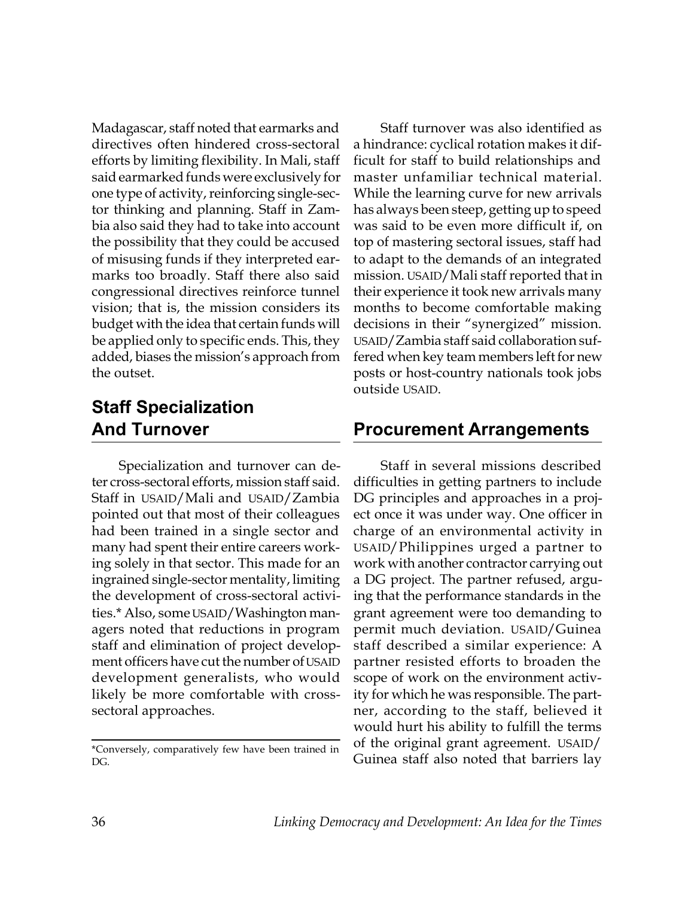Madagascar, staff noted that earmarks and directives often hindered cross-sectoral efforts by limiting flexibility. In Mali, staff said earmarked funds were exclusively for one type of activity, reinforcing single-sector thinking and planning. Staff in Zambia also said they had to take into account the possibility that they could be accused of misusing funds if they interpreted earmarks too broadly. Staff there also said congressional directives reinforce tunnel vision; that is, the mission considers its budget with the idea that certain funds will be applied only to specific ends. This, they added, biases the mission's approach from the outset.

## Staff Specialization And Turnover

Specialization and turnover can deter cross-sectoral efforts, mission staff said. Staff in USAID/Mali and USAID/Zambia pointed out that most of their colleagues had been trained in a single sector and many had spent their entire careers working solely in that sector. This made for an ingrained single-sector mentality, limiting the development of cross-sectoral activities.* Also, some USAID/Washington managers noted that reductions in program staff and elimination of project development officers have cut the number of USAID development generalists, who would likely be more comfortable with cross-sectoral approaches.

*Conversely, comparatively few have been trained in DG.

Staff turnover was also identified as a hindrance: cyclical rotation makes it difficult for staff to build relationships and master unfamiliar technical material. While the learning curve for new arrivals has always been steep, getting up to speed was said to be even more difficult if, on top of mastering sectoral issues, staff had to adapt to the demands of an integrated mission. USAID/Mali staff reported that in their experience it took new arrivals many months to become comfortable making decisions in their "synergized" mission. USAID/Zambia staff said collaboration suffered when key team members left for new posts or host-country nationals took jobs outside USAID.

## Procurement Arrangements

Staff in several missions described difficulties in getting partners to include DG principles and approaches in a project once it was under way. One officer in charge of an environmental activity in USAID/Philippines urged a partner to work with another contractor carrying out a DG project. The partner refused, arguing that the performance standards in the grant agreement were too demanding to permit much deviation. USAID/Guinea staff described a similar experience: A partner resisted efforts to broaden the scope of work on the environment activity for which he was responsible. The partner, according to the staff, believed it would hurt his ability to fulfill the terms of the original grant agreement. USAID/Guinea staff also noted that barriers lay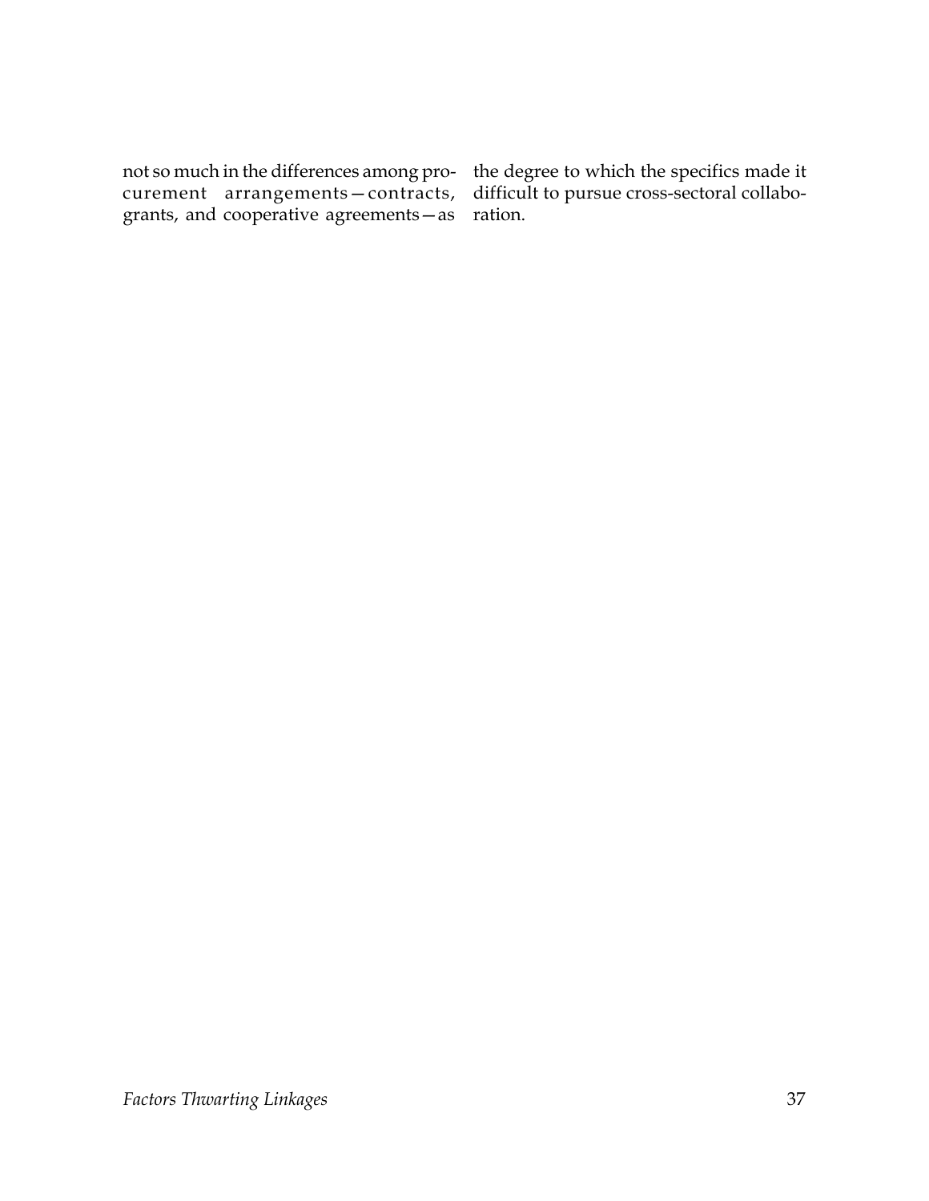not so much in the differences among procurement arrangements—contracts, grants, and cooperative agreements—as the degree to which the specifics made it difficult to pursue cross-sectoral collaboration.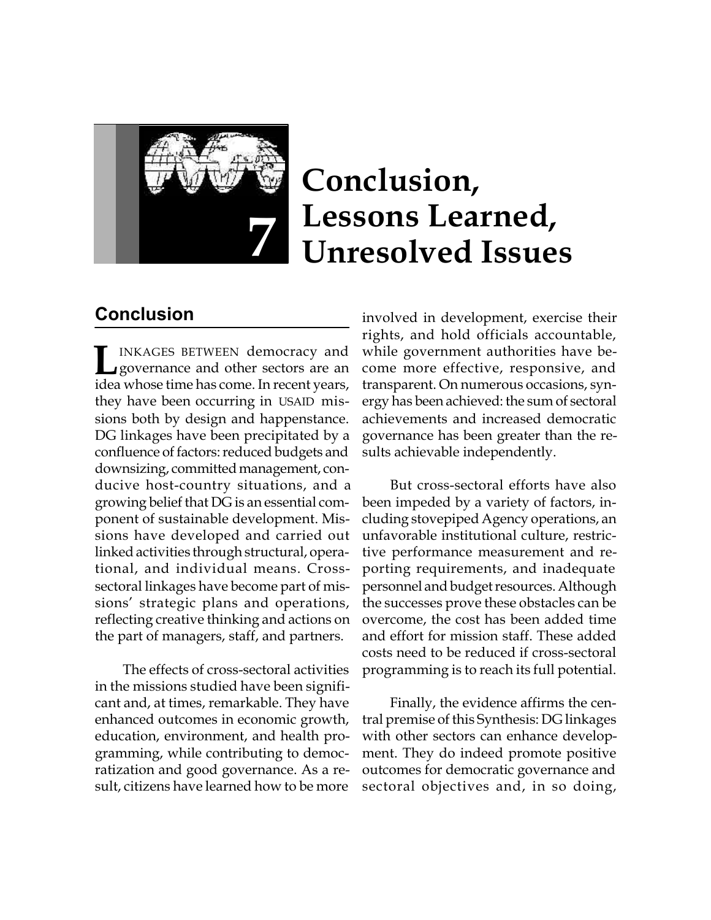# 7 Conclusion, Lessons Learned, Unresolved Issues

## Conclusion

LINKAGES BETWEEN democracy and governance and other sectors are an idea whose time has come. In recent years, they have been occurring in USAID missions both by design and happenstance. DG linkages have been precipitated by a confluence of factors: reduced budgets and downsizing, committed management, conducive host-country situations, and a growing belief that DG is an essential component of sustainable development. Missions have developed and carried out linked activities through structural, operational, and individual means. Cross-sectoral linkages have become part of missions' strategic plans and operations, reflecting creative thinking and actions on the part of managers, staff, and partners.

The effects of cross-sectoral activities in the missions studied have been significant and, at times, remarkable. They have enhanced outcomes in economic growth, education, environment, and health programming, while contributing to democratization and good governance. As a result, citizens have learned how to be more involved in development, exercise their rights, and hold officials accountable, while government authorities have become more effective, responsive, and transparent. On numerous occasions, synergy has been achieved: the sum of sectoral achievements and increased democratic governance has been greater than the results achievable independently.

But cross-sectoral efforts have also been impeded by a variety of factors, including stovepiped Agency operations, an unfavorable institutional culture, restrictive performance measurement and reporting requirements, and inadequate personnel and budget resources. Although the successes prove these obstacles can be overcome, the cost has been added time and effort for mission staff. These added costs need to be reduced if cross-sectoral programming is to reach its full potential.

Finally, the evidence affirms the central premise of this Synthesis: DG linkages with other sectors can enhance development. They do indeed promote positive outcomes for democratic governance and sectoral objectives and, in so doing,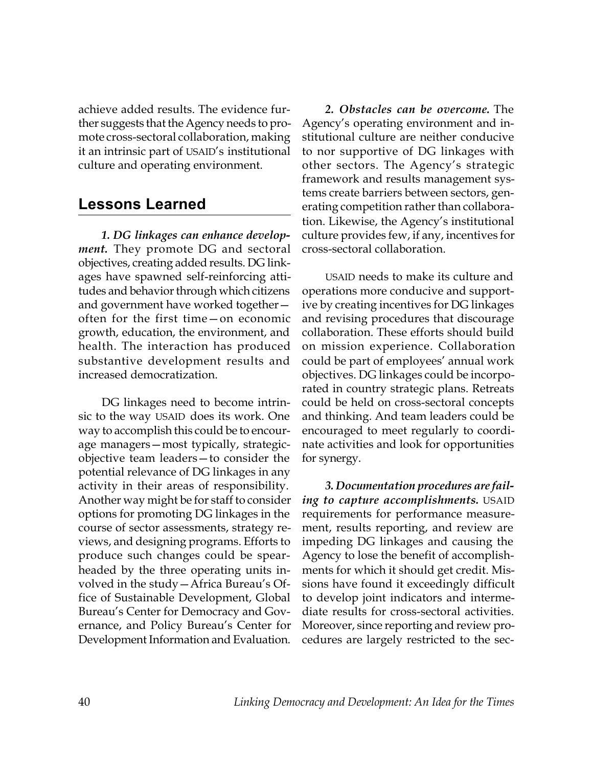achieve added results. The evidence further suggests that the Agency needs to promote cross-sectoral collaboration, making it an intrinsic part of USAID's institutional culture and operating environment.

## Lessons Learned

***1. DG linkages can enhance development.*** They promote DG and sectoral objectives, creating added results. DG linkages have spawned self-reinforcing attitudes and behavior through which citizens and government have worked together—often for the first time—on economic growth, education, the environment, and health. The interaction has produced substantive development results and increased democratization.

DG linkages need to become intrinsic to the way USAID does its work. One way to accomplish this could be to encourage managers—most typically, strategic-objective team leaders—to consider the potential relevance of DG linkages in any activity in their areas of responsibility. Another way might be for staff to consider options for promoting DG linkages in the course of sector assessments, strategy reviews, and designing programs. Efforts to produce such changes could be spearheaded by the three operating units involved in the study—Africa Bureau's Office of Sustainable Development, Global Bureau's Center for Democracy and Governance, and Policy Bureau's Center for Development Information and Evaluation.

***2. Obstacles can be overcome.*** The Agency's operating environment and institutional culture are neither conducive to nor supportive of DG linkages with other sectors. The Agency's strategic framework and results management systems create barriers between sectors, generating competition rather than collaboration. Likewise, the Agency's institutional culture provides few, if any, incentives for cross-sectoral collaboration.

USAID needs to make its culture and operations more conducive and supportive by creating incentives for DG linkages and revising procedures that discourage collaboration. These efforts should build on mission experience. Collaboration could be part of employees' annual work objectives. DG linkages could be incorporated in country strategic plans. Retreats could be held on cross-sectoral concepts and thinking. And team leaders could be encouraged to meet regularly to coordinate activities and look for opportunities for synergy.

***3. Documentation procedures are failing to capture accomplishments.*** USAID requirements for performance measurement, results reporting, and review are impeding DG linkages and causing the Agency to lose the benefit of accomplishments for which it should get credit. Missions have found it exceedingly difficult to develop joint indicators and intermediate results for cross-sectoral activities. Moreover, since reporting and review procedures are largely restricted to the sec-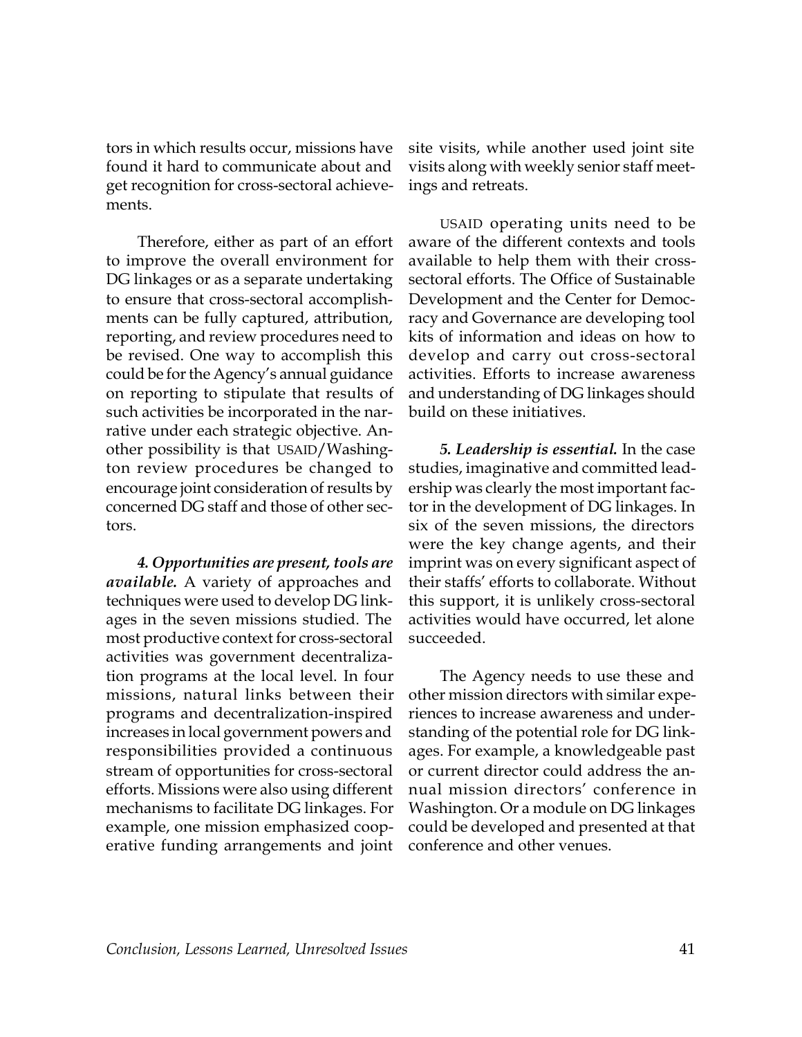tors in which results occur, missions have found it hard to communicate about and get recognition for cross-sectoral achievements.

Therefore, either as part of an effort to improve the overall environment for DG linkages or as a separate undertaking to ensure that cross-sectoral accomplishments can be fully captured, attribution, reporting, and review procedures need to be revised. One way to accomplish this could be for the Agency's annual guidance on reporting to stipulate that results of such activities be incorporated in the narrative under each strategic objective. Another possibility is that USAID/Washington review procedures be changed to encourage joint consideration of results by concerned DG staff and those of other sectors.

***4. Opportunities are present, tools are available.*** A variety of approaches and techniques were used to develop DG linkages in the seven missions studied. The most productive context for cross-sectoral activities was government decentralization programs at the local level. In four missions, natural links between their programs and decentralization-inspired increases in local government powers and responsibilities provided a continuous stream of opportunities for cross-sectoral efforts. Missions were also using different mechanisms to facilitate DG linkages. For example, one mission emphasized cooperative funding arrangements and joint site visits, while another used joint site visits along with weekly senior staff meetings and retreats.

USAID operating units need to be aware of the different contexts and tools available to help them with their cross-sectoral efforts. The Office of Sustainable Development and the Center for Democracy and Governance are developing tool kits of information and ideas on how to develop and carry out cross-sectoral activities. Efforts to increase awareness and understanding of DG linkages should build on these initiatives.

***5. Leadership is essential.*** In the case studies, imaginative and committed leadership was clearly the most important factor in the development of DG linkages. In six of the seven missions, the directors were the key change agents, and their imprint was on every significant aspect of their staffs' efforts to collaborate. Without this support, it is unlikely cross-sectoral activities would have occurred, let alone succeeded.

The Agency needs to use these and other mission directors with similar experiences to increase awareness and understanding of the potential role for DG linkages. For example, a knowledgeable past or current director could address the annual mission directors' conference in Washington. Or a module on DG linkages could be developed and presented at that conference and other venues.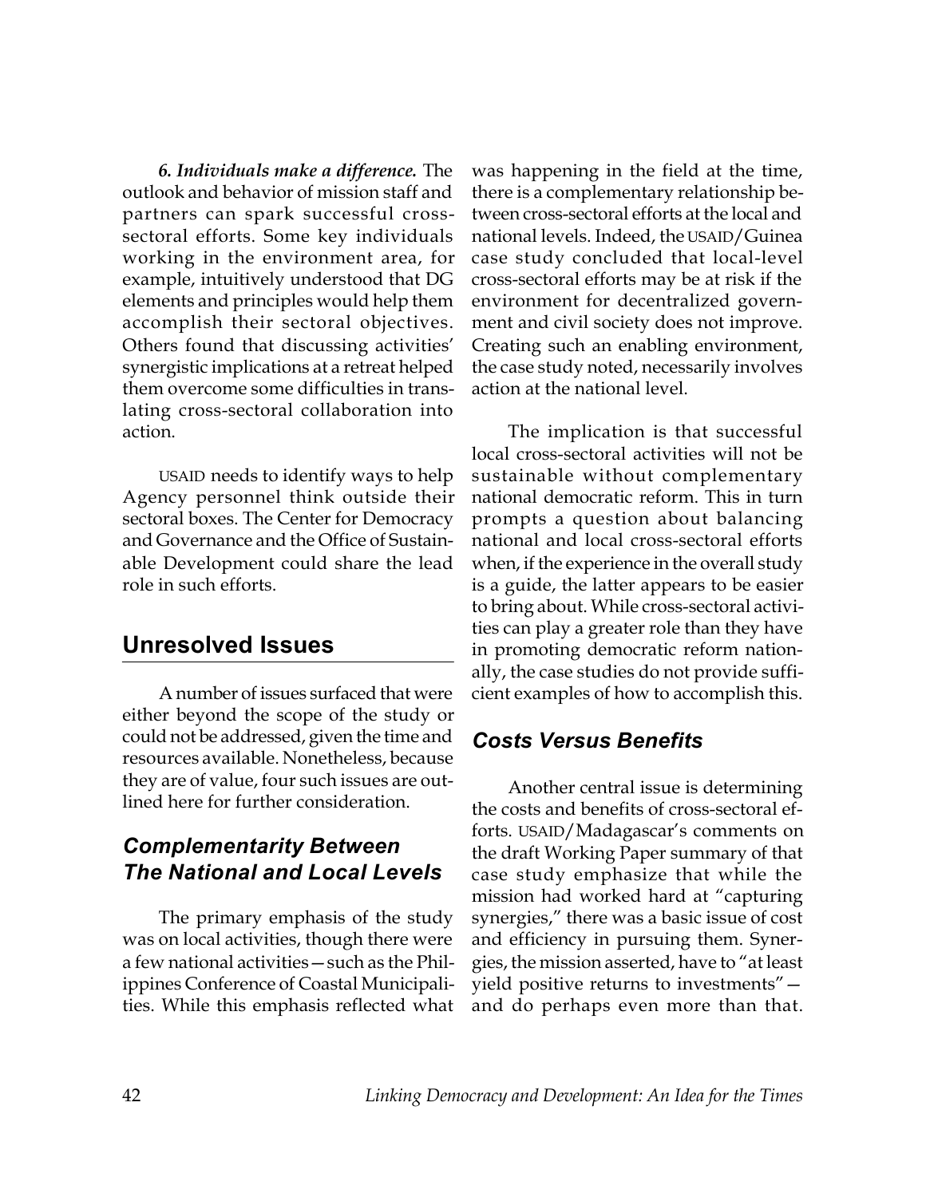***6. Individuals make a difference.*** The outlook and behavior of mission staff and partners can spark successful cross-sectoral efforts. Some key individuals working in the environment area, for example, intuitively understood that DG elements and principles would help them accomplish their sectoral objectives. Others found that discussing activities' synergistic implications at a retreat helped them overcome some difficulties in translating cross-sectoral collaboration into action.

USAID needs to identify ways to help Agency personnel think outside their sectoral boxes. The Center for Democracy and Governance and the Office of Sustainable Development could share the lead role in such efforts.

## Unresolved Issues

A number of issues surfaced that were either beyond the scope of the study or could not be addressed, given the time and resources available. Nonetheless, because they are of value, four such issues are outlined here for further consideration.

### *Complementarity Between The National and Local Levels*

The primary emphasis of the study was on local activities, though there were a few national activities—such as the Philippines Conference of Coastal Municipalities. While this emphasis reflected what was happening in the field at the time, there is a complementary relationship between cross-sectoral efforts at the local and national levels. Indeed, the USAID/Guinea case study concluded that local-level cross-sectoral efforts may be at risk if the environment for decentralized government and civil society does not improve. Creating such an enabling environment, the case study noted, necessarily involves action at the national level.

The implication is that successful local cross-sectoral activities will not be sustainable without complementary national democratic reform. This in turn prompts a question about balancing national and local cross-sectoral efforts when, if the experience in the overall study is a guide, the latter appears to be easier to bring about. While cross-sectoral activities can play a greater role than they have in promoting democratic reform nationally, the case studies do not provide sufficient examples of how to accomplish this.

### *Costs Versus Benefits*

Another central issue is determining the costs and benefits of cross-sectoral efforts. USAID/Madagascar's comments on the draft Working Paper summary of that case study emphasize that while the mission had worked hard at "capturing synergies," there was a basic issue of cost and efficiency in pursuing them. Synergies, the mission asserted, have to "at least yield positive returns to investments"—and do perhaps even more than that.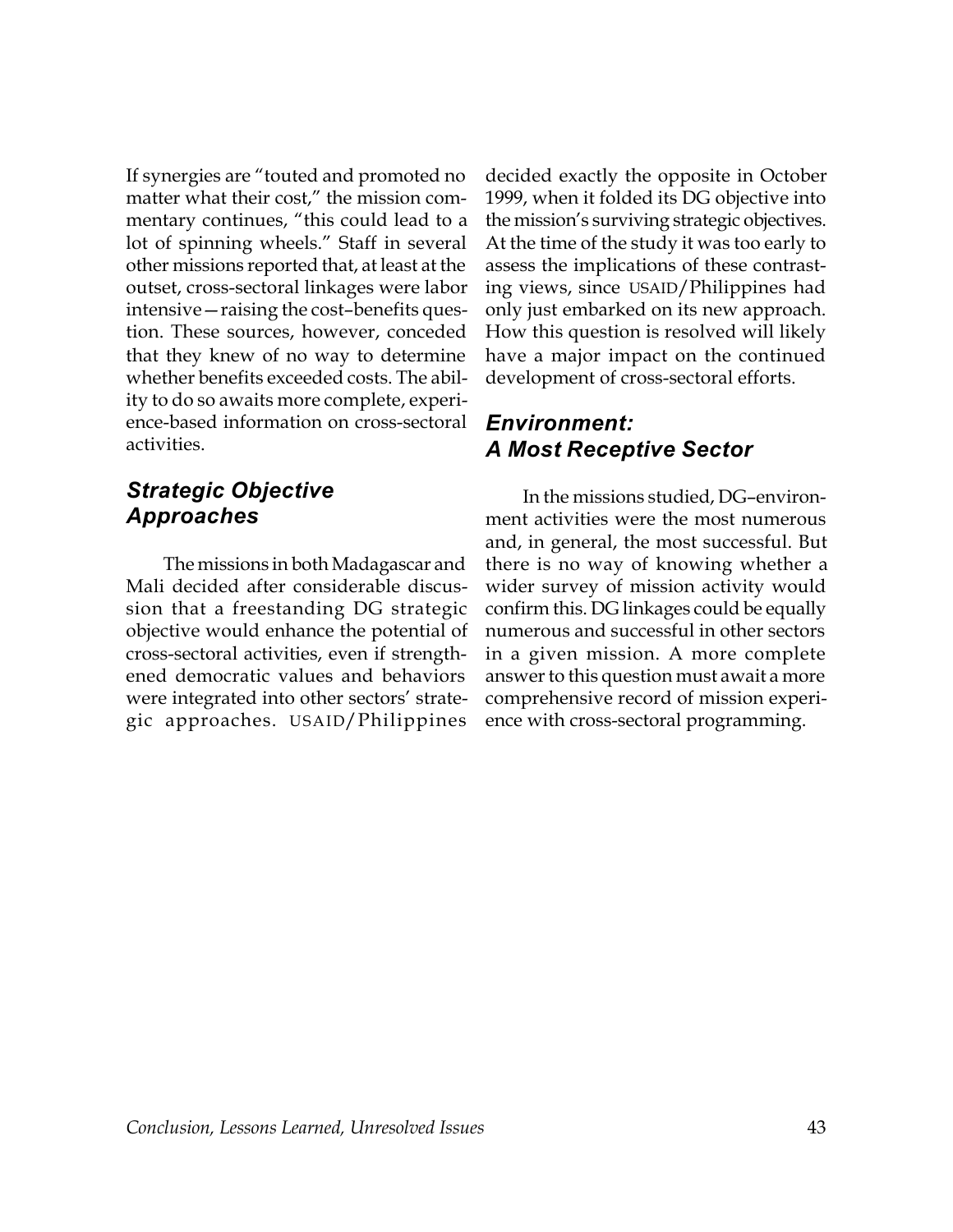If synergies are "touted and promoted no matter what their cost," the mission commentary continues, "this could lead to a lot of spinning wheels." Staff in several other missions reported that, at least at the outset, cross-sectoral linkages were labor intensive—raising the cost–benefits question. These sources, however, conceded that they knew of no way to determine whether benefits exceeded costs. The ability to do so awaits more complete, experience-based information on cross-sectoral activities.

### *Strategic Objective Approaches*

The missions in both Madagascar and Mali decided after considerable discussion that a freestanding DG strategic objective would enhance the potential of cross-sectoral activities, even if strengthened democratic values and behaviors were integrated into other sectors' strategic approaches. USAID/Philippines decided exactly the opposite in October 1999, when it folded its DG objective into the mission's surviving strategic objectives. At the time of the study it was too early to assess the implications of these contrasting views, since USAID/Philippines had only just embarked on its new approach. How this question is resolved will likely have a major impact on the continued development of cross-sectoral efforts.

### *Environment: A Most Receptive Sector*

In the missions studied, DG–environment activities were the most numerous and, in general, the most successful. But there is no way of knowing whether a wider survey of mission activity would confirm this. DG linkages could be equally numerous and successful in other sectors in a given mission. A more complete answer to this question must await a more comprehensive record of mission experience with cross-sectoral programming.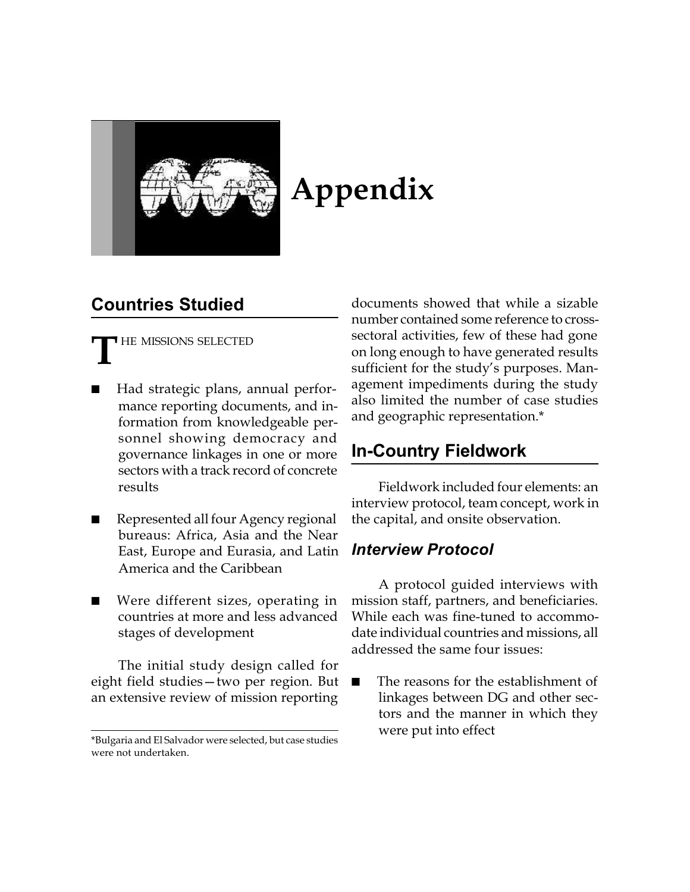# Appendix

## Countries Studied

THE MISSIONS SELECTED

- Had strategic plans, annual performance reporting documents, and information from knowledgeable personnel showing democracy and governance linkages in one or more sectors with a track record of concrete results
- Represented all four Agency regional bureaus: Africa, Asia and the Near East, Europe and Eurasia, and Latin America and the Caribbean
- Were different sizes, operating in countries at more and less advanced stages of development

The initial study design called for eight field studies—two per region. But an extensive review of mission reporting documents showed that while a sizable number contained some reference to cross-sectoral activities, few of these had gone on long enough to have generated results sufficient for the study's purposes. Management impediments during the study also limited the number of case studies and geographic representation.*

*Bulgaria and El Salvador were selected, but case studies were not undertaken.

## In-Country Fieldwork

Fieldwork included four elements: an interview protocol, team concept, work in the capital, and onsite observation.

### *Interview Protocol*

A protocol guided interviews with mission staff, partners, and beneficiaries. While each was fine-tuned to accommodate individual countries and missions, all addressed the same four issues:

- The reasons for the establishment of linkages between DG and other sectors and the manner in which they were put into effect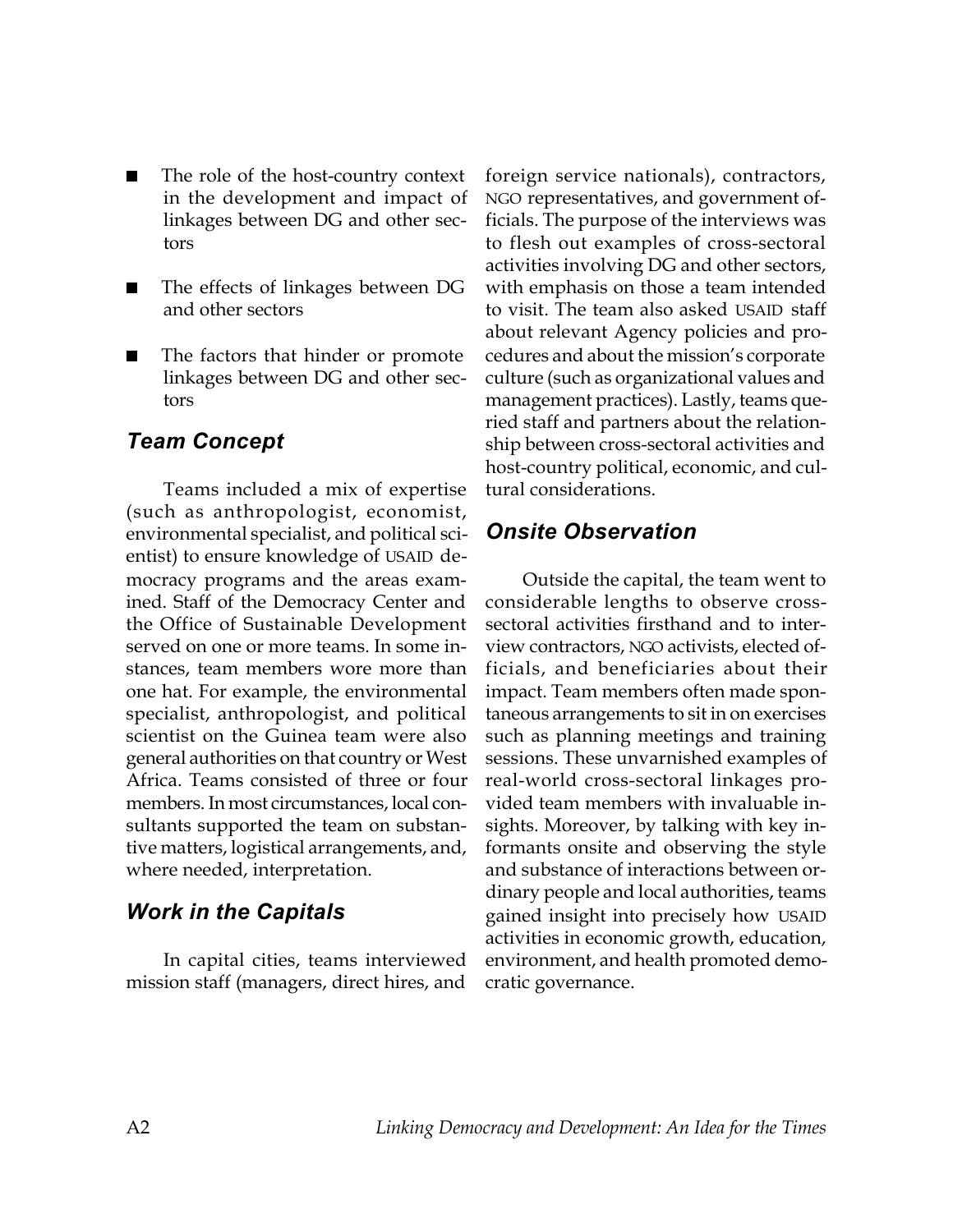- The role of the host-country context in the development and impact of linkages between DG and other sectors
- The effects of linkages between DG and other sectors
- The factors that hinder or promote linkages between DG and other sectors

### *Team Concept*

Teams included a mix of expertise (such as anthropologist, economist, environmental specialist, and political scientist) to ensure knowledge of USAID democracy programs and the areas examined. Staff of the Democracy Center and the Office of Sustainable Development served on one or more teams. In some instances, team members wore more than one hat. For example, the environmental specialist, anthropologist, and political scientist on the Guinea team were also general authorities on that country or West Africa. Teams consisted of three or four members. In most circumstances, local consultants supported the team on substantive matters, logistical arrangements, and, where needed, interpretation.

### *Work in the Capitals*

In capital cities, teams interviewed mission staff (managers, direct hires, and foreign service nationals), contractors, NGO representatives, and government officials. The purpose of the interviews was to flesh out examples of cross-sectoral activities involving DG and other sectors, with emphasis on those a team intended to visit. The team also asked USAID staff about relevant Agency policies and procedures and about the mission's corporate culture (such as organizational values and management practices). Lastly, teams queried staff and partners about the relationship between cross-sectoral activities and host-country political, economic, and cultural considerations.

### *Onsite Observation*

Outside the capital, the team went to considerable lengths to observe cross-sectoral activities firsthand and to interview contractors, NGO activists, elected officials, and beneficiaries about their impact. Team members often made spontaneous arrangements to sit in on exercises such as planning meetings and training sessions. These unvarnished examples of real-world cross-sectoral linkages provided team members with invaluable insights. Moreover, by talking with key informants onsite and observing the style and substance of interactions between ordinary people and local authorities, teams gained insight into precisely how USAID activities in economic growth, education, environment, and health promoted democratic governance.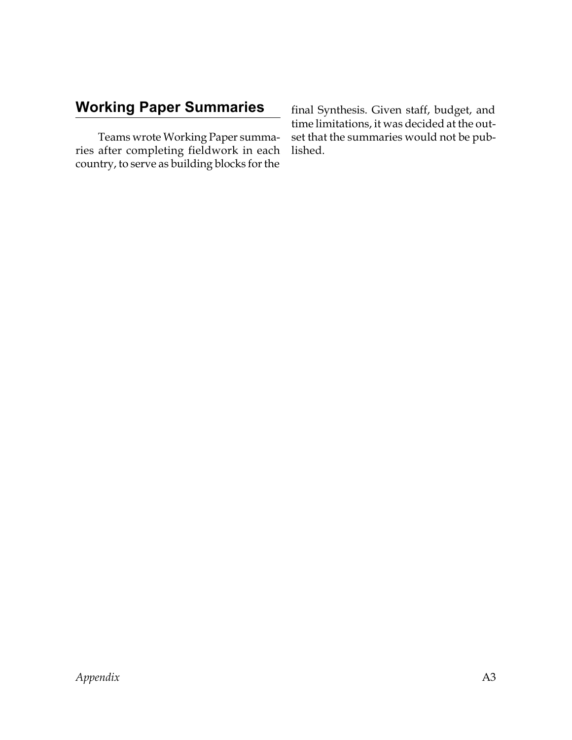## Working Paper Summaries

Teams wrote Working Paper summaries after completing fieldwork in each country, to serve as building blocks for the final Synthesis. Given staff, budget, and time limitations, it was decided at the outset that the summaries would not be published.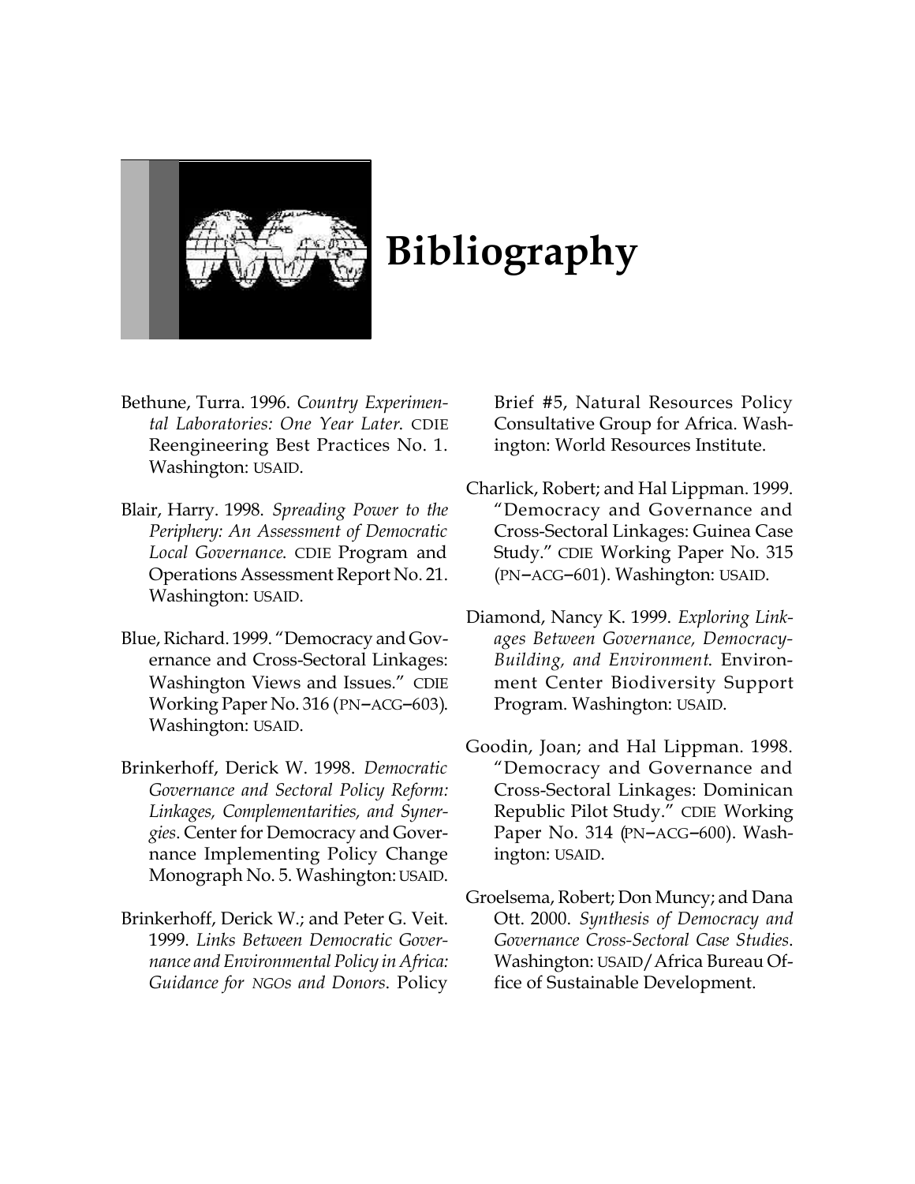# Bibliography

Bethune, Turra. 1996. *Country Experimental Laboratories: One Year Later*. CDIE Reengineering Best Practices No. 1. Washington: USAID.

Blair, Harry. 1998. *Spreading Power to the Periphery: An Assessment of Democratic Local Governance*. CDIE Program and Operations Assessment Report No. 21. Washington: USAID.

Blue, Richard. 1999. "Democracy and Governance and Cross-Sectoral Linkages: Washington Views and Issues." CDIE Working Paper No. 316 (PN–ACG–603). Washington: USAID.

Brinkerhoff, Derick W. 1998. *Democratic Governance and Sectoral Policy Reform: Linkages, Complementarities, and Synergies*. Center for Democracy and Governance Implementing Policy Change Monograph No. 5. Washington: USAID.

Brinkerhoff, Derick W.; and Peter G. Veit. 1999. *Links Between Democratic Governance and Environmental Policy in Africa: Guidance for NGOs and Donors*. Policy Brief #5, Natural Resources Policy Consultative Group for Africa. Washington: World Resources Institute.

Charlick, Robert; and Hal Lippman. 1999. "Democracy and Governance and Cross-Sectoral Linkages: Guinea Case Study." CDIE Working Paper No. 315 (PN–ACG–601). Washington: USAID.

Diamond, Nancy K. 1999. *Exploring Linkages Between Governance, Democracy-Building, and Environment*. Environment Center Biodiversity Support Program. Washington: USAID.

Goodin, Joan; and Hal Lippman. 1998. "Democracy and Governance and Cross-Sectoral Linkages: Dominican Republic Pilot Study." CDIE Working Paper No. 314 (PN–ACG–600). Washington: USAID.

Groelsema, Robert; Don Muncy; and Dana Ott. 2000. *Synthesis of Democracy and Governance Cross-Sectoral Case Studies*. Washington: USAID/Africa Bureau Office of Sustainable Development.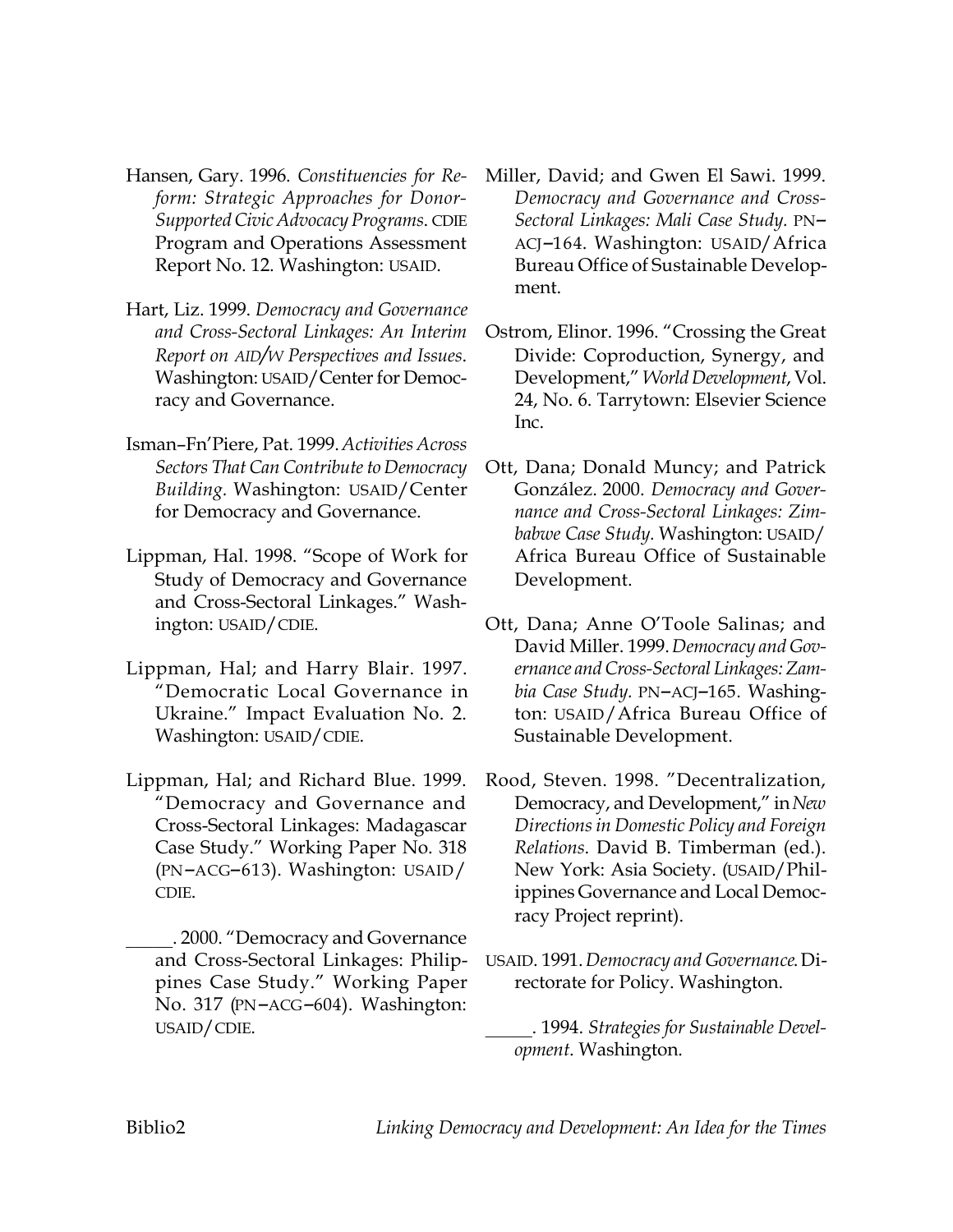Hansen, Gary. 1996. *Constituencies for Reform: Strategic Approaches for Donor-Supported Civic Advocacy Programs*. CDIE Program and Operations Assessment Report No. 12. Washington: USAID.

Hart, Liz. 1999. *Democracy and Governance and Cross-Sectoral Linkages: An Interim Report on AID/W Perspectives and Issues*. Washington: USAID/Center for Democracy and Governance.

Isman–Fn'Piere, Pat. 1999. *Activities Across Sectors That Can Contribute to Democracy Building.* Washington: USAID/Center for Democracy and Governance.

Lippman, Hal. 1998. "Scope of Work for Study of Democracy and Governance and Cross-Sectoral Linkages." Washington: USAID/CDIE.

Lippman, Hal; and Harry Blair. 1997. "Democratic Local Governance in Ukraine." Impact Evaluation No. 2. Washington: USAID/CDIE.

Lippman, Hal; and Richard Blue. 1999. "Democracy and Governance and Cross-Sectoral Linkages: Madagascar Case Study." Working Paper No. 318 (PN–ACG–613). Washington: USAID/CDIE.

\_\_\_\_\_. 2000. "Democracy and Governance and Cross-Sectoral Linkages: Philippines Case Study." Working Paper No. 317 (PN–ACG–604). Washington: USAID/CDIE.

Miller, David; and Gwen El Sawi. 1999. *Democracy and Governance and Cross-Sectoral Linkages: Mali Case Study.* PN–ACJ–164. Washington: USAID/Africa Bureau Office of Sustainable Development.

Ostrom, Elinor. 1996. "Crossing the Great Divide: Coproduction, Synergy, and Development," *World Development*, Vol. 24, No. 6. Tarrytown: Elsevier Science Inc.

Ott, Dana; Donald Muncy; and Patrick González. 2000. *Democracy and Governance and Cross-Sectoral Linkages: Zimbabwe Case Study*. Washington: USAID/Africa Bureau Office of Sustainable Development.

Ott, Dana; Anne O'Toole Salinas; and David Miller. 1999. *Democracy and Governance and Cross-Sectoral Linkages: Zambia Case Study.* PN–ACJ–165. Washington: USAID/Africa Bureau Office of Sustainable Development.

Rood, Steven. 1998. "Decentralization, Democracy, and Development," in *New Directions in Domestic Policy and Foreign Relations*. David B. Timberman (ed.). New York: Asia Society. (USAID/Philippines Governance and Local Democracy Project reprint).

USAID. 1991. *Democracy and Governance.* Directorate for Policy. Washington.

\_\_\_\_\_. 1994. *Strategies for Sustainable Development*. Washington.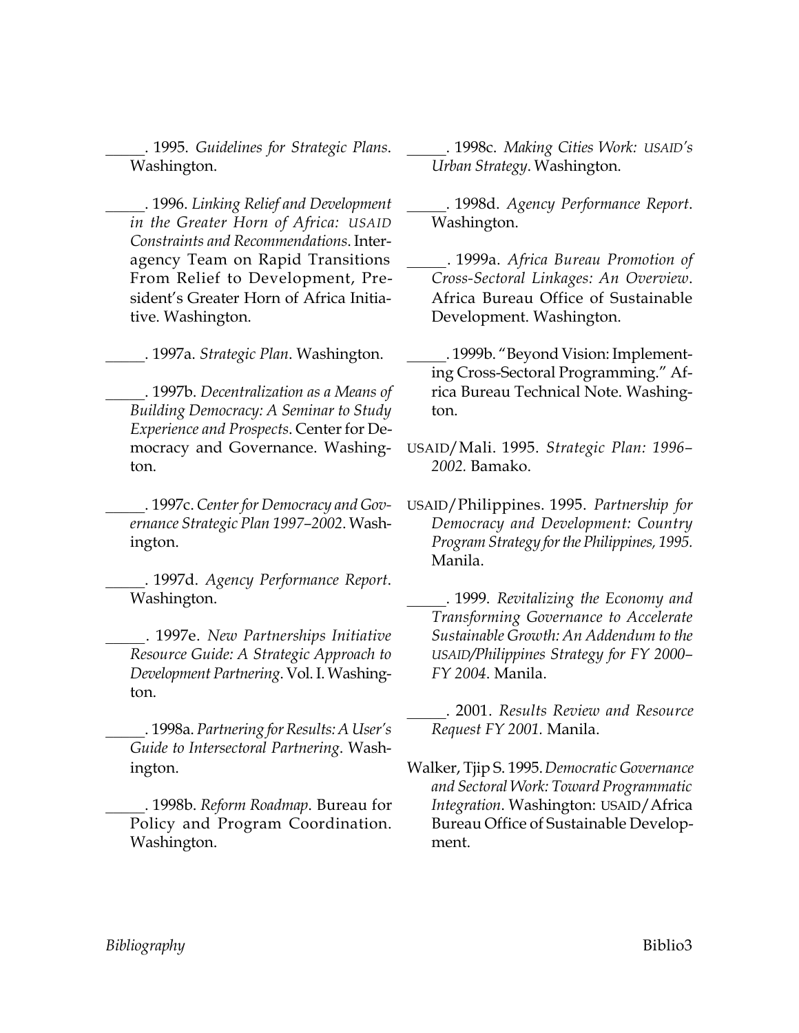\_\_\_\_\_. 1995. *Guidelines for Strategic Plans*. Washington.

\_\_\_\_\_. 1996. *Linking Relief and Development in the Greater Horn of Africa: USAID Constraints and Recommendations*. Interagency Team on Rapid Transitions From Relief to Development, President's Greater Horn of Africa Initiative. Washington.

\_\_\_\_\_. 1997a. *Strategic Plan*. Washington.

\_\_\_\_\_. 1997b. *Decentralization as a Means of Building Democracy: A Seminar to Study Experience and Prospects*. Center for Democracy and Governance. Washington.

\_\_\_\_\_. 1997c. *Center for Democracy and Governance Strategic Plan 1997–2002*. Washington.

\_\_\_\_\_. 1997d. *Agency Performance Report*. Washington.

\_\_\_\_\_. 1997e. *New Partnerships Initiative Resource Guide: A Strategic Approach to Development Partnering*. Vol. I. Washington.

\_\_\_\_\_. 1998a. *Partnering for Results: A User's Guide to Intersectoral Partnering*. Washington.

\_\_\_\_\_. 1998b. *Reform Roadmap*. Bureau for Policy and Program Coordination. Washington.

\_\_\_\_\_. 1998c. *Making Cities Work: USAID's Urban Strategy*. Washington.

\_\_\_\_\_. 1998d. *Agency Performance Report*. Washington.

\_\_\_\_\_. 1999a. *Africa Bureau Promotion of Cross-Sectoral Linkages: An Overview*. Africa Bureau Office of Sustainable Development. Washington.

\_\_\_\_\_. 1999b. "Beyond Vision: Implementing Cross-Sectoral Programming." Africa Bureau Technical Note. Washington.

USAID/Mali. 1995. *Strategic Plan: 1996–2002.* Bamako.

USAID/Philippines. 1995. *Partnership for Democracy and Development: Country Program Strategy for the Philippines, 1995.* Manila.

\_\_\_\_\_. 1999. *Revitalizing the Economy and Transforming Governance to Accelerate Sustainable Growth: An Addendum to the USAID/Philippines Strategy for FY 2000–FY 2004*. Manila.

\_\_\_\_\_. 2001. *Results Review and Resource Request FY 2001.* Manila.

Walker, Tjip S. 1995. *Democratic Governance and Sectoral Work: Toward Programmatic Integration*. Washington: USAID/Africa Bureau Office of Sustainable Development.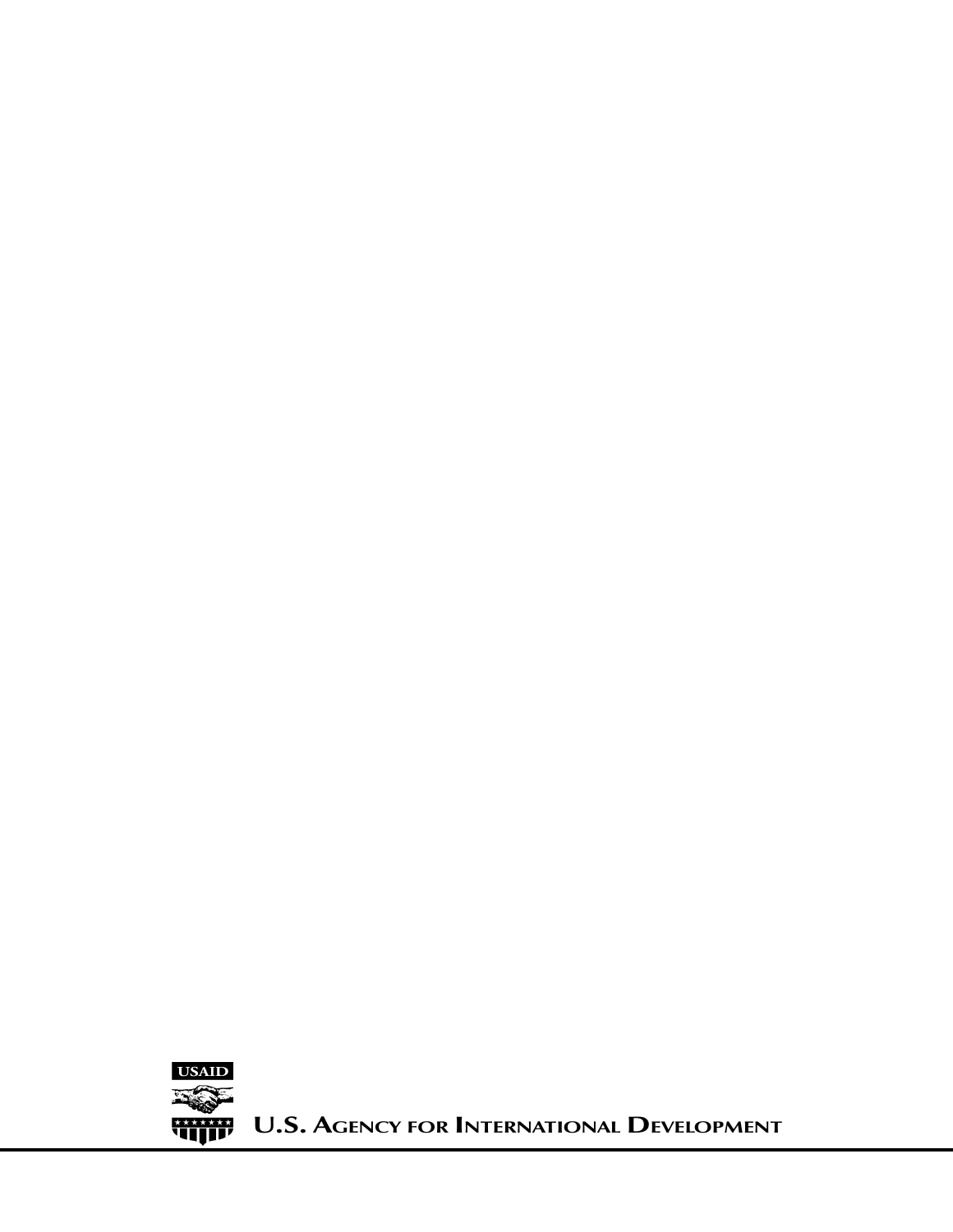USAID

U.S. AGENCY FOR INTERNATIONAL DEVELOPMENT